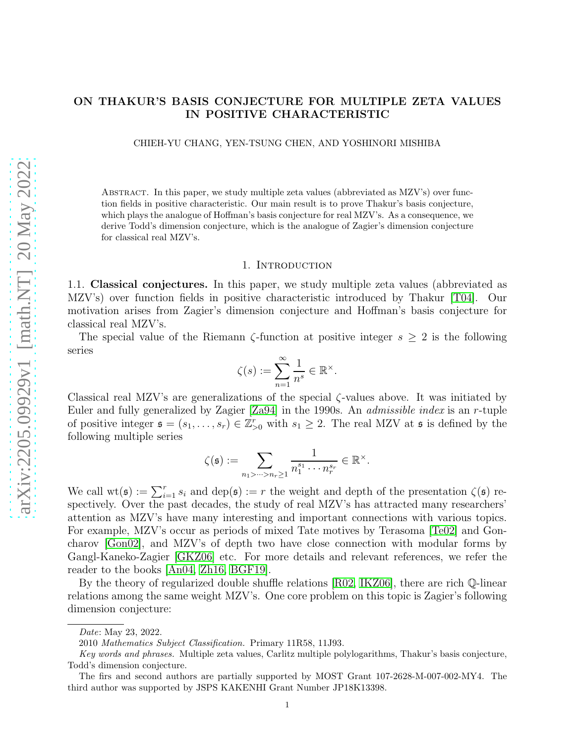# ON THAKUR'S BASIS CONJECTURE FOR MULTIPLE ZETA VALUES IN POSITIVE CHARACTERISTIC

CHIEH-YU CHANG, YEN-TSUNG CHEN, AND YOSHINORI MISHIBA

Abstract. In this paper, we study multiple zeta values (abbreviated as MZV's) over function fields in positive characteristic. Our main result is to prove Thakur's basis conjecture, which plays the analogue of Hoffman's basis conjecture for real MZV's. As a consequence, we derive Todd's dimension conjecture, which is the analogue of Zagier's dimension conjecture for classical real MZV's.

## 1. Introduction

1.1. **Classical conjectures.** In this paper, we study multiple zeta values (abbreviated as MZV's) over function fields in positive characteristic introduced by Thakur [T04]. Our motivation arises from Zagier's dimension conjecture and Hoffman's basis conjecture for classical real MZV's.

The special value of the Riemann $\zeta$-function at positive integer $s \geq 2$ is the following series

$$\zeta(s) := \sum_{n=1}^{\infty} \frac{1}{n^s} \in \mathbb{R}^{\times}.$$

Classical real MZV's are generalizations of the special $\zeta$-values above. It was initiated by Euler and fully generalized by Zagier [Za94] in the 1990s. An *admissible index* is an $r$-tuple of positive integer $\mathfrak{s} = (s_1, \ldots, s_r) \in \mathbb{Z}^r_{>0}$ with $s_1 \geq 2$. The real MZV at $\mathfrak{s}$ is defined by the following multiple series

$$\zeta(\mathfrak{s}) := \sum_{n_1 > \cdots > n_r \geq 1} \frac{1}{n_1^{s_1} \cdots n_r^{s_r}} \in \mathbb{R}^{\times}.$$

We call $\mathrm{wt}(\mathfrak{s}) := \sum_{i=1}^{r} s_i$ and $\mathrm{dep}(\mathfrak{s}) := r$ the weight and depth of the presentation $\zeta(\mathfrak{s})$ respectively. Over the past decades, the study of real MZV's has attracted many researchers' attention as MZV's have many interesting and important connections with various topics. For example, MZV's occur as periods of mixed Tate motives by Terasoma [Te02] and Goncharov [Gon02], and MZV's of depth two have close connection with modular forms by Gangl-Kaneko-Zagier [GKZ06] etc. For more details and relevant references, we refer the reader to the books [An04, Zh16, BGF19].

By the theory of regularized double shuffle relations [R02, IKZ06], there are rich $\mathbb{Q}$-linear relations among the same weight MZV's. One core problem on this topic is Zagier's following dimension conjecture:

---

*Date*: May 23, 2022.

2010 *Mathematics Subject Classification.* Primary 11R58, 11J93.

*Key words and phrases.* Multiple zeta values, Carlitz multiple polylogarithms, Thakur's basis conjecture, Todd's dimension conjecture.

The firs and second authors are partially supported by MOST Grant 107-2628-M-007-002-MY4. The third author was supported by JSPS KAKENHI Grant Number JP18K13398.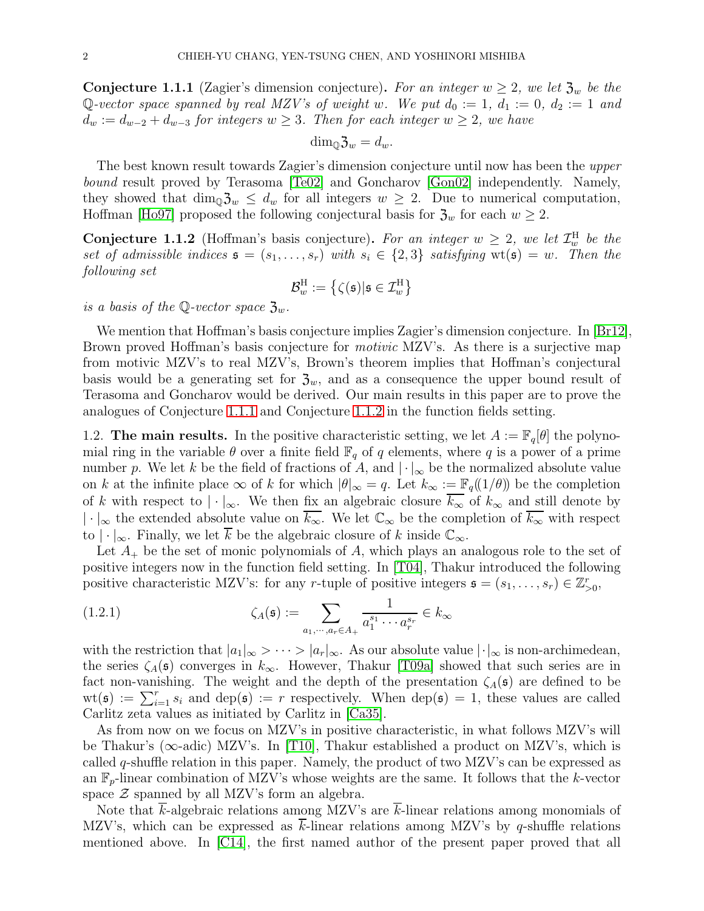**Conjecture 1.1.1** (Zagier's dimension conjecture)**.** *For an integer $w \geq 2$, we let $\mathfrak{Z}_w$ be the $\mathbb{Q}$-vector space spanned by real MZV's of weight $w$. We put $d_0 := 1$, $d_1 := 0$, $d_2 := 1$ and $d_w := d_{w-2} + d_{w-3}$ for integers $w \geq 3$. Then for each integer $w \geq 2$, we have*

$$\dim_{\mathbb{Q}} \mathfrak{Z}_w = d_w.$$

The best known result towards Zagier's dimension conjecture until now has been the *upper bound* result proved by Terasoma [Te02] and Goncharov [Gon02] independently. Namely, they showed that $\dim_{\mathbb{Q}} \mathfrak{Z}_w \leq d_w$ for all integers $w \geq 2$. Due to numerical computation, Hoffman [Ho97] proposed the following conjectural basis for $\mathfrak{Z}_w$ for each $w \geq 2$.

**Conjecture 1.1.2** (Hoffman's basis conjecture)**.** *For an integer $w \geq 2$, we let $\mathcal{I}_w^{\mathrm{H}}$ be the set of admissible indices $\mathfrak{s} = (s_1, \ldots, s_r)$ with $s_i \in \{2, 3\}$ satisfying $\mathrm{wt}(\mathfrak{s}) = w$. Then the following set*

$$\mathcal{B}_w^{\mathrm{H}} := \left\{ \zeta(\mathfrak{s}) | \mathfrak{s} \in \mathcal{I}_w^{\mathrm{H}} \right\}$$

*is a basis of the $\mathbb{Q}$-vector space $\mathfrak{Z}_w$.*

We mention that Hoffman's basis conjecture implies Zagier's dimension conjecture. In [Br12], Brown proved Hoffman's basis conjecture for *motivic* MZV's. As there is a surjective map from motivic MZV's to real MZV's, Brown's theorem implies that Hoffman's conjectural basis would be a generating set for $\mathfrak{Z}_w$, and as a consequence the upper bound result of Terasoma and Goncharov would be derived. Our main results in this paper are to prove the analogues of Conjecture 1.1.1 and Conjecture 1.1.2 in the function fields setting.

1.2. **The main results.** In the positive characteristic setting, we let $A := \mathbb{F}_q[\theta]$ the polynomial ring in the variable $\theta$ over a finite field $\mathbb{F}_q$ of $q$ elements, where $q$ is a power of a prime number $p$. We let $k$ be the field of fractions of $A$, and $|\cdot|_\infty$ be the normalized absolute value on $k$ at the infinite place $\infty$ of $k$ for which $|\theta|_\infty = q$. Let $k_\infty := \mathbb{F}_q(\!(1/\theta)\!)$ be the completion of $k$ with respect to $|\cdot|_\infty$. We then fix an algebraic closure $\overline{k_\infty}$ of $k_\infty$ and still denote by $|\cdot|_\infty$ the extended absolute value on $\overline{k_\infty}$. We let $\mathbb{C}_\infty$ be the completion of $\overline{k_\infty}$ with respect to $|\cdot|_\infty$. Finally, we let $\overline{k}$ be the algebraic closure of $k$ inside $\mathbb{C}_\infty$.

Let $A_+$ be the set of monic polynomials of $A$, which plays an analogous role to the set of positive integers now in the function field setting. In [T04], Thakur introduced the following positive characteristic MZV's: for any $r$-tuple of positive integers $\mathfrak{s} = (s_1, \ldots, s_r) \in \mathbb{Z}_{>0}^r$,

$$\zeta_A(\mathfrak{s}) := \sum_{a_1, \cdots, a_r \in A_+} \frac{1}{a_1^{s_1} \cdots a_r^{s_r}} \in k_\infty \tag{1.2.1}$$

with the restriction that $|a_1|_\infty > \cdots > |a_r|_\infty$. As our absolute value $|\cdot|_\infty$ is non-archimedean, the series $\zeta_A(\mathfrak{s})$ converges in $k_\infty$. However, Thakur [T09a] showed that such series are in fact non-vanishing. The weight and the depth of the presentation $\zeta_A(\mathfrak{s})$ are defined to be $\mathrm{wt}(\mathfrak{s}) := \sum_{i=1}^r s_i$ and $\mathrm{dep}(\mathfrak{s}) := r$ respectively. When $\mathrm{dep}(\mathfrak{s}) = 1$, these values are called Carlitz zeta values as initiated by Carlitz in [Ca35].

As from now on we focus on MZV's in positive characteristic, in what follows MZV's will be Thakur's ($\infty$-adic) MZV's. In [T10], Thakur established a product on MZV's, which is called $q$-shuffle relation in this paper. Namely, the product of two MZV's can be expressed as an $\mathbb{F}_p$-linear combination of MZV's whose weights are the same. It follows that the $k$-vector space $\mathcal{Z}$ spanned by all MZV's form an algebra.

Note that $\overline{k}$-algebraic relations among MZV's are $\overline{k}$-linear relations among monomials of MZV's, which can be expressed as $\overline{k}$-linear relations among MZV's by $q$-shuffle relations mentioned above. In [C14], the first named author of the present paper proved that all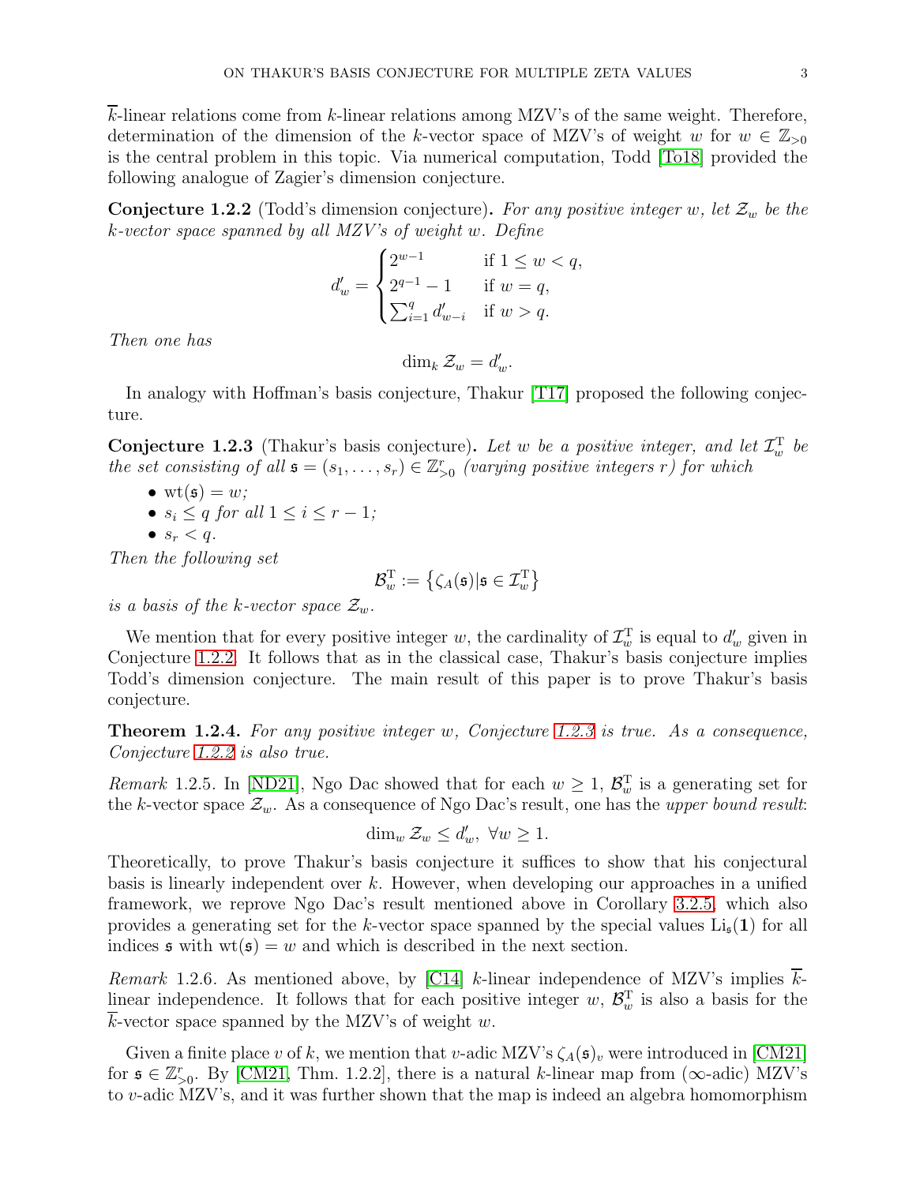$\overline{k}$-linear relations come from $k$-linear relations among MZV's of the same weight. Therefore, determination of the dimension of the $k$-vector space of MZV's of weight $w$ for $w \in \mathbb{Z}_{>0}$ is the central problem in this topic. Via numerical computation, Todd [To18] provided the following analogue of Zagier's dimension conjecture.

**Conjecture 1.2.2** (Todd's dimension conjecture)**.** *For any positive integer $w$, let $\mathcal{Z}_w$ be the $k$-vector space spanned by all MZV's of weight $w$. Define*

$$d'_w = \begin{cases} 2^{w-1} & \text{if } 1 \leq w < q, \\ 2^{q-1} - 1 & \text{if } w = q, \\ \sum_{i=1}^{q} d'_{w-i} & \text{if } w > q. \end{cases}$$

*Then one has*

$$\dim_k \mathcal{Z}_w = d'_w.$$

In analogy with Hoffman's basis conjecture, Thakur [T17] proposed the following conjecture.

**Conjecture 1.2.3** (Thakur's basis conjecture)**.** *Let $w$ be a positive integer, and let $\mathcal{I}^{\mathrm{T}}_w$ be the set consisting of all $\mathfrak{s} = (s_1, \ldots, s_r) \in \mathbb{Z}^r_{>0}$ (varying positive integers $r$) for which*

- $\mathrm{wt}(\mathfrak{s}) = w$;
- $s_i \leq q$ *for all* $1 \leq i \leq r-1$;
- $s_r < q$.

*Then the following set*

$$\mathcal{B}^{\mathrm{T}}_w := \left\{ \zeta_A(\mathfrak{s}) | \mathfrak{s} \in \mathcal{I}^{\mathrm{T}}_w \right\}$$

*is a basis of the $k$-vector space $\mathcal{Z}_w$.*

We mention that for every positive integer $w$, the cardinality of $\mathcal{I}^{\mathrm{T}}_w$ is equal to $d'_w$ given in Conjecture 1.2.2. It follows that as in the classical case, Thakur's basis conjecture implies Todd's dimension conjecture. The main result of this paper is to prove Thakur's basis conjecture.

**Theorem 1.2.4.** *For any positive integer $w$, Conjecture 1.2.3 is true. As a consequence, Conjecture 1.2.2 is also true.*

*Remark* 1.2.5. In [ND21], Ngo Dac showed that for each $w \geq 1$, $\mathcal{B}^{\mathrm{T}}_w$ is a generating set for the $k$-vector space $\mathcal{Z}_w$. As a consequence of Ngo Dac's result, one has the *upper bound result*:

$$\dim_w \mathcal{Z}_w \leq d'_w, \ \forall w \geq 1.$$

Theoretically, to prove Thakur's basis conjecture it suffices to show that his conjectural basis is linearly independent over $k$. However, when developing our approaches in a unified framework, we reprove Ngo Dac's result mentioned above in Corollary 3.2.5, which also provides a generating set for the $k$-vector space spanned by the special values $\mathrm{Li}_{\mathfrak{s}}(\mathbf{1})$ for all indices $\mathfrak{s}$ with $\mathrm{wt}(\mathfrak{s}) = w$ and which is described in the next section.

*Remark* 1.2.6. As mentioned above, by [C14] $k$-linear independence of MZV's implies $\overline{k}$-linear independence. It follows that for each positive integer $w$, $\mathcal{B}^{\mathrm{T}}_w$ is also a basis for the $\overline{k}$-vector space spanned by the MZV's of weight $w$.

Given a finite place $v$ of $k$, we mention that $v$-adic MZV's $\zeta_A(\mathfrak{s})_v$ were introduced in [CM21] for $\mathfrak{s} \in \mathbb{Z}^r_{>0}$. By [CM21, Thm. 1.2.2], there is a natural $k$-linear map from ($\infty$-adic) MZV's to $v$-adic MZV's, and it was further shown that the map is indeed an algebra homomorphism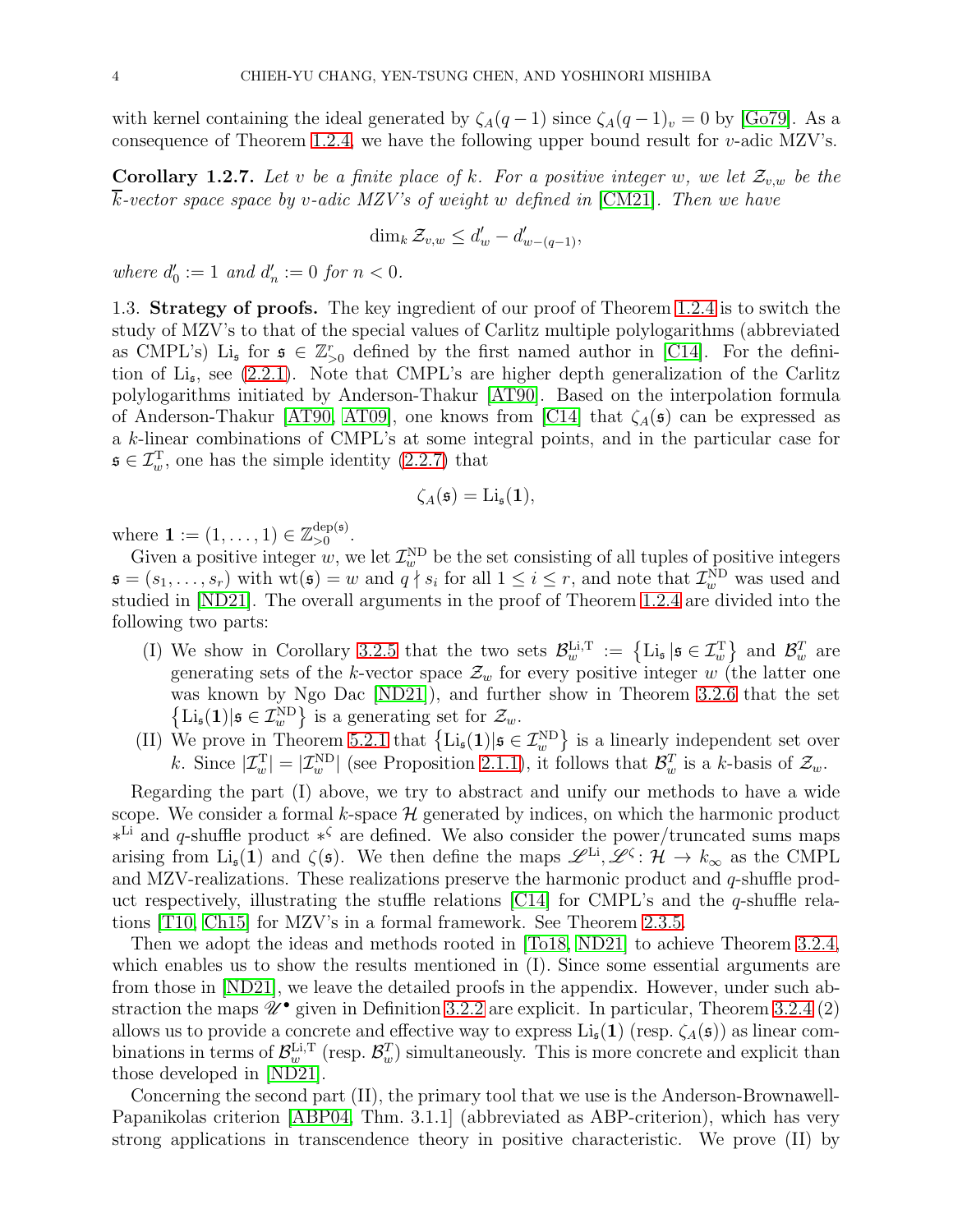with kernel containing the ideal generated by $\zeta_A(q-1)$ since $\zeta_A(q-1)_v = 0$ by [Go79]. As a consequence of Theorem 1.2.4, we have the following upper bound result for $v$-adic MZV's.

**Corollary 1.2.7.** *Let $v$ be a finite place of $k$. For a positive integer $w$, we let $\mathcal{Z}_{v,w}$ be the $\overline{k}$-vector space space by $v$-adic MZV's of weight $w$ defined in [CM21]. Then we have*

$$\dim_k \mathcal{Z}_{v,w} \leq d'_w - d'_{w-(q-1)},$$

*where $d'_0 := 1$ and $d'_n := 0$ for $n < 0$.*

1.3. **Strategy of proofs.** The key ingredient of our proof of Theorem 1.2.4 is to switch the study of MZV's to that of the special values of Carlitz multiple polylogarithms (abbreviated as CMPL's) $\mathrm{Li}_{\mathfrak{s}}$ for $\mathfrak{s} \in \mathbb{Z}_{>0}^r$ defined by the first named author in [C14]. For the definition of $\mathrm{Li}_{\mathfrak{s}}$, see (2.2.1). Note that CMPL's are higher depth generalization of the Carlitz polylogarithms initiated by Anderson-Thakur [AT90]. Based on the interpolation formula of Anderson-Thakur [AT90, AT09], one knows from [C14] that $\zeta_A(\mathfrak{s})$ can be expressed as a $k$-linear combinations of CMPL's at some integral points, and in the particular case for $\mathfrak{s} \in \mathcal{I}_w^{\mathrm{T}}$, one has the simple identity (2.2.7) that

$$\zeta_A(\mathfrak{s}) = \mathrm{Li}_{\mathfrak{s}}(\mathbf{1}),$$

where $\mathbf{1} := (1, \ldots, 1) \in \mathbb{Z}_{>0}^{\mathrm{dep}(\mathfrak{s})}$.

Given a positive integer $w$, we let $\mathcal{I}_w^{\mathrm{ND}}$ be the set consisting of all tuples of positive integers $\mathfrak{s} = (s_1, \ldots, s_r)$ with $\mathrm{wt}(\mathfrak{s}) = w$ and $q \nmid s_i$ for all $1 \leq i \leq r$, and note that $\mathcal{I}_w^{\mathrm{ND}}$ was used and studied in [ND21]. The overall arguments in the proof of Theorem 1.2.4 are divided into the following two parts:

(I) We show in Corollary 3.2.5 that the two sets $\mathcal{B}_w^{\mathrm{Li,T}} := \left\{ \mathrm{Li}_{\mathfrak{s}} | \mathfrak{s} \in \mathcal{I}_w^{\mathrm{T}} \right\}$ and $\mathcal{B}_w^{T}$ are generating sets of the $k$-vector space $\mathcal{Z}_w$ for every positive integer $w$ (the latter one was known by Ngo Dac [ND21]), and further show in Theorem 3.2.6 that the set $\left\{ \mathrm{Li}_{\mathfrak{s}}(\mathbf{1}) | \mathfrak{s} \in \mathcal{I}_w^{\mathrm{ND}} \right\}$ is a generating set for $\mathcal{Z}_w$.

(II) We prove in Theorem 5.2.1 that $\left\{ \mathrm{Li}_{\mathfrak{s}}(\mathbf{1}) | \mathfrak{s} \in \mathcal{I}_w^{\mathrm{ND}} \right\}$ is a linearly independent set over $k$. Since $|\mathcal{I}_w^{\mathrm{T}}| = |\mathcal{I}_w^{\mathrm{ND}}|$ (see Proposition 2.1.1), it follows that $\mathcal{B}_w^{T}$ is a $k$-basis of $\mathcal{Z}_w$.

Regarding the part (I) above, we try to abstract and unify our methods to have a wide scope. We consider a formal $k$-space $\mathcal{H}$ generated by indices, on which the harmonic product $*^{\mathrm{Li}}$ and $q$-shuffle product $*^{\zeta}$ are defined. We also consider the power/truncated sums maps arising from $\mathrm{Li}_{\mathfrak{s}}(\mathbf{1})$ and $\zeta(\mathfrak{s})$. We then define the maps $\mathscr{L}^{\mathrm{Li}}, \mathscr{L}^{\zeta} \colon \mathcal{H} \to k_\infty$ as the CMPL and MZV-realizations. These realizations preserve the harmonic product and $q$-shuffle product respectively, illustrating the stuffle relations [C14] for CMPL's and the $q$-shuffle relations [T10, Ch15] for MZV's in a formal framework. See Theorem 2.3.5.

Then we adopt the ideas and methods rooted in [To18, ND21] to achieve Theorem 3.2.4, which enables us to show the results mentioned in (I). Since some essential arguments are from those in [ND21], we leave the detailed proofs in the appendix. However, under such abstraction the maps $\mathscr{U}^{\bullet}$ given in Definition 3.2.2 are explicit. In particular, Theorem 3.2.4 (2) allows us to provide a concrete and effective way to express $\mathrm{Li}_{\mathfrak{s}}(\mathbf{1})$ (resp. $\zeta_A(\mathfrak{s})$) as linear combinations in terms of $\mathcal{B}_w^{\mathrm{Li,T}}$ (resp. $\mathcal{B}_w^{T}$) simultaneously. This is more concrete and explicit than those developed in [ND21].

Concerning the second part (II), the primary tool that we use is the Anderson-Brownawell-Papanikolas criterion [ABP04, Thm. 3.1.1] (abbreviated as ABP-criterion), which has very strong applications in transcendence theory in positive characteristic. We prove (II) by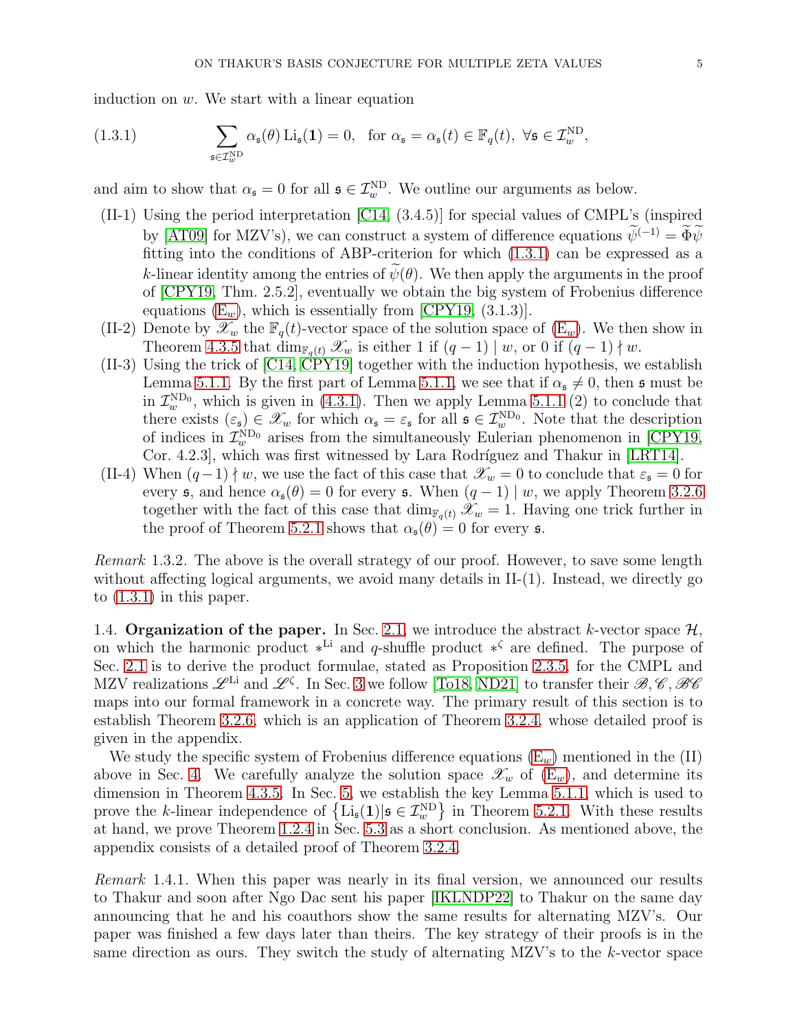induction on $w$. We start with a linear equation

$$\sum_{\mathfrak{s} \in \mathcal{I}_w^{\mathrm{ND}}} \alpha_{\mathfrak{s}}(\theta) \operatorname{Li}_{\mathfrak{s}}(\mathbf{1}) = 0, \quad \text{for } \alpha_{\mathfrak{s}} = \alpha_{\mathfrak{s}}(t) \in \mathbb{F}_q(t), \ \forall \mathfrak{s} \in \mathcal{I}_w^{\mathrm{ND}}, \tag{1.3.1}$$

and aim to show that $\alpha_{\mathfrak{s}} = 0$ for all $\mathfrak{s} \in \mathcal{I}_w^{\mathrm{ND}}$. We outline our arguments as below.

- (II-1) Using the period interpretation [C14, (3.4.5)] for special values of CMPL's (inspired by [AT09] for MZV's), we can construct a system of difference equations $\widetilde{\psi}^{(-1)} = \widetilde{\Phi}\widetilde{\psi}$ fitting into the conditions of ABP-criterion for which (1.3.1) can be expressed as a $k$-linear identity among the entries of $\widetilde{\psi}(\theta)$. We then apply the arguments in the proof of [CPY19, Thm. 2.5.2], eventually we obtain the big system of Frobenius difference equations ($\mathrm{E}_w$), which is essentially from [CPY19, (3.1.3)].
- (II-2) Denote by $\mathscr{X}_w$ the $\mathbb{F}_q(t)$-vector space of the solution space of ($\mathrm{E}_w$). We then show in Theorem 4.3.5 that $\dim_{\mathbb{F}_q(t)} \mathscr{X}_w$ is either 1 if $(q-1) \mid w$, or 0 if $(q-1) \nmid w$.
- (II-3) Using the trick of [C14, CPY19] together with the induction hypothesis, we establish Lemma 5.1.1. By the first part of Lemma 5.1.1, we see that if $\alpha_{\mathfrak{s}} \neq 0$, then $\mathfrak{s}$ must be in $\mathcal{I}_w^{\mathrm{ND}_0}$, which is given in (4.3.1). Then we apply Lemma 5.1.1 (2) to conclude that there exists $(\varepsilon_{\mathfrak{s}}) \in \mathscr{X}_w$ for which $\alpha_{\mathfrak{s}} = \varepsilon_{\mathfrak{s}}$ for all $\mathfrak{s} \in \mathcal{I}_w^{\mathrm{ND}_0}$. Note that the description of indices in $\mathcal{I}_w^{\mathrm{ND}_0}$ arises from the simultaneously Eulerian phenomenon in [CPY19, Cor. 4.2.3], which was first witnessed by Lara Rodríguez and Thakur in [LRT14].
- (II-4) When $(q-1) \nmid w$, we use the fact of this case that $\mathscr{X}_w = 0$ to conclude that $\varepsilon_{\mathfrak{s}} = 0$ for every $\mathfrak{s}$, and hence $\alpha_{\mathfrak{s}}(\theta) = 0$ for every $\mathfrak{s}$. When $(q-1) \mid w$, we apply Theorem 3.2.6 together with the fact of this case that $\dim_{\mathbb{F}_q(t)} \mathscr{X}_w = 1$. Having one trick further in the proof of Theorem 5.2.1 shows that $\alpha_{\mathfrak{s}}(\theta) = 0$ for every $\mathfrak{s}$.

*Remark* 1.3.2. The above is the overall strategy of our proof. However, to save some length without affecting logical arguments, we avoid many details in II-(1). Instead, we directly go to (1.3.1) in this paper.

1.4. **Organization of the paper.** In Sec. 2.1, we introduce the abstract $k$-vector space $\mathcal{H}$, on which the harmonic product $*^{\mathrm{Li}}$ and $q$-shuffle product $*^{\zeta}$ are defined. The purpose of Sec. 2.1 is to derive the product formulae, stated as Proposition 2.3.5, for the CMPL and MZV realizations $\mathscr{L}^{\mathrm{Li}}$ and $\mathscr{L}^{\zeta}$. In Sec. 3 we follow [To18, ND21] to transfer their $\mathscr{B}, \mathscr{C}, \mathscr{BC}$ maps into our formal framework in a concrete way. The primary result of this section is to establish Theorem 3.2.6, which is an application of Theorem 3.2.4, whose detailed proof is given in the appendix.

We study the specific system of Frobenius difference equations ($\mathrm{E}_w$) mentioned in the (II) above in Sec. 4. We carefully analyze the solution space $\mathscr{X}_w$ of ($\mathrm{E}_w$), and determine its dimension in Theorem 4.3.5. In Sec. 5, we establish the key Lemma 5.1.1, which is used to prove the $k$-linear independence of $\left\{\operatorname{Li}_{\mathfrak{s}}(\mathbf{1}) \middle| \mathfrak{s} \in \mathcal{I}_w^{\mathrm{ND}}\right\}$ in Theorem 5.2.1. With these results at hand, we prove Theorem 1.2.4 in Sec. 5.3 as a short conclusion. As mentioned above, the appendix consists of a detailed proof of Theorem 3.2.4.

*Remark* 1.4.1. When this paper was nearly in its final version, we announced our results to Thakur and soon after Ngo Dac sent his paper [IKLNDP22] to Thakur on the same day announcing that he and his coauthors show the same results for alternating MZV's. Our paper was finished a few days later than theirs. The key strategy of their proofs is in the same direction as ours. They switch the study of alternating MZV's to the $k$-vector space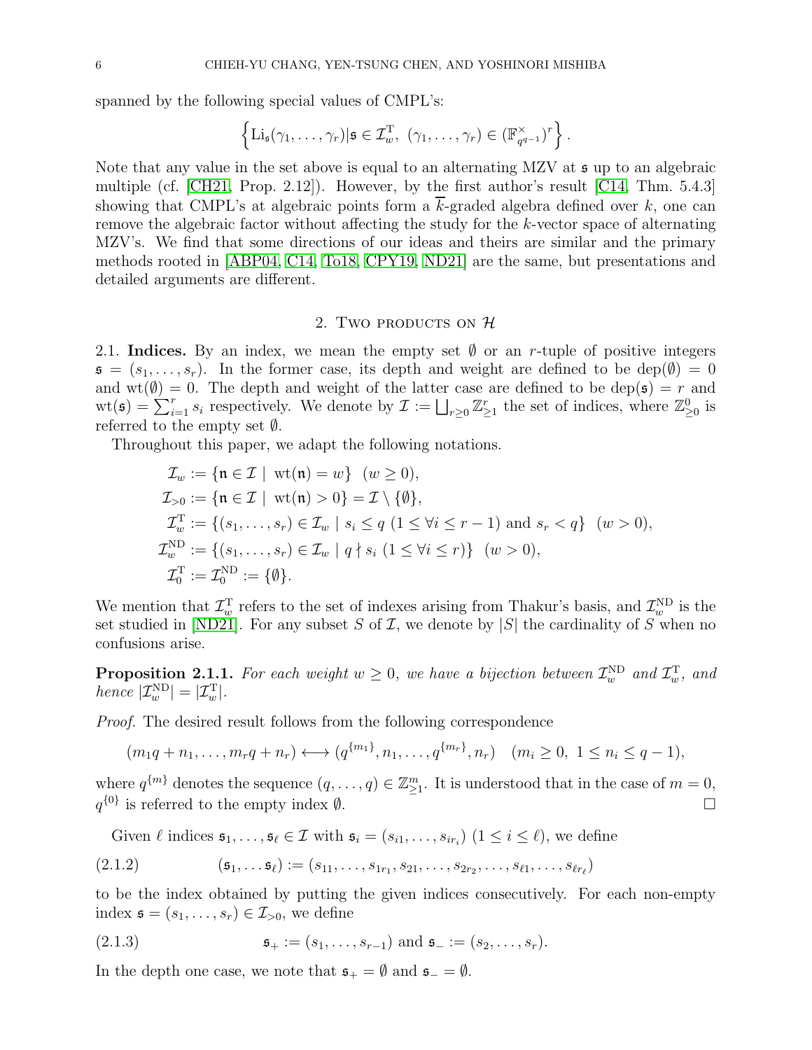spanned by the following special values of CMPL's:

$$\left\{ \mathrm{Li}_{\mathfrak{s}}(\gamma_1, \ldots, \gamma_r) | \mathfrak{s} \in \mathcal{I}_w^{\mathrm{T}},\ (\gamma_1, \ldots, \gamma_r) \in (\mathbb{F}_{q^{q-1}}^{\times})^r \right\}.$$

Note that any value in the set above is equal to an alternating MZV at $\mathfrak{s}$ up to an algebraic multiple (cf. [CH21, Prop. 2.12]). However, by the first author's result [C14, Thm. 5.4.3] showing that CMPL's at algebraic points form a $\overline{k}$-graded algebra defined over $k$, one can remove the algebraic factor without affecting the study for the $k$-vector space of alternating MZV's. We find that some directions of our ideas and theirs are similar and the primary methods rooted in [ABP04, C14, To18, CPY19, ND21] are the same, but presentations and detailed arguments are different.

## 2. Two products on $\mathcal{H}$

**2.1. Indices.** By an index, we mean the empty set $\emptyset$ or an $r$-tuple of positive integers $\mathfrak{s} = (s_1, \ldots, s_r)$. In the former case, its depth and weight are defined to be $\mathrm{dep}(\emptyset) = 0$ and $\mathrm{wt}(\emptyset) = 0$. The depth and weight of the latter case are defined to be $\mathrm{dep}(\mathfrak{s}) = r$ and $\mathrm{wt}(\mathfrak{s}) = \sum_{i=1}^r s_i$ respectively. We denote by $\mathcal{I} := \bigsqcup_{r \geq 0} \mathbb{Z}_{\geq 1}^r$ the set of indices, where $\mathbb{Z}_{\geq 0}^0$ is referred to the empty set $\emptyset$.

Throughout this paper, we adapt the following notations.

$$\begin{aligned}
\mathcal{I}_w &:= \{\mathfrak{n} \in \mathcal{I} \mid \mathrm{wt}(\mathfrak{n}) = w\} \quad (w \geq 0), \\
\mathcal{I}_{>0} &:= \{\mathfrak{n} \in \mathcal{I} \mid \mathrm{wt}(\mathfrak{n}) > 0\} = \mathcal{I} \setminus \{\emptyset\}, \\
\mathcal{I}_w^{\mathrm{T}} &:= \{(s_1, \ldots, s_r) \in \mathcal{I}_w \mid s_i \leq q \ (1 \leq \forall i \leq r-1) \text{ and } s_r < q\} \quad (w > 0), \\
\mathcal{I}_w^{\mathrm{ND}} &:= \{(s_1, \ldots, s_r) \in \mathcal{I}_w \mid q \nmid s_i \ (1 \leq \forall i \leq r)\} \quad (w > 0), \\
\mathcal{I}_0^{\mathrm{T}} &:= \mathcal{I}_0^{\mathrm{ND}} := \{\emptyset\}.
\end{aligned}$$

We mention that $\mathcal{I}_w^{\mathrm{T}}$ refers to the set of indexes arising from Thakur's basis, and $\mathcal{I}_w^{\mathrm{ND}}$ is the set studied in [ND21]. For any subset $S$ of $\mathcal{I}$, we denote by $|S|$ the cardinality of $S$ when no confusions arise.

**Proposition 2.1.1.** *For each weight $w \geq 0$, we have a bijection between $\mathcal{I}_w^{\mathrm{ND}}$ and $\mathcal{I}_w^{\mathrm{T}}$, and hence $|\mathcal{I}_w^{\mathrm{ND}}| = |\mathcal{I}_w^{\mathrm{T}}|$.*

*Proof.* The desired result follows from the following correspondence

$$(m_1 q + n_1, \ldots, m_r q + n_r) \longleftrightarrow (q^{\{m_1\}}, n_1, \ldots, q^{\{m_r\}}, n_r) \quad (m_i \geq 0,\ 1 \leq n_i \leq q-1),$$

where $q^{\{m\}}$ denotes the sequence $(q, \ldots, q) \in \mathbb{Z}_{\geq 1}^m$. It is understood that in the case of $m = 0$, $q^{\{0\}}$ is referred to the empty index $\emptyset$. $\square$

Given $\ell$ indices $\mathfrak{s}_1, \ldots, \mathfrak{s}_\ell \in \mathcal{I}$ with $\mathfrak{s}_i = (s_{i1}, \ldots, s_{ir_i})$ $(1 \leq i \leq \ell)$, we define

$$(\mathfrak{s}_1, \ldots \mathfrak{s}_\ell) := (s_{11}, \ldots, s_{1r_1}, s_{21}, \ldots, s_{2r_2}, \ldots, s_{\ell 1}, \ldots, s_{\ell r_\ell}) \tag{2.1.2}$$

to be the index obtained by putting the given indices consecutively. For each non-empty index $\mathfrak{s} = (s_1, \ldots, s_r) \in \mathcal{I}_{>0}$, we define

$$\mathfrak{s}_+ := (s_1, \ldots, s_{r-1}) \text{ and } \mathfrak{s}_- := (s_2, \ldots, s_r). \tag{2.1.3}$$

In the depth one case, we note that $\mathfrak{s}_+ = \emptyset$ and $\mathfrak{s}_- = \emptyset$.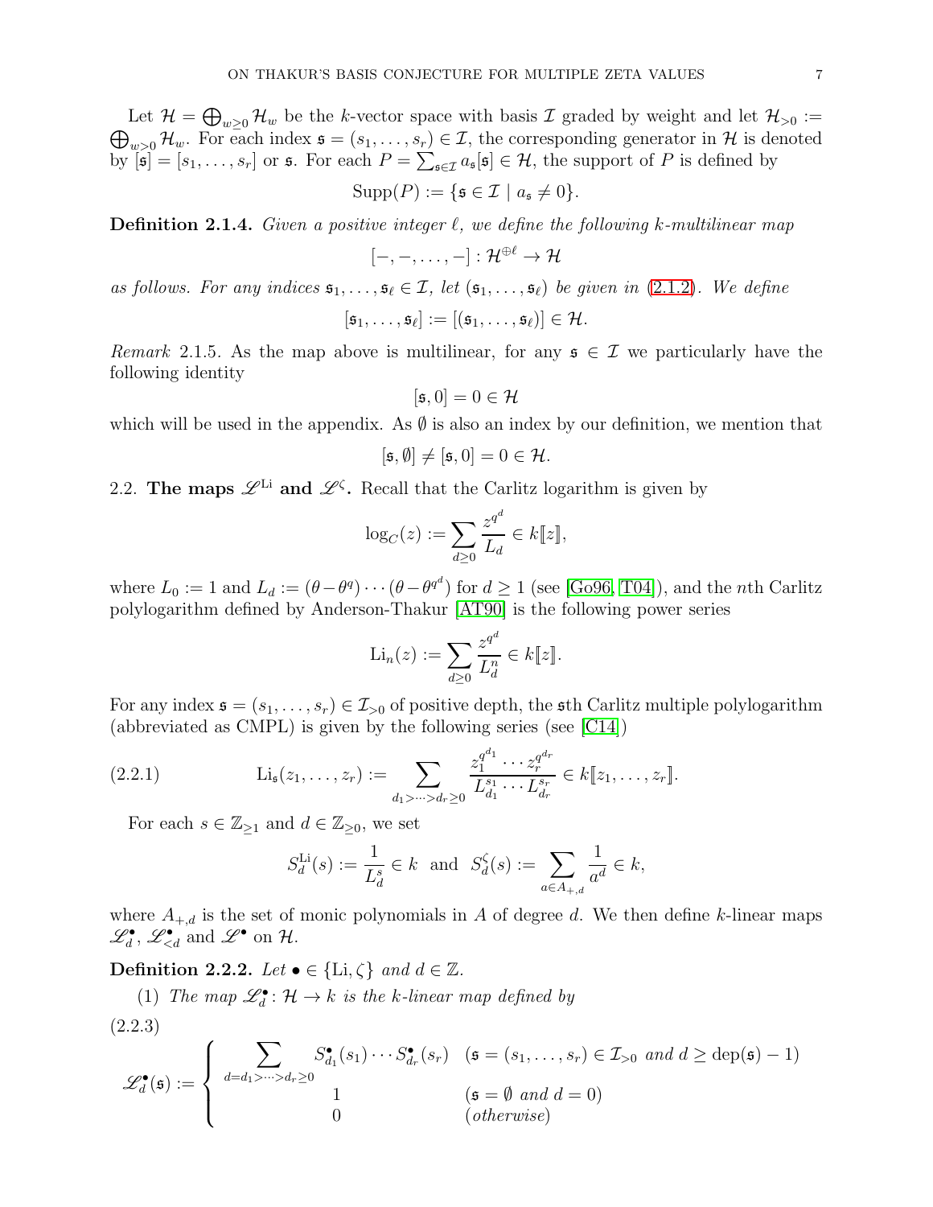Let $\mathcal{H} = \bigoplus_{w\geq 0} \mathcal{H}_w$ be the $k$-vector space with basis $\mathcal{I}$ graded by weight and let $\mathcal{H}_{>0} := \bigoplus_{w>0} \mathcal{H}_w$. For each index $\mathfrak{s} = (s_1, \ldots, s_r) \in \mathcal{I}$, the corresponding generator in $\mathcal{H}$ is denoted by $[\mathfrak{s}] = [s_1, \ldots, s_r]$ or $\mathfrak{s}$. For each $P = \sum_{\mathfrak{s}\in\mathcal{I}} a_{\mathfrak{s}}[\mathfrak{s}] \in \mathcal{H}$, the support of $P$ is defined by

$$\mathrm{Supp}(P) := \{\mathfrak{s} \in \mathcal{I} \mid a_{\mathfrak{s}} \neq 0\}.$$

**Definition 2.1.4.** *Given a positive integer $\ell$, we define the following $k$-multilinear map*

$$[-, -, \ldots, -] : \mathcal{H}^{\oplus \ell} \to \mathcal{H}$$

*as follows. For any indices $\mathfrak{s}_1, \ldots, \mathfrak{s}_\ell \in \mathcal{I}$, let $(\mathfrak{s}_1, \ldots, \mathfrak{s}_\ell)$ be given in (2.1.2). We define*

$$[\mathfrak{s}_1, \ldots, \mathfrak{s}_\ell] := [(\mathfrak{s}_1, \ldots, \mathfrak{s}_\ell)] \in \mathcal{H}.$$

*Remark* 2.1.5. As the map above is multilinear, for any $\mathfrak{s} \in \mathcal{I}$ we particularly have the following identity

$$[\mathfrak{s}, 0] = 0 \in \mathcal{H}$$

which will be used in the appendix. As $\emptyset$ is also an index by our definition, we mention that

$$[\mathfrak{s}, \emptyset] \neq [\mathfrak{s}, 0] = 0 \in \mathcal{H}.$$

2.2. **The maps $\mathscr{L}^{\mathrm{Li}}$ and $\mathscr{L}^{\zeta}$.** Recall that the Carlitz logarithm is given by

$$\log_C(z) := \sum_{d\geq 0} \frac{z^{q^d}}{L_d} \in k[\![z]\!],$$

where $L_0 := 1$ and $L_d := (\theta - \theta^q)\cdots(\theta - \theta^{q^d})$ for $d \geq 1$ (see [Go96, T04]), and the $n$th Carlitz polylogarithm defined by Anderson-Thakur [AT90] is the following power series

$$\mathrm{Li}_n(z) := \sum_{d\geq 0} \frac{z^{q^d}}{L_d^n} \in k[\![z]\!].$$

For any index $\mathfrak{s} = (s_1, \ldots, s_r) \in \mathcal{I}_{>0}$ of positive depth, the $\mathfrak{s}$th Carlitz multiple polylogarithm (abbreviated as CMPL) is given by the following series (see [C14])

$$\mathrm{Li}_{\mathfrak{s}}(z_1, \ldots, z_r) := \sum_{d_1 > \cdots > d_r \geq 0} \frac{z_1^{q^{d_1}} \cdots z_r^{q^{d_r}}}{L_{d_1}^{s_1} \cdots L_{d_r}^{s_r}} \in k[\![z_1, \ldots, z_r]\!]. \tag{2.2.1}$$

For each $s \in \mathbb{Z}_{\geq 1}$ and $d \in \mathbb{Z}_{\geq 0}$, we set

$$S_d^{\mathrm{Li}}(s) := \frac{1}{L_d^s} \in k \quad \text{and} \quad S_d^{\zeta}(s) := \sum_{a \in A_{+,d}} \frac{1}{a^d} \in k,$$

where $A_{+,d}$ is the set of monic polynomials in $A$ of degree $d$. We then define $k$-linear maps $\mathscr{L}_d^{\bullet}$, $\mathscr{L}_{<d}^{\bullet}$ and $\mathscr{L}^{\bullet}$ on $\mathcal{H}$.

**Definition 2.2.2.** *Let $\bullet \in \{\mathrm{Li}, \zeta\}$ and $d \in \mathbb{Z}$.*

(1) *The map $\mathscr{L}_d^{\bullet} \colon \mathcal{H} \to k$ is the $k$-linear map defined by*

$$\mathscr{L}_d^{\bullet}(\mathfrak{s}) := \begin{cases} \displaystyle\sum_{d = d_1 > \cdots > d_r \geq 0} S_{d_1}^{\bullet}(s_1) \cdots S_{d_r}^{\bullet}(s_r) & (\mathfrak{s} = (s_1, \ldots, s_r) \in \mathcal{I}_{>0} \text{ and } d \geq \mathrm{dep}(\mathfrak{s}) - 1) \\ 1 & (\mathfrak{s} = \emptyset \text{ and } d = 0) \\ 0 & (\textit{otherwise}) \end{cases} \tag{2.2.3}$$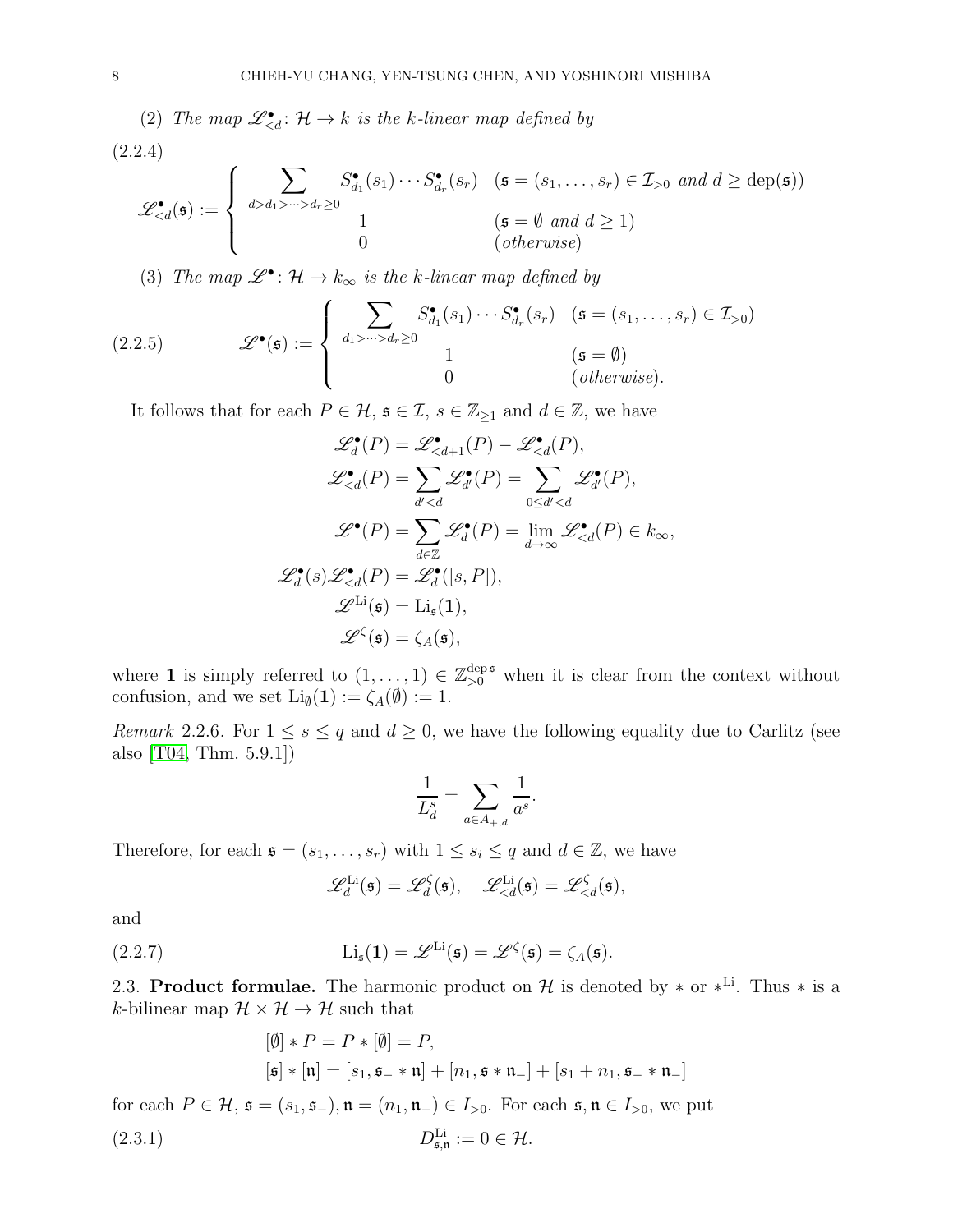(2) *The map* $\mathscr{L}^{\bullet}_{<d}\colon \mathcal{H} \to k$ *is the* $k$*-linear map defined by*

(2.2.4)
$$\mathscr{L}^{\bullet}_{<d}(\mathfrak{s}) := \begin{cases} \displaystyle\sum_{d>d_1>\cdots>d_r\geq 0} S^{\bullet}_{d_1}(s_1)\cdots S^{\bullet}_{d_r}(s_r) & (\mathfrak{s}=(s_1,\dots,s_r)\in\mathcal{I}_{>0} \text{ and } d\geq \operatorname{dep}(\mathfrak{s}))\\ 1 & (\mathfrak{s}=\emptyset \text{ and } d\geq 1)\\ 0 & (\textit{otherwise})\end{cases}$$

(3) *The map* $\mathscr{L}^{\bullet}\colon \mathcal{H} \to k_\infty$ *is the* $k$*-linear map defined by*

$$\mathscr{L}^{\bullet}(\mathfrak{s}) := \begin{cases} \displaystyle\sum_{d_1>\cdots>d_r\geq 0} S^{\bullet}_{d_1}(s_1)\cdots S^{\bullet}_{d_r}(s_r) & (\mathfrak{s}=(s_1,\dots,s_r)\in\mathcal{I}_{>0})\\ 1 & (\mathfrak{s}=\emptyset)\\ 0 & (\textit{otherwise}).\end{cases} \tag{2.2.5}$$

It follows that for each $P\in\mathcal{H}$, $\mathfrak{s}\in\mathcal{I}$, $s\in\mathbb{Z}_{\geq 1}$ and $d\in\mathbb{Z}$, we have

$$\begin{aligned}
\mathscr{L}^{\bullet}_{d}(P) &= \mathscr{L}^{\bullet}_{<d+1}(P) - \mathscr{L}^{\bullet}_{<d}(P),\\
\mathscr{L}^{\bullet}_{<d}(P) &= \sum_{d'<d}\mathscr{L}^{\bullet}_{d'}(P) = \sum_{0\leq d'<d}\mathscr{L}^{\bullet}_{d'}(P),\\
\mathscr{L}^{\bullet}(P) &= \sum_{d\in\mathbb{Z}}\mathscr{L}^{\bullet}_{d}(P) = \lim_{d\to\infty}\mathscr{L}^{\bullet}_{<d}(P)\in k_\infty,\\
\mathscr{L}^{\bullet}_{d}(s)\mathscr{L}^{\bullet}_{<d}(P) &= \mathscr{L}^{\bullet}_{d}([s,P]),\\
\mathscr{L}^{\mathrm{Li}}(\mathfrak{s}) &= \mathrm{Li}_{\mathfrak{s}}(\mathbf{1}),\\
\mathscr{L}^{\zeta}(\mathfrak{s}) &= \zeta_A(\mathfrak{s}),
\end{aligned}$$

where $\mathbf{1}$ is simply referred to $(1,\dots,1)\in\mathbb{Z}^{\operatorname{dep}\mathfrak{s}}_{>0}$ when it is clear from the context without confusion, and we set $\mathrm{Li}_{\emptyset}(\mathbf{1}) := \zeta_A(\emptyset) := 1$.

*Remark* 2.2.6. For $1\leq s\leq q$ and $d\geq 0$, we have the following equality due to Carlitz (see also [T04, Thm. 5.9.1])

$$\frac{1}{L_d^s} = \sum_{a\in A_{+,d}}\frac{1}{a^s}.$$

Therefore, for each $\mathfrak{s}=(s_1,\dots,s_r)$ with $1\leq s_i\leq q$ and $d\in\mathbb{Z}$, we have

$$\mathscr{L}^{\mathrm{Li}}_{d}(\mathfrak{s}) = \mathscr{L}^{\zeta}_{d}(\mathfrak{s}),\quad \mathscr{L}^{\mathrm{Li}}_{<d}(\mathfrak{s}) = \mathscr{L}^{\zeta}_{<d}(\mathfrak{s}),$$

and

$$\mathrm{Li}_{\mathfrak{s}}(\mathbf{1}) = \mathscr{L}^{\mathrm{Li}}(\mathfrak{s}) = \mathscr{L}^{\zeta}(\mathfrak{s}) = \zeta_A(\mathfrak{s}). \tag{2.2.7}$$

## 2.3. Product formulae.

The harmonic product on $\mathcal{H}$ is denoted by $*$ or $*^{\mathrm{Li}}$. Thus $*$ is a $k$-bilinear map $\mathcal{H}\times\mathcal{H}\to\mathcal{H}$ such that

$$\begin{aligned}
&[\emptyset]*P = P*[\emptyset] = P,\\
&[\mathfrak{s}]*[\mathfrak{n}] = [s_1,\mathfrak{s}_-*\mathfrak{n}] + [n_1,\mathfrak{s}*\mathfrak{n}_-] + [s_1+n_1,\mathfrak{s}_-*\mathfrak{n}_-]
\end{aligned}$$

for each $P\in\mathcal{H}$, $\mathfrak{s}=(s_1,\mathfrak{s}_-),\mathfrak{n}=(n_1,\mathfrak{n}_-)\in I_{>0}$. For each $\mathfrak{s},\mathfrak{n}\in I_{>0}$, we put

$$D^{\mathrm{Li}}_{\mathfrak{s},\mathfrak{n}} := 0\in\mathcal{H}. \tag{2.3.1}$$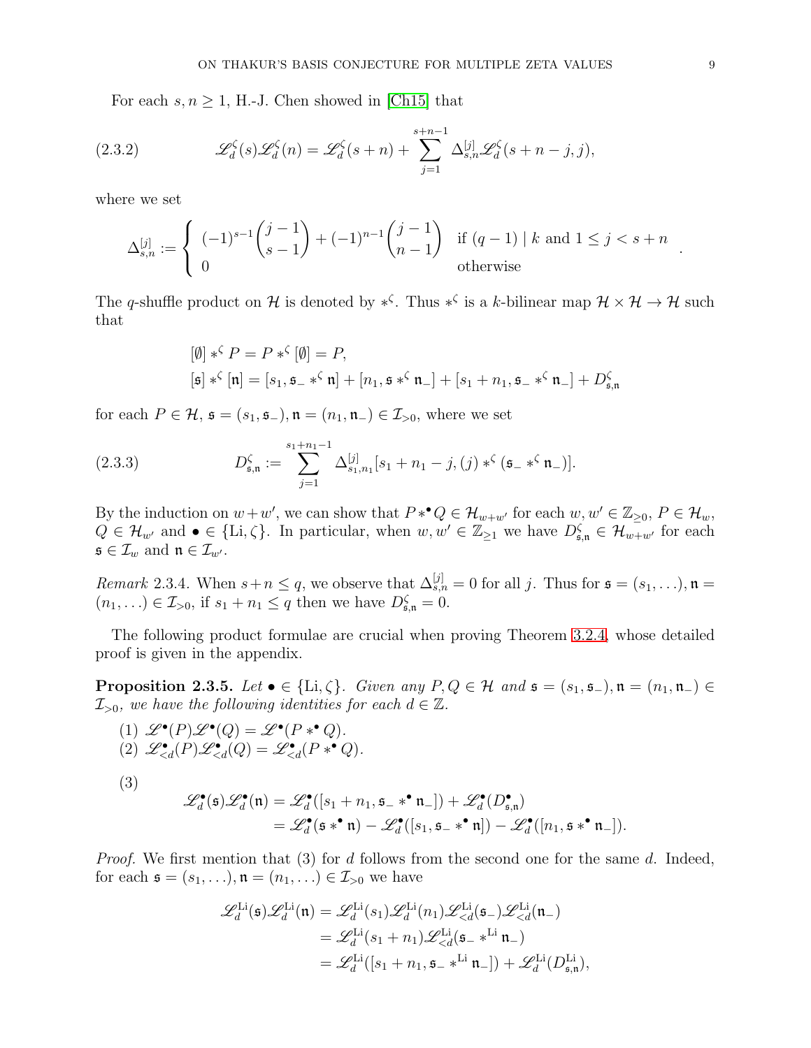For each $s, n \geq 1$, H.-J. Chen showed in [Ch15] that

$$\mathscr{L}_d^{\zeta}(s)\mathscr{L}_d^{\zeta}(n) = \mathscr{L}_d^{\zeta}(s+n) + \sum_{j=1}^{s+n-1} \Delta_{s,n}^{[j]} \mathscr{L}_d^{\zeta}(s+n-j, j), \tag{2.3.2}$$

where we set

$$\Delta_{s,n}^{[j]} := \begin{cases} (-1)^{s-1}\binom{j-1}{s-1} + (-1)^{n-1}\binom{j-1}{n-1} & \text{if } (q-1) \mid k \text{ and } 1 \leq j < s+n \\ 0 & \text{otherwise} \end{cases}.$$

The $q$-shuffle product on $\mathcal{H}$ is denoted by $*^{\zeta}$. Thus $*^{\zeta}$ is a $k$-bilinear map $\mathcal{H} \times \mathcal{H} \to \mathcal{H}$ such that

$$[\emptyset] *^{\zeta} P = P *^{\zeta} [\emptyset] = P,$$
$$[\mathfrak{s}] *^{\zeta} [\mathfrak{n}] = [s_1, \mathfrak{s}_- *^{\zeta} \mathfrak{n}] + [n_1, \mathfrak{s} *^{\zeta} \mathfrak{n}_-] + [s_1 + n_1, \mathfrak{s}_- *^{\zeta} \mathfrak{n}_-] + D_{\mathfrak{s},\mathfrak{n}}^{\zeta}$$

for each $P \in \mathcal{H}$, $\mathfrak{s} = (s_1, \mathfrak{s}_-), \mathfrak{n} = (n_1, \mathfrak{n}_-) \in \mathcal{I}_{>0}$, where we set

$$D_{\mathfrak{s},\mathfrak{n}}^{\zeta} := \sum_{j=1}^{s_1+n_1-1} \Delta_{s_1,n_1}^{[j]} [s_1 + n_1 - j, (j) *^{\zeta} (\mathfrak{s}_- *^{\zeta} \mathfrak{n}_-)]. \tag{2.3.3}$$

By the induction on $w+w'$, we can show that $P *^{\bullet} Q \in \mathcal{H}_{w+w'}$ for each $w, w' \in \mathbb{Z}_{\geq 0}$, $P \in \mathcal{H}_w$, $Q \in \mathcal{H}_{w'}$ and $\bullet \in \{\mathrm{Li}, \zeta\}$. In particular, when $w, w' \in \mathbb{Z}_{\geq 1}$ we have $D_{\mathfrak{s},\mathfrak{n}}^{\zeta} \in \mathcal{H}_{w+w'}$ for each $\mathfrak{s} \in \mathcal{I}_w$ and $\mathfrak{n} \in \mathcal{I}_{w'}$.

*Remark* 2.3.4. When $s+n \leq q$, we observe that $\Delta_{s,n}^{[j]} = 0$ for all $j$. Thus for $\mathfrak{s} = (s_1, \ldots), \mathfrak{n} = (n_1, \ldots) \in \mathcal{I}_{>0}$, if $s_1 + n_1 \leq q$ then we have $D_{\mathfrak{s},\mathfrak{n}}^{\zeta} = 0$.

The following product formulae are crucial when proving Theorem 3.2.4, whose detailed proof is given in the appendix.

**Proposition 2.3.5.** *Let $\bullet \in \{\mathrm{Li}, \zeta\}$. Given any $P, Q \in \mathcal{H}$ and $\mathfrak{s} = (s_1, \mathfrak{s}_-), \mathfrak{n} = (n_1, \mathfrak{n}_-) \in \mathcal{I}_{>0}$, we have the following identities for each $d \in \mathbb{Z}$.*

(1) $\mathscr{L}^{\bullet}(P)\mathscr{L}^{\bullet}(Q) = \mathscr{L}^{\bullet}(P *^{\bullet} Q)$.
(2) $\mathscr{L}_{<d}^{\bullet}(P)\mathscr{L}_{<d}^{\bullet}(Q) = \mathscr{L}_{<d}^{\bullet}(P *^{\bullet} Q)$.
(3)
$$\begin{aligned}\mathscr{L}_d^{\bullet}(\mathfrak{s})\mathscr{L}_d^{\bullet}(\mathfrak{n}) &= \mathscr{L}_d^{\bullet}([s_1 + n_1, \mathfrak{s}_- *^{\bullet} \mathfrak{n}_-]) + \mathscr{L}_d^{\bullet}(D_{\mathfrak{s},\mathfrak{n}}^{\bullet}) \\ &= \mathscr{L}_d^{\bullet}(\mathfrak{s} *^{\bullet} \mathfrak{n}) - \mathscr{L}_d^{\bullet}([s_1, \mathfrak{s}_- *^{\bullet} \mathfrak{n}]) - \mathscr{L}_d^{\bullet}([n_1, \mathfrak{s} *^{\bullet} \mathfrak{n}_-]).\end{aligned}$$

*Proof.* We first mention that (3) for $d$ follows from the second one for the same $d$. Indeed, for each $\mathfrak{s} = (s_1, \ldots), \mathfrak{n} = (n_1, \ldots) \in \mathcal{I}_{>0}$ we have

$$\begin{aligned}\mathscr{L}_d^{\mathrm{Li}}(\mathfrak{s})\mathscr{L}_d^{\mathrm{Li}}(\mathfrak{n}) &= \mathscr{L}_d^{\mathrm{Li}}(s_1)\mathscr{L}_d^{\mathrm{Li}}(n_1)\mathscr{L}_{<d}^{\mathrm{Li}}(\mathfrak{s}_-)\mathscr{L}_{<d}^{\mathrm{Li}}(\mathfrak{n}_-) \\ &= \mathscr{L}_d^{\mathrm{Li}}(s_1 + n_1)\mathscr{L}_{<d}^{\mathrm{Li}}(\mathfrak{s}_- *^{\mathrm{Li}} \mathfrak{n}_-) \\ &= \mathscr{L}_d^{\mathrm{Li}}([s_1 + n_1, \mathfrak{s}_- *^{\mathrm{Li}} \mathfrak{n}_-]) + \mathscr{L}_d^{\mathrm{Li}}(D_{\mathfrak{s},\mathfrak{n}}^{\mathrm{Li}}),\end{aligned}$$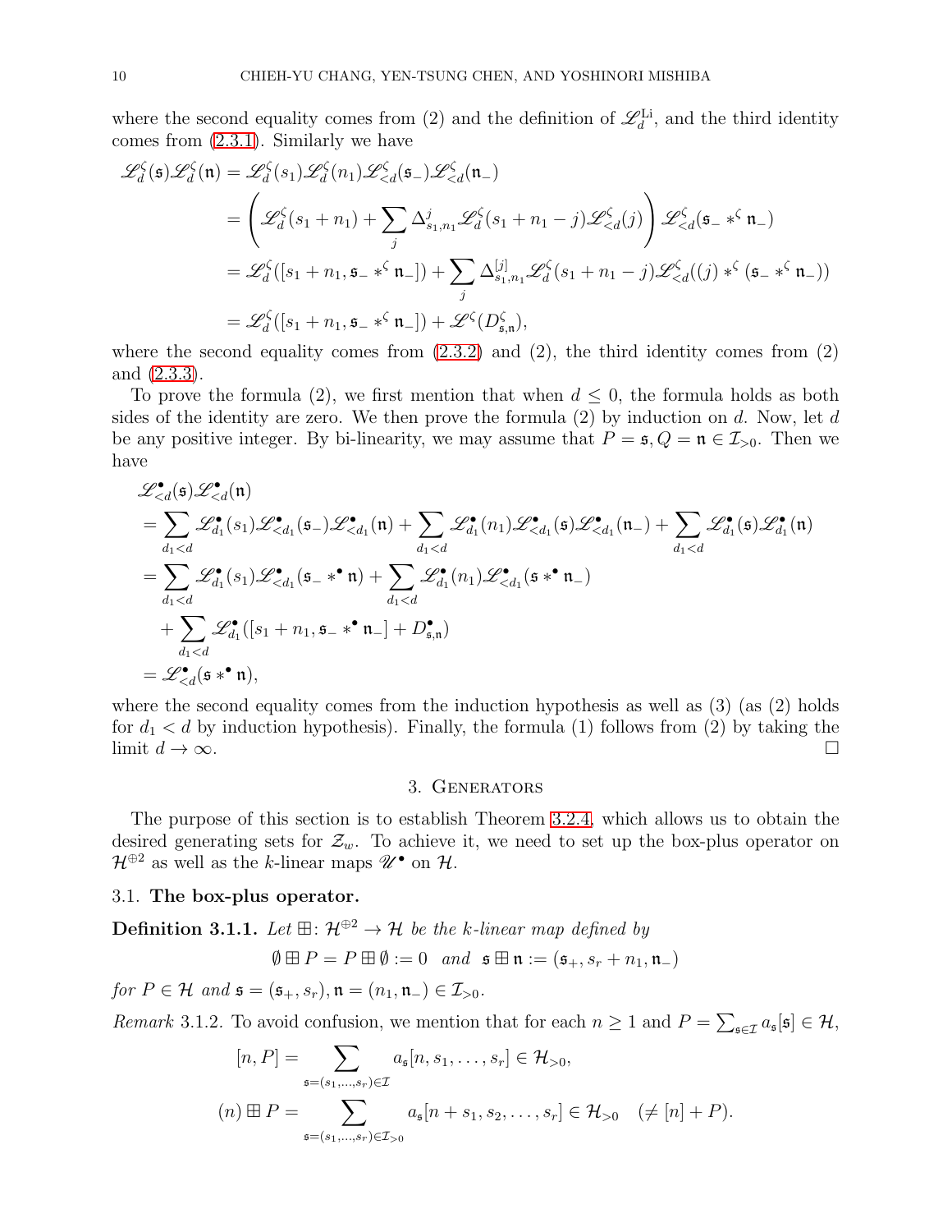where the second equality comes from (2) and the definition of $\mathscr{L}_d^{\mathrm{Li}}$, and the third identity comes from (2.3.1). Similarly we have

$$
\begin{aligned}
\mathscr{L}_d^{\zeta}(\mathfrak{s})\mathscr{L}_d^{\zeta}(\mathfrak{n}) &= \mathscr{L}_d^{\zeta}(s_1)\mathscr{L}_d^{\zeta}(n_1)\mathscr{L}_{<d}^{\zeta}(\mathfrak{s}_-)\mathscr{L}_{<d}^{\zeta}(\mathfrak{n}_-) \\
&= \left(\mathscr{L}_d^{\zeta}(s_1+n_1) + \sum_j \Delta^j_{s_1,n_1}\mathscr{L}_d^{\zeta}(s_1+n_1-j)\mathscr{L}_{<d}^{\zeta}(j)\right)\mathscr{L}_{<d}^{\zeta}(\mathfrak{s}_- *^{\zeta} \mathfrak{n}_-) \\
&= \mathscr{L}_d^{\zeta}([s_1+n_1, \mathfrak{s}_- *^{\zeta} \mathfrak{n}_-]) + \sum_j \Delta^{[j]}_{s_1,n_1}\mathscr{L}_d^{\zeta}(s_1+n_1-j)\mathscr{L}_{<d}^{\zeta}((j) *^{\zeta} (\mathfrak{s}_- *^{\zeta} \mathfrak{n}_-)) \\
&= \mathscr{L}_d^{\zeta}([s_1+n_1, \mathfrak{s}_- *^{\zeta} \mathfrak{n}_-]) + \mathscr{L}^{\zeta}(D^{\zeta}_{\mathfrak{s},\mathfrak{n}}),
\end{aligned}
$$

where the second equality comes from (2.3.2) and (2), the third identity comes from (2) and (2.3.3).

To prove the formula (2), we first mention that when $d \leq 0$, the formula holds as both sides of the identity are zero. We then prove the formula (2) by induction on $d$. Now, let $d$ be any positive integer. By bi-linearity, we may assume that $P = \mathfrak{s}, Q = \mathfrak{n} \in \mathcal{I}_{>0}$. Then we have

$$
\begin{aligned}
&\mathscr{L}_{<d}^{\bullet}(\mathfrak{s})\mathscr{L}_{<d}^{\bullet}(\mathfrak{n}) \\
&= \sum_{d_1<d} \mathscr{L}_{d_1}^{\bullet}(s_1)\mathscr{L}_{<d_1}^{\bullet}(\mathfrak{s}_-)\mathscr{L}_{<d_1}^{\bullet}(\mathfrak{n}) + \sum_{d_1<d} \mathscr{L}_{d_1}^{\bullet}(n_1)\mathscr{L}_{<d_1}^{\bullet}(\mathfrak{s})\mathscr{L}_{<d_1}^{\bullet}(\mathfrak{n}_-) + \sum_{d_1<d} \mathscr{L}_{d_1}^{\bullet}(\mathfrak{s})\mathscr{L}_{d_1}^{\bullet}(\mathfrak{n}) \\
&= \sum_{d_1<d} \mathscr{L}_{d_1}^{\bullet}(s_1)\mathscr{L}_{<d_1}^{\bullet}(\mathfrak{s}_- *^{\bullet} \mathfrak{n}) + \sum_{d_1<d} \mathscr{L}_{d_1}^{\bullet}(n_1)\mathscr{L}_{<d_1}^{\bullet}(\mathfrak{s} *^{\bullet} \mathfrak{n}_-) \\
&\quad + \sum_{d_1<d} \mathscr{L}_{d_1}^{\bullet}([s_1+n_1, \mathfrak{s}_- *^{\bullet} \mathfrak{n}_-] + D^{\bullet}_{\mathfrak{s},\mathfrak{n}}) \\
&= \mathscr{L}_{<d}^{\bullet}(\mathfrak{s} *^{\bullet} \mathfrak{n}),
\end{aligned}
$$

where the second equality comes from the induction hypothesis as well as (3) (as (2) holds for $d_1 < d$ by induction hypothesis). Finally, the formula (1) follows from (2) by taking the limit $d \to \infty$. $\square$

## 3. Generators

The purpose of this section is to establish Theorem 3.2.4, which allows us to obtain the desired generating sets for $\mathcal{Z}_w$. To achieve it, we need to set up the box-plus operator on $\mathcal{H}^{\oplus 2}$ as well as the $k$-linear maps $\mathscr{U}^{\bullet}$ on $\mathcal{H}$.

### 3.1. The box-plus operator.

**Definition 3.1.1.** *Let $\boxplus \colon \mathcal{H}^{\oplus 2} \to \mathcal{H}$ be the $k$-linear map defined by*

$$
\emptyset \boxplus P = P \boxplus \emptyset := 0 \quad \text{and} \quad \mathfrak{s} \boxplus \mathfrak{n} := (\mathfrak{s}_+, s_r + n_1, \mathfrak{n}_-)
$$

*for $P \in \mathcal{H}$ and $\mathfrak{s} = (\mathfrak{s}_+, s_r), \mathfrak{n} = (n_1, \mathfrak{n}_-) \in \mathcal{I}_{>0}$.*

*Remark* 3.1.2. To avoid confusion, we mention that for each $n \geq 1$ and $P = \sum_{\mathfrak{s} \in \mathcal{I}} a_{\mathfrak{s}}[\mathfrak{s}] \in \mathcal{H}$,

$$
\begin{aligned}
[n, P] &= \sum_{\mathfrak{s}=(s_1,\ldots,s_r) \in \mathcal{I}} a_{\mathfrak{s}}[n, s_1, \ldots, s_r] \in \mathcal{H}_{>0}, \\
(n) \boxplus P &= \sum_{\mathfrak{s}=(s_1,\ldots,s_r) \in \mathcal{I}_{>0}} a_{\mathfrak{s}}[n+s_1, s_2, \ldots, s_r] \in \mathcal{H}_{>0} \quad (\neq [n] + P).
\end{aligned}
$$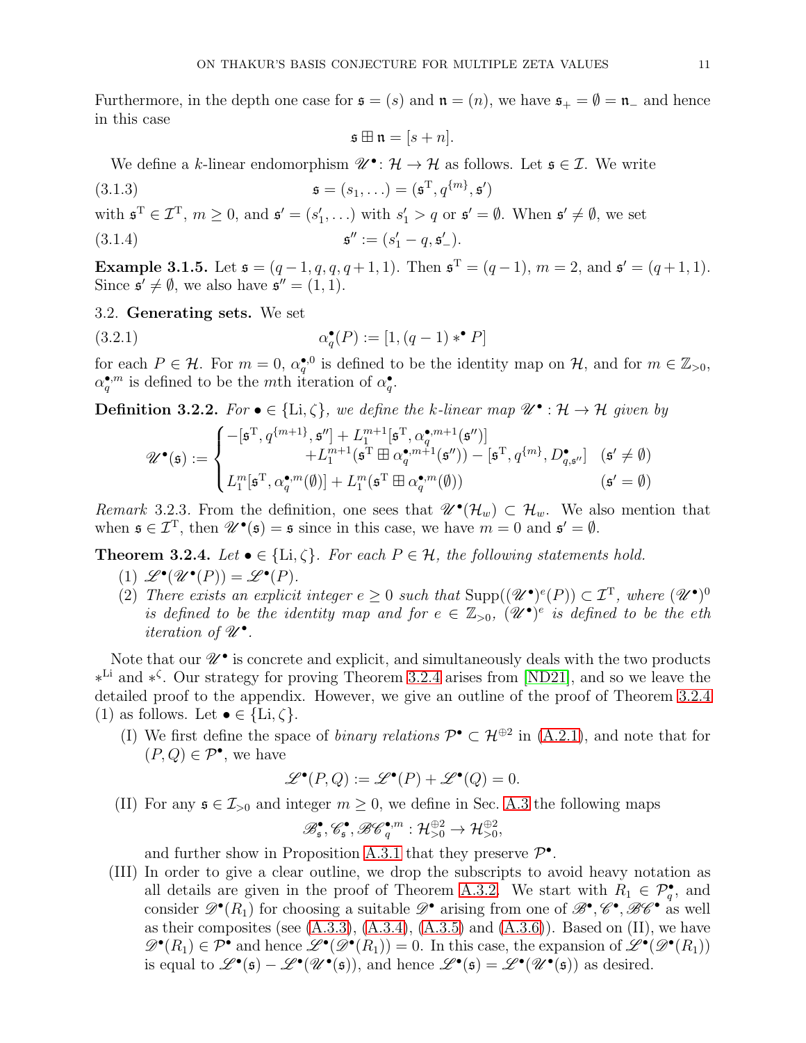Furthermore, in the depth one case for $\mathfrak{s} = (s)$ and $\mathfrak{n} = (n)$, we have $\mathfrak{s}_+ = \emptyset = \mathfrak{n}_-$ and hence in this case

$$\mathfrak{s} \boxplus \mathfrak{n} = [s+n].$$

We define a $k$-linear endomorphism $\mathscr{U}^\bullet \colon \mathcal{H} \to \mathcal{H}$ as follows. Let $\mathfrak{s} \in \mathcal{I}$. We write

$$\mathfrak{s} = (s_1, \ldots) = (\mathfrak{s}^{\mathrm{T}}, q^{\{m\}}, \mathfrak{s}') \tag{3.1.3}$$

with $\mathfrak{s}^{\mathrm{T}} \in \mathcal{I}^{\mathrm{T}}$, $m \geq 0$, and $\mathfrak{s}' = (s_1', \ldots)$ with $s_1' > q$ or $\mathfrak{s}' = \emptyset$. When $\mathfrak{s}' \neq \emptyset$, we set

$$\mathfrak{s}'' := (s_1' - q, \mathfrak{s}_-'). \tag{3.1.4}$$

**Example 3.1.5.** Let $\mathfrak{s} = (q-1, q, q, q+1, 1)$. Then $\mathfrak{s}^{\mathrm{T}} = (q-1)$, $m = 2$, and $\mathfrak{s}' = (q+1, 1)$. Since $\mathfrak{s}' \neq \emptyset$, we also have $\mathfrak{s}'' = (1, 1)$.

3.2. **Generating sets.** We set

$$\alpha_q^\bullet(P) := [1, (q-1) *^\bullet P] \tag{3.2.1}$$

for each $P \in \mathcal{H}$. For $m = 0$, $\alpha_q^{\bullet,0}$ is defined to be the identity map on $\mathcal{H}$, and for $m \in \mathbb{Z}_{>0}$, $\alpha_q^{\bullet,m}$ is defined to be the $m$th iteration of $\alpha_q^\bullet$.

**Definition 3.2.2.** *For $\bullet \in \{\mathrm{Li}, \zeta\}$, we define the $k$-linear map $\mathscr{U}^\bullet : \mathcal{H} \to \mathcal{H}$ given by*

$$\mathscr{U}^\bullet(\mathfrak{s}) := \begin{cases} -[\mathfrak{s}^{\mathrm{T}}, q^{\{m+1\}}, \mathfrak{s}''] + L_1^{m+1}[\mathfrak{s}^{\mathrm{T}}, \alpha_q^{\bullet,m+1}(\mathfrak{s}'')] \\ \qquad + L_1^{m+1}(\mathfrak{s}^{\mathrm{T}} \boxplus \alpha_q^{\bullet,m+1}(\mathfrak{s}'')) - [\mathfrak{s}^{\mathrm{T}}, q^{\{m\}}, D_{q,\mathfrak{s}''}^\bullet] & (\mathfrak{s}' \neq \emptyset) \\ L_1^m[\mathfrak{s}^{\mathrm{T}}, \alpha_q^{\bullet,m}(\emptyset)] + L_1^m(\mathfrak{s}^{\mathrm{T}} \boxplus \alpha_q^{\bullet,m}(\emptyset)) & (\mathfrak{s}' = \emptyset) \end{cases}$$

*Remark* 3.2.3. From the definition, one sees that $\mathscr{U}^\bullet(\mathcal{H}_w) \subset \mathcal{H}_w$. We also mention that when $\mathfrak{s} \in \mathcal{I}^{\mathrm{T}}$, then $\mathscr{U}^\bullet(\mathfrak{s}) = \mathfrak{s}$ since in this case, we have $m = 0$ and $\mathfrak{s}' = \emptyset$.

**Theorem 3.2.4.** *Let $\bullet \in \{\mathrm{Li}, \zeta\}$. For each $P \in \mathcal{H}$, the following statements hold.*

1. *$\mathscr{L}^\bullet(\mathscr{U}^\bullet(P)) = \mathscr{L}^\bullet(P)$.*
2. *There exists an explicit integer $e \geq 0$ such that $\mathrm{Supp}((\mathscr{U}^\bullet)^e(P)) \subset \mathcal{I}^{\mathrm{T}}$, where $(\mathscr{U}^\bullet)^0$ is defined to be the identity map and for $e \in \mathbb{Z}_{>0}$, $(\mathscr{U}^\bullet)^e$ is defined to be the eth iteration of $\mathscr{U}^\bullet$.*

Note that our $\mathscr{U}^\bullet$ is concrete and explicit, and simultaneously deals with the two products $*^{\mathrm{Li}}$ and $*^\zeta$. Our strategy for proving Theorem 3.2.4 arises from [ND21], and so we leave the detailed proof to the appendix. However, we give an outline of the proof of Theorem 3.2.4 (1) as follows. Let $\bullet \in \{\mathrm{Li}, \zeta\}$.

(I) We first define the space of *binary relations* $\mathcal{P}^\bullet \subset \mathcal{H}^{\oplus 2}$ in (A.2.1), and note that for $(P, Q) \in \mathcal{P}^\bullet$, we have

$$\mathscr{L}^\bullet(P, Q) := \mathscr{L}^\bullet(P) + \mathscr{L}^\bullet(Q) = 0.$$

(II) For any $\mathfrak{s} \in \mathcal{I}_{>0}$ and integer $m \geq 0$, we define in Sec. A.3 the following maps

$$\mathscr{B}_\mathfrak{s}^\bullet, \mathscr{C}_\mathfrak{s}^\bullet, \mathscr{BC}_q^{\bullet,m} : \mathcal{H}_{>0}^{\oplus 2} \to \mathcal{H}_{>0}^{\oplus 2},$$

and further show in Proposition A.3.1 that they preserve $\mathcal{P}^\bullet$.

(III) In order to give a clear outline, we drop the subscripts to avoid heavy notation as all details are given in the proof of Theorem A.3.2. We start with $R_1 \in \mathcal{P}_q^\bullet$, and consider $\mathscr{D}^\bullet(R_1)$ for choosing a suitable $\mathscr{D}^\bullet$ arising from one of $\mathscr{B}^\bullet, \mathscr{C}^\bullet, \mathscr{BC}^\bullet$ as well as their composites (see (A.3.3), (A.3.4), (A.3.5) and (A.3.6)). Based on (II), we have $\mathscr{D}^\bullet(R_1) \in \mathcal{P}^\bullet$ and hence $\mathscr{L}^\bullet(\mathscr{D}^\bullet(R_1)) = 0$. In this case, the expansion of $\mathscr{L}^\bullet(\mathscr{D}^\bullet(R_1))$ is equal to $\mathscr{L}^\bullet(\mathfrak{s}) - \mathscr{L}^\bullet(\mathscr{U}^\bullet(\mathfrak{s}))$, and hence $\mathscr{L}^\bullet(\mathfrak{s}) = \mathscr{L}^\bullet(\mathscr{U}^\bullet(\mathfrak{s}))$ as desired.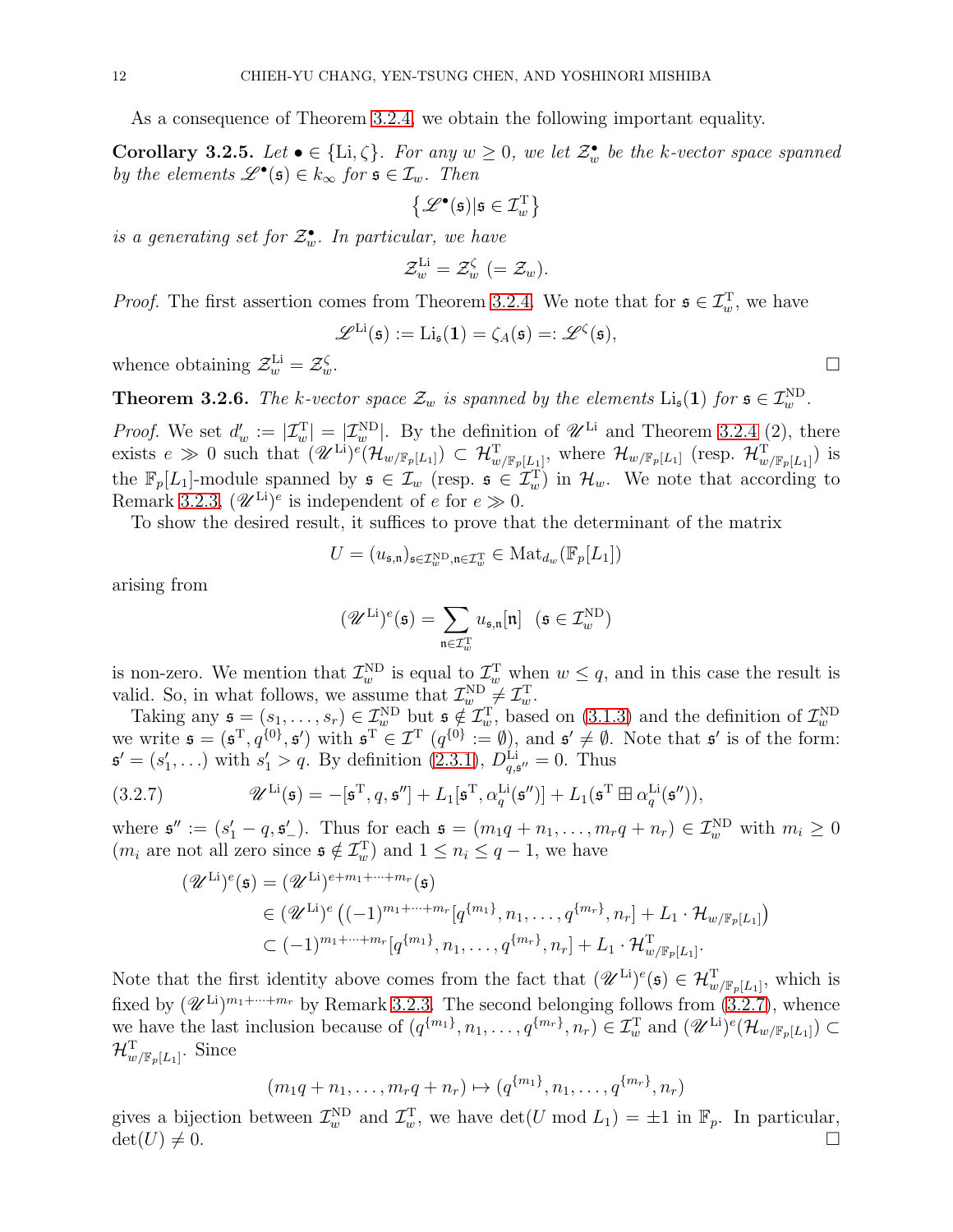As a consequence of Theorem 3.2.4, we obtain the following important equality.

**Corollary 3.2.5.** *Let $\bullet \in \{\mathrm{Li}, \zeta\}$. For any $w \geq 0$, we let $\mathcal{Z}_w^\bullet$ be the $k$-vector space spanned by the elements $\mathscr{L}^\bullet(\mathfrak{s}) \in k_\infty$ for $\mathfrak{s} \in \mathcal{I}_w$. Then*

$$\left\{\mathscr{L}^\bullet(\mathfrak{s}) | \mathfrak{s} \in \mathcal{I}_w^{\mathrm{T}}\right\}$$

*is a generating set for $\mathcal{Z}_w^\bullet$. In particular, we have*

$$\mathcal{Z}_w^{\mathrm{Li}} = \mathcal{Z}_w^\zeta \ (= \mathcal{Z}_w).$$

*Proof.* The first assertion comes from Theorem 3.2.4. We note that for $\mathfrak{s} \in \mathcal{I}_w^{\mathrm{T}}$, we have

$$\mathscr{L}^{\mathrm{Li}}(\mathfrak{s}) := \mathrm{Li}_{\mathfrak{s}}(\mathbf{1}) = \zeta_A(\mathfrak{s}) =: \mathscr{L}^\zeta(\mathfrak{s}),$$

whence obtaining $\mathcal{Z}_w^{\mathrm{Li}} = \mathcal{Z}_w^\zeta$. □

**Theorem 3.2.6.** *The $k$-vector space $\mathcal{Z}_w$ is spanned by the elements $\mathrm{Li}_{\mathfrak{s}}(\mathbf{1})$ for $\mathfrak{s} \in \mathcal{I}_w^{\mathrm{ND}}$.*

*Proof.* We set $d_w' := |\mathcal{I}_w^{\mathrm{T}}| = |\mathcal{I}_w^{\mathrm{ND}}|$. By the definition of $\mathscr{U}^{\mathrm{Li}}$ and Theorem 3.2.4 (2), there exists $e \gg 0$ such that $(\mathscr{U}^{\mathrm{Li}})^e(\mathcal{H}_{w/\mathbb{F}_p[L_1]}) \subset \mathcal{H}_{w/\mathbb{F}_p[L_1]}^{\mathrm{T}}$, where $\mathcal{H}_{w/\mathbb{F}_p[L_1]}$ (resp. $\mathcal{H}_{w/\mathbb{F}_p[L_1]}^{\mathrm{T}}$) is the $\mathbb{F}_p[L_1]$-module spanned by $\mathfrak{s} \in \mathcal{I}_w$ (resp. $\mathfrak{s} \in \mathcal{I}_w^{\mathrm{T}}$) in $\mathcal{H}_w$. We note that according to Remark 3.2.3, $(\mathscr{U}^{\mathrm{Li}})^e$ is independent of $e$ for $e \gg 0$.

To show the desired result, it suffices to prove that the determinant of the matrix

$$U = (u_{\mathfrak{s},\mathfrak{n}})_{\mathfrak{s} \in \mathcal{I}_w^{\mathrm{ND}}, \mathfrak{n} \in \mathcal{I}_w^{\mathrm{T}}} \in \mathrm{Mat}_{d_w}(\mathbb{F}_p[L_1])$$

arising from

$$(\mathscr{U}^{\mathrm{Li}})^e(\mathfrak{s}) = \sum_{\mathfrak{n} \in \mathcal{I}_w^{\mathrm{T}}} u_{\mathfrak{s},\mathfrak{n}}[\mathfrak{n}] \quad (\mathfrak{s} \in \mathcal{I}_w^{\mathrm{ND}})$$

is non-zero. We mention that $\mathcal{I}_w^{\mathrm{ND}}$ is equal to $\mathcal{I}_w^{\mathrm{T}}$ when $w \leq q$, and in this case the result is valid. So, in what follows, we assume that $\mathcal{I}_w^{\mathrm{ND}} \neq \mathcal{I}_w^{\mathrm{T}}$.

Taking any $\mathfrak{s} = (s_1, \ldots, s_r) \in \mathcal{I}_w^{\mathrm{ND}}$ but $\mathfrak{s} \notin \mathcal{I}_w^{\mathrm{T}}$, based on (3.1.3) and the definition of $\mathcal{I}_w^{\mathrm{ND}}$ we write $\mathfrak{s} = (\mathfrak{s}^{\mathrm{T}}, q^{\{0\}}, \mathfrak{s}')$ with $\mathfrak{s}^{\mathrm{T}} \in \mathcal{I}^{\mathrm{T}}$ ($q^{\{0\}} := \emptyset$), and $\mathfrak{s}' \neq \emptyset$. Note that $\mathfrak{s}'$ is of the form: $\mathfrak{s}' = (s_1', \ldots)$ with $s_1' > q$. By definition (2.3.1), $D_{q,\mathfrak{s}''}^{\mathrm{Li}} = 0$. Thus

$$\mathscr{U}^{\mathrm{Li}}(\mathfrak{s}) = -[\mathfrak{s}^{\mathrm{T}}, q, \mathfrak{s}''] + L_1[\mathfrak{s}^{\mathrm{T}}, \alpha_q^{\mathrm{Li}}(\mathfrak{s}'')] + L_1(\mathfrak{s}^{\mathrm{T}} \boxplus \alpha_q^{\mathrm{Li}}(\mathfrak{s}'')), \tag{3.2.7}$$

where $\mathfrak{s}'' := (s_1' - q, \mathfrak{s}_-')$. Thus for each $\mathfrak{s} = (m_1 q + n_1, \ldots, m_r q + n_r) \in \mathcal{I}_w^{\mathrm{ND}}$ with $m_i \geq 0$ ($m_i$ are not all zero since $\mathfrak{s} \notin \mathcal{I}_w^{\mathrm{T}}$) and $1 \leq n_i \leq q - 1$, we have

$$\begin{aligned}
(\mathscr{U}^{\mathrm{Li}})^e(\mathfrak{s}) &= (\mathscr{U}^{\mathrm{Li}})^{e + m_1 + \cdots + m_r}(\mathfrak{s}) \\
&\in (\mathscr{U}^{\mathrm{Li}})^e \left((-1)^{m_1 + \cdots + m_r}[q^{\{m_1\}}, n_1, \ldots, q^{\{m_r\}}, n_r] + L_1 \cdot \mathcal{H}_{w/\mathbb{F}_p[L_1]}\right) \\
&\subset (-1)^{m_1 + \cdots + m_r}[q^{\{m_1\}}, n_1, \ldots, q^{\{m_r\}}, n_r] + L_1 \cdot \mathcal{H}_{w/\mathbb{F}_p[L_1]}^{\mathrm{T}}.
\end{aligned}$$

Note that the first identity above comes from the fact that $(\mathscr{U}^{\mathrm{Li}})^e(\mathfrak{s}) \in \mathcal{H}_{w/\mathbb{F}_p[L_1]}^{\mathrm{T}}$, which is fixed by $(\mathscr{U}^{\mathrm{Li}})^{m_1 + \cdots + m_r}$ by Remark 3.2.3. The second belonging follows from (3.2.7), whence we have the last inclusion because of $(q^{\{m_1\}}, n_1, \ldots, q^{\{m_r\}}, n_r) \in \mathcal{I}_w^{\mathrm{T}}$ and $(\mathscr{U}^{\mathrm{Li}})^e(\mathcal{H}_{w/\mathbb{F}_p[L_1]}) \subset \mathcal{H}_{w/\mathbb{F}_p[L_1]}^{\mathrm{T}}$. Since

$$(m_1 q + n_1, \ldots, m_r q + n_r) \mapsto (q^{\{m_1\}}, n_1, \ldots, q^{\{m_r\}}, n_r)$$

gives a bijection between $\mathcal{I}_w^{\mathrm{ND}}$ and $\mathcal{I}_w^{\mathrm{T}}$, we have $\det(U \bmod L_1) = \pm 1$ in $\mathbb{F}_p$. In particular, $\det(U) \neq 0$. □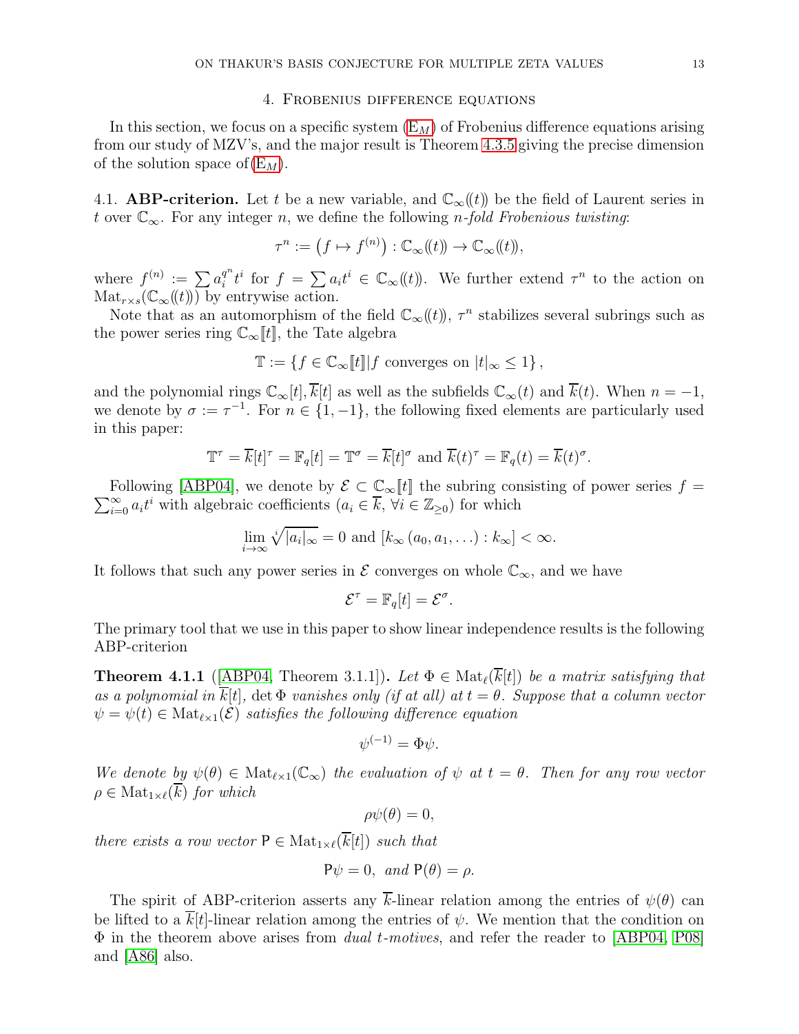## 4. Frobenius difference equations

In this section, we focus on a specific system ($\mathrm{E}_M$) of Frobenius difference equations arising from our study of MZV's, and the major result is Theorem 4.3.5 giving the precise dimension of the solution space of ($\mathrm{E}_M$).

4.1. **ABP-criterion.** Let $t$ be a new variable, and $\mathbb{C}_\infty(\!(t)\!)$ be the field of Laurent series in $t$ over $\mathbb{C}_\infty$. For any integer $n$, we define the following *$n$-fold Frobenious twisting*:

$$\tau^n := \left(f \mapsto f^{(n)}\right) : \mathbb{C}_\infty(\!(t)\!) \to \mathbb{C}_\infty(\!(t)\!),$$

where $f^{(n)} := \sum a_i^{q^n} t^i$ for $f = \sum a_i t^i \in \mathbb{C}_\infty(\!(t)\!)$. We further extend $\tau^n$ to the action on $\mathrm{Mat}_{r\times s}(\mathbb{C}_\infty(\!(t)\!))$ by entrywise action.

Note that as an automorphism of the field $\mathbb{C}_\infty(\!(t)\!)$, $\tau^n$ stabilizes several subrings such as the power series ring $\mathbb{C}_\infty[\![t]\!]$, the Tate algebra

$$\mathbb{T} := \{f \in \mathbb{C}_\infty[\![t]\!] | f \text{ converges on } |t|_\infty \leq 1\},$$

and the polynomial rings $\mathbb{C}_\infty[t], \overline{k}[t]$ as well as the subfields $\mathbb{C}_\infty(t)$ and $\overline{k}(t)$. When $n = -1$, we denote by $\sigma := \tau^{-1}$. For $n \in \{1, -1\}$, the following fixed elements are particularly used in this paper:

$$\mathbb{T}^\tau = \overline{k}[t]^\tau = \mathbb{F}_q[t] = \mathbb{T}^\sigma = \overline{k}[t]^\sigma \text{ and } \overline{k}(t)^\tau = \mathbb{F}_q(t) = \overline{k}(t)^\sigma.$$

Following [ABP04], we denote by $\mathcal{E} \subset \mathbb{C}_\infty[\![t]\!]$ the subring consisting of power series $f = \sum_{i=0}^\infty a_i t^i$ with algebraic coefficients ($a_i \in \overline{k}$, $\forall i \in \mathbb{Z}_{\geq 0}$) for which

$$\lim_{i\to\infty} \sqrt[i]{|a_i|_\infty} = 0 \text{ and } [k_\infty(a_0, a_1, \ldots) : k_\infty] < \infty.$$

It follows that such any power series in $\mathcal{E}$ converges on whole $\mathbb{C}_\infty$, and we have

$$\mathcal{E}^\tau = \mathbb{F}_q[t] = \mathcal{E}^\sigma.$$

The primary tool that we use in this paper to show linear independence results is the following ABP-criterion

**Theorem 4.1.1** ([ABP04, Theorem 3.1.1])**.** *Let $\Phi \in \mathrm{Mat}_\ell(\overline{k}[t])$ be a matrix satisfying that as a polynomial in $\overline{k}[t]$, $\det\Phi$ vanishes only (if at all) at $t = \theta$. Suppose that a column vector $\psi = \psi(t) \in \mathrm{Mat}_{\ell\times 1}(\mathcal{E})$ satisfies the following difference equation*

$$\psi^{(-1)} = \Phi\psi.$$

*We denote by $\psi(\theta) \in \mathrm{Mat}_{\ell\times 1}(\mathbb{C}_\infty)$ the evaluation of $\psi$ at $t = \theta$. Then for any row vector $\rho \in \mathrm{Mat}_{1\times\ell}(\overline{k})$ for which*

$$\rho\psi(\theta) = 0,$$

*there exists a row vector $\mathsf{P} \in \mathrm{Mat}_{1\times\ell}(\overline{k}[t])$ such that*

$$\mathsf{P}\psi = 0, \text{ and } \mathsf{P}(\theta) = \rho.$$

The spirit of ABP-criterion asserts any $\overline{k}$-linear relation among the entries of $\psi(\theta)$ can be lifted to a $\overline{k}[t]$-linear relation among the entries of $\psi$. We mention that the condition on $\Phi$ in the theorem above arises from *dual $t$-motives*, and refer the reader to [ABP04, P08] and [A86] also.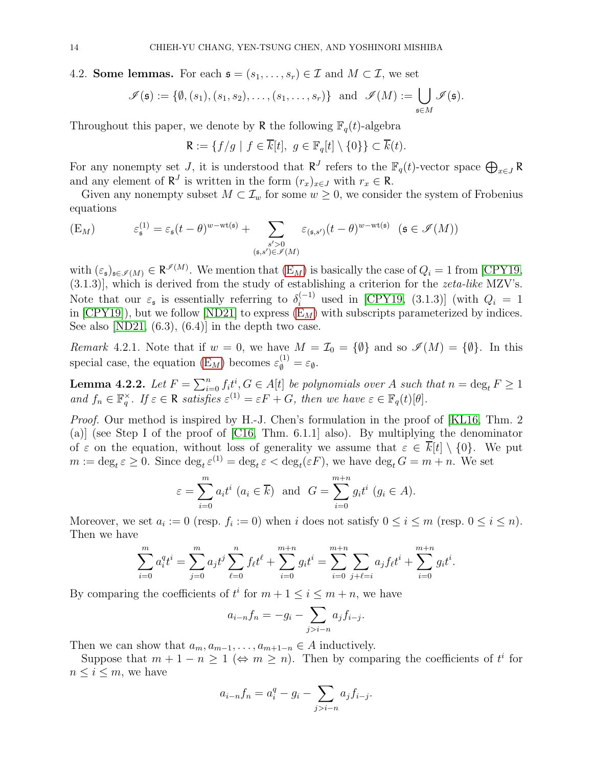4.2. **Some lemmas.** For each $\mathfrak{s} = (s_1, \dots, s_r) \in \mathcal{I}$ and $M \subset \mathcal{I}$, we set

$$\mathscr{I}(\mathfrak{s}) := \{\emptyset, (s_1), (s_1, s_2), \dots, (s_1, \dots, s_r)\} \text{ and } \mathscr{I}(M) := \bigcup_{\mathfrak{s} \in M} \mathscr{I}(\mathfrak{s}).$$

Throughout this paper, we denote by $\mathsf{R}$ the following $\mathbb{F}_q(t)$-algebra

$$\mathsf{R} := \{f/g \mid f \in \overline{k}[t],\ g \in \mathbb{F}_q[t] \setminus \{0\}\} \subset \overline{k}(t).$$

For any nonempty set $J$, it is understood that $\mathsf{R}^J$ refers to the $\mathbb{F}_q(t)$-vector space $\bigoplus_{x \in J} \mathsf{R}$ and any element of $\mathsf{R}^J$ is written in the form $(r_x)_{x \in J}$ with $r_x \in \mathsf{R}$.

Given any nonempty subset $M \subset \mathcal{I}_w$ for some $w \geq 0$, we consider the system of Frobenius equations

$$(\mathrm{E}_M) \qquad \varepsilon_{\mathfrak{s}}^{(1)} = \varepsilon_{\mathfrak{s}}(t-\theta)^{w-\mathrm{wt}(\mathfrak{s})} + \sum_{\substack{s'>0 \\ (\mathfrak{s}, s') \in \mathscr{I}(M)}} \varepsilon_{(\mathfrak{s}, s')}(t-\theta)^{w-\mathrm{wt}(\mathfrak{s})} \quad (\mathfrak{s} \in \mathscr{I}(M))$$

with $(\varepsilon_{\mathfrak{s}})_{\mathfrak{s} \in \mathscr{I}(M)} \in \mathsf{R}^{\mathscr{I}(M)}$. We mention that ($\mathrm{E}_M$) is basically the case of $Q_i = 1$ from [CPY19, (3.1.3)], which is derived from the study of establishing a criterion for the *zeta-like* MZV's. Note that our $\varepsilon_{\mathfrak{s}}$ is essentially referring to $\delta_i^{(-1)}$ used in [CPY19, (3.1.3)] (with $Q_i = 1$ in [CPY19]), but we follow [ND21] to express ($\mathrm{E}_M$) with subscripts parameterized by indices. See also [ND21, (6.3), (6.4)] in the depth two case.

*Remark* 4.2.1. Note that if $w = 0$, we have $M = \mathcal{I}_0 = \{\emptyset\}$ and so $\mathscr{I}(M) = \{\emptyset\}$. In this special case, the equation ($\mathrm{E}_M$) becomes $\varepsilon_{\emptyset}^{(1)} = \varepsilon_{\emptyset}$.

**Lemma 4.2.2.** *Let $F = \sum_{i=0}^{n} f_i t^i, G \in A[t]$ be polynomials over $A$ such that $n = \deg_t F \geq 1$ and $f_n \in \mathbb{F}_q^\times$. If $\varepsilon \in \mathsf{R}$ satisfies $\varepsilon^{(1)} = \varepsilon F + G$, then we have $\varepsilon \in \mathbb{F}_q(t)[\theta]$.*

*Proof.* Our method is inspired by H.-J. Chen's formulation in the proof of [KL16, Thm. 2 (a)] (see Step I of the proof of [C16, Thm. 6.1.1] also). By multiplying the denominator of $\varepsilon$ on the equation, without loss of generality we assume that $\varepsilon \in \overline{k}[t] \setminus \{0\}$. We put $m := \deg_t \varepsilon \geq 0$. Since $\deg_t \varepsilon^{(1)} = \deg_t \varepsilon < \deg_t(\varepsilon F)$, we have $\deg_t G = m + n$. We set

$$\varepsilon = \sum_{i=0}^{m} a_i t^i \ (a_i \in \overline{k}) \text{ and } G = \sum_{i=0}^{m+n} g_i t^i \ (g_i \in A).$$

Moreover, we set $a_i := 0$ (resp. $f_i := 0$) when $i$ does not satisfy $0 \leq i \leq m$ (resp. $0 \leq i \leq n$). Then we have

$$\sum_{i=0}^{m} a_i^q t^i = \sum_{j=0}^{m} a_j t^j \sum_{\ell=0}^{n} f_\ell t^\ell + \sum_{i=0}^{m+n} g_i t^i = \sum_{i=0}^{m+n} \sum_{j+\ell=i} a_j f_\ell t^i + \sum_{i=0}^{m+n} g_i t^i.$$

By comparing the coefficients of $t^i$ for $m+1 \leq i \leq m+n$, we have

$$a_{i-n} f_n = -g_i - \sum_{j > i-n} a_j f_{i-j}.$$

Then we can show that $a_m, a_{m-1}, \dots, a_{m+1-n} \in A$ inductively.

Suppose that $m + 1 - n \geq 1$ ($\Leftrightarrow m \geq n$). Then by comparing the coefficients of $t^i$ for $n \leq i \leq m$, we have

$$a_{i-n} f_n = a_i^q - g_i - \sum_{j > i-n} a_j f_{i-j}.$$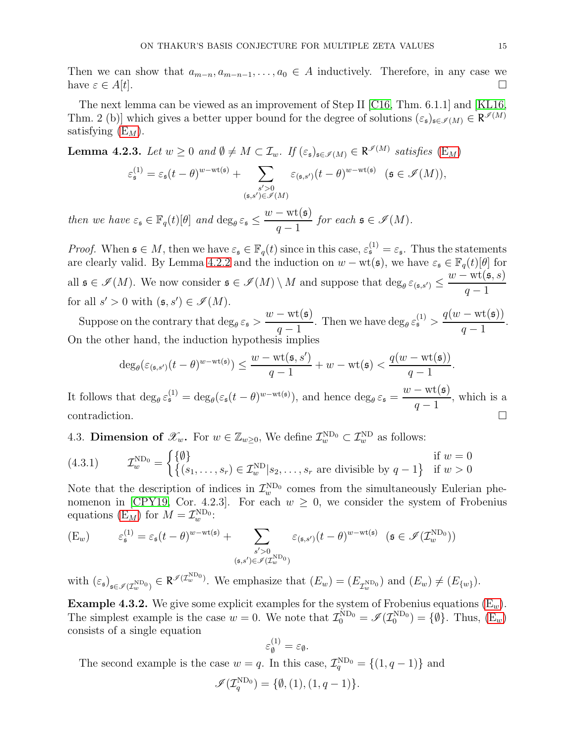Then we can show that $a_{m-n}, a_{m-n-1}, \dots, a_0 \in A$ inductively. Therefore, in any case we have $\varepsilon \in A[t]$. $\square$

The next lemma can be viewed as an improvement of Step II [C16, Thm. 6.1.1] and [KL16, Thm. 2 (b)] which gives a better upper bound for the degree of solutions $(\varepsilon_{\mathfrak{s}})_{\mathfrak{s} \in \mathscr{I}(M)} \in \mathsf{R}^{\mathscr{I}(M)}$ satisfying ($\mathrm{E}_M$).

**Lemma 4.2.3.** *Let $w \geq 0$ and $\emptyset \neq M \subset \mathcal{I}_w$. If $(\varepsilon_{\mathfrak{s}})_{\mathfrak{s} \in \mathscr{I}(M)} \in \mathsf{R}^{\mathscr{I}(M)}$ satisfies* ($\mathrm{E}_M$)

$$\varepsilon_{\mathfrak{s}}^{(1)} = \varepsilon_{\mathfrak{s}}(t-\theta)^{w-\mathrm{wt}(\mathfrak{s})} + \sum_{\substack{s'>0 \\ (\mathfrak{s},s') \in \mathscr{I}(M)}} \varepsilon_{(\mathfrak{s},s')}(t-\theta)^{w-\mathrm{wt}(\mathfrak{s})} \quad (\mathfrak{s} \in \mathscr{I}(M)),$$

*then we have $\varepsilon_{\mathfrak{s}} \in \mathbb{F}_q(t)[\theta]$ and $\deg_\theta \varepsilon_{\mathfrak{s}} \leq \dfrac{w - \mathrm{wt}(\mathfrak{s})}{q-1}$ for each $\mathfrak{s} \in \mathscr{I}(M)$.*

*Proof.* When $\mathfrak{s} \in M$, then we have $\varepsilon_{\mathfrak{s}} \in \mathbb{F}_q(t)$ since in this case, $\varepsilon_{\mathfrak{s}}^{(1)} = \varepsilon_{\mathfrak{s}}$. Thus the statements are clearly valid. By Lemma 4.2.2 and the induction on $w - \mathrm{wt}(\mathfrak{s})$, we have $\varepsilon_{\mathfrak{s}} \in \mathbb{F}_q(t)[\theta]$ for all $\mathfrak{s} \in \mathscr{I}(M)$. We now consider $\mathfrak{s} \in \mathscr{I}(M) \setminus M$ and suppose that $\deg_\theta \varepsilon_{(\mathfrak{s},s')} \leq \dfrac{w - \mathrm{wt}(\mathfrak{s},s)}{q-1}$ for all $s' > 0$ with $(\mathfrak{s}, s') \in \mathscr{I}(M)$.

Suppose on the contrary that $\deg_\theta \varepsilon_{\mathfrak{s}} > \dfrac{w - \mathrm{wt}(\mathfrak{s})}{q-1}$. Then we have $\deg_\theta \varepsilon_{\mathfrak{s}}^{(1)} > \dfrac{q(w - \mathrm{wt}(\mathfrak{s}))}{q-1}$. On the other hand, the induction hypothesis implies

$$\deg_\theta(\varepsilon_{(\mathfrak{s},s')}(t-\theta)^{w-\mathrm{wt}(\mathfrak{s})}) \leq \frac{w - \mathrm{wt}(\mathfrak{s},s')}{q-1} + w - \mathrm{wt}(\mathfrak{s}) < \frac{q(w - \mathrm{wt}(\mathfrak{s}))}{q-1}.$$

It follows that $\deg_\theta \varepsilon_{\mathfrak{s}}^{(1)} = \deg_\theta(\varepsilon_{\mathfrak{s}}(t-\theta)^{w-\mathrm{wt}(\mathfrak{s})})$, and hence $\deg_\theta \varepsilon_{\mathfrak{s}} = \dfrac{w - \mathrm{wt}(\mathfrak{s})}{q-1}$, which is a contradiction. $\square$

4.3. **Dimension of $\mathscr{X}_w$.** For $w \in \mathbb{Z}_{w \geq 0}$, We define $\mathcal{I}_w^{\mathrm{ND}_0} \subset \mathcal{I}_w^{\mathrm{ND}}$ as follows:

$$\mathcal{I}_w^{\mathrm{ND}_0} = \begin{cases} \{\emptyset\} & \text{if } w = 0 \\ \{(s_1, \dots, s_r) \in \mathcal{I}_w^{\mathrm{ND}} | s_2, \dots, s_r \text{ are divisible by } q-1\} & \text{if } w > 0 \end{cases} \tag{4.3.1}$$

Note that the description of indices in $\mathcal{I}_w^{\mathrm{ND}_0}$ comes from the simultaneously Eulerian phenomenon in [CPY19, Cor. 4.2.3]. For each $w \geq 0$, we consider the system of Frobenius equations ($\mathrm{E}_M$) for $M = \mathcal{I}_w^{\mathrm{ND}_0}$:

$$\varepsilon_{\mathfrak{s}}^{(1)} = \varepsilon_{\mathfrak{s}}(t-\theta)^{w-\mathrm{wt}(\mathfrak{s})} + \sum_{\substack{s'>0 \\ (\mathfrak{s},s') \in \mathscr{I}(\mathcal{I}_w^{\mathrm{ND}_0})}} \varepsilon_{(\mathfrak{s},s')}(t-\theta)^{w-\mathrm{wt}(\mathfrak{s})} \quad (\mathfrak{s} \in \mathscr{I}(\mathcal{I}_w^{\mathrm{ND}_0})) \tag{$\mathrm{E}_w$}$$

with $(\varepsilon_{\mathfrak{s}})_{\mathfrak{s} \in \mathscr{I}(\mathcal{I}_w^{\mathrm{ND}_0})} \in \mathsf{R}^{\mathscr{I}(\mathcal{I}_w^{\mathrm{ND}_0})}$. We emphasize that $(E_w) = (E_{\mathcal{I}_w^{\mathrm{ND}_0}})$ and $(E_w) \neq (E_{\{w\}})$.

**Example 4.3.2.** We give some explicit examples for the system of Frobenius equations ($\mathrm{E}_w$). The simplest example is the case $w = 0$. We note that $\mathcal{I}_0^{\mathrm{ND}_0} = \mathscr{I}(\mathcal{I}_0^{\mathrm{ND}_0}) = \{\emptyset\}$. Thus, ($\mathrm{E}_w$) consists of a single equation

$$\varepsilon_{\emptyset}^{(1)} = \varepsilon_{\emptyset}.$$

The second example is the case $w = q$. In this case, $\mathcal{I}_q^{\mathrm{ND}_0} = \{(1, q-1)\}$ and

$$\mathscr{I}(\mathcal{I}_q^{\mathrm{ND}_0}) = \{\emptyset, (1), (1, q-1)\}.$$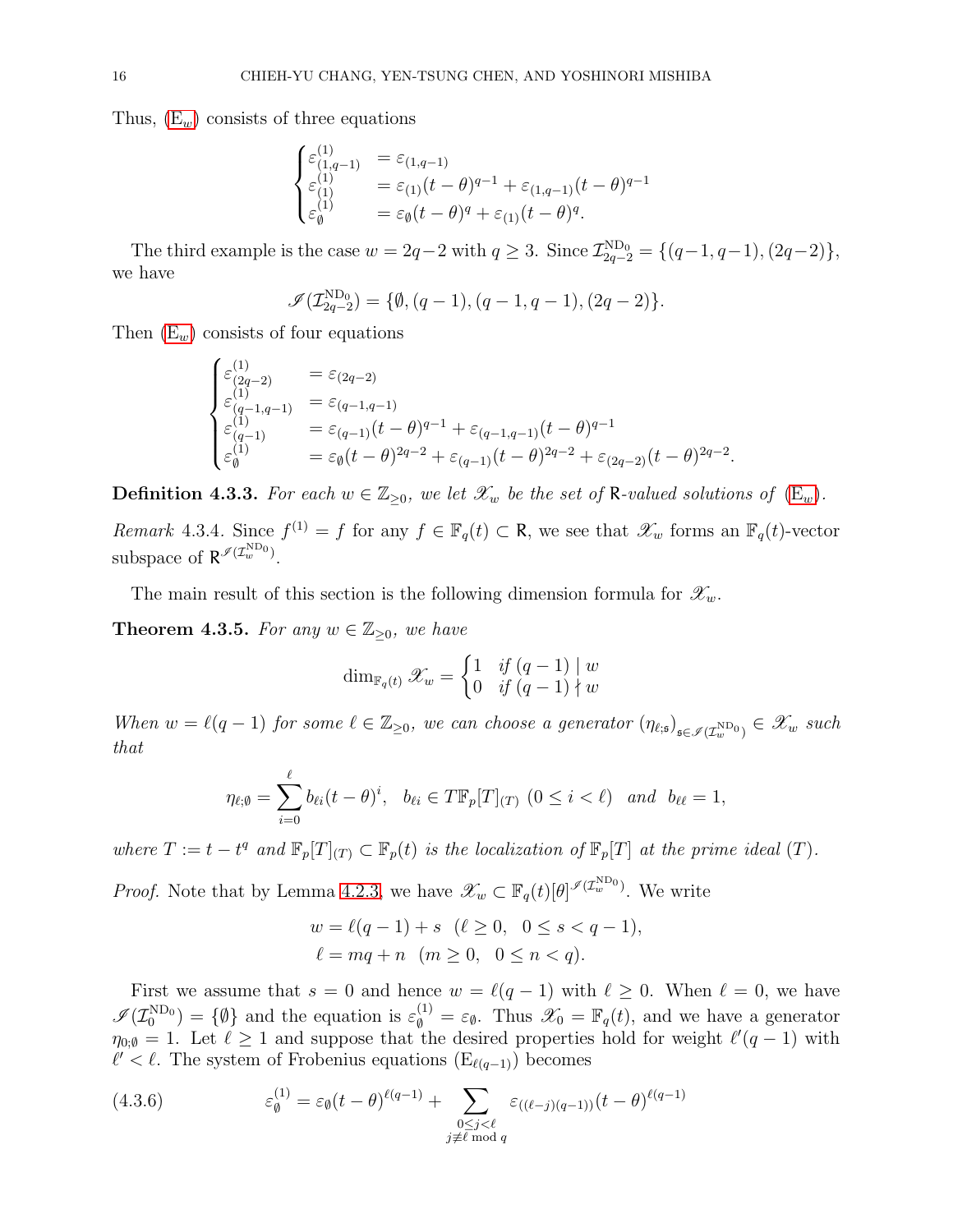Thus, ($\mathrm{E}_w$) consists of three equations

$$\begin{cases} \varepsilon_{(1,q-1)}^{(1)} &= \varepsilon_{(1,q-1)} \\ \varepsilon_{(1)}^{(1)} &= \varepsilon_{(1)}(t-\theta)^{q-1} + \varepsilon_{(1,q-1)}(t-\theta)^{q-1} \\ \varepsilon_{\emptyset}^{(1)} &= \varepsilon_{\emptyset}(t-\theta)^{q} + \varepsilon_{(1)}(t-\theta)^{q}. \end{cases}$$

The third example is the case $w = 2q-2$ with $q \geq 3$. Since $\mathcal{I}_{2q-2}^{\mathrm{ND}_0} = \{(q-1,q-1),(2q-2)\}$, we have

$$\mathscr{I}(\mathcal{I}_{2q-2}^{\mathrm{ND}_0}) = \{\emptyset, (q-1), (q-1,q-1), (2q-2)\}.$$

Then ($\mathrm{E}_w$) consists of four equations

$$\begin{cases} \varepsilon_{(2q-2)}^{(1)} &= \varepsilon_{(2q-2)} \\ \varepsilon_{(q-1,q-1)}^{(1)} &= \varepsilon_{(q-1,q-1)} \\ \varepsilon_{(q-1)}^{(1)} &= \varepsilon_{(q-1)}(t-\theta)^{q-1} + \varepsilon_{(q-1,q-1)}(t-\theta)^{q-1} \\ \varepsilon_{\emptyset}^{(1)} &= \varepsilon_{\emptyset}(t-\theta)^{2q-2} + \varepsilon_{(q-1)}(t-\theta)^{2q-2} + \varepsilon_{(2q-2)}(t-\theta)^{2q-2}. \end{cases}$$

**Definition 4.3.3.** *For each $w \in \mathbb{Z}_{\geq 0}$, we let $\mathscr{X}_w$ be the set of $\mathsf{R}$-valued solutions of ($\mathrm{E}_w$).*

*Remark* 4.3.4. Since $f^{(1)} = f$ for any $f \in \mathbb{F}_q(t) \subset \mathsf{R}$, we see that $\mathscr{X}_w$ forms an $\mathbb{F}_q(t)$-vector subspace of $\mathsf{R}^{\mathscr{I}(\mathcal{I}_w^{\mathrm{ND}_0})}$.

The main result of this section is the following dimension formula for $\mathscr{X}_w$.

**Theorem 4.3.5.** *For any $w \in \mathbb{Z}_{\geq 0}$, we have*

$$\dim_{\mathbb{F}_q(t)} \mathscr{X}_w = \begin{cases} 1 & \text{if } (q-1) \mid w \\ 0 & \text{if } (q-1) \nmid w \end{cases}$$

*When $w = \ell(q-1)$ for some $\ell \in \mathbb{Z}_{\geq 0}$, we can choose a generator $(\eta_{\ell;\mathfrak{s}})_{\mathfrak{s} \in \mathscr{I}(\mathcal{I}_w^{\mathrm{ND}_0})} \in \mathscr{X}_w$ such that*

$$\eta_{\ell;\emptyset} = \sum_{i=0}^{\ell} b_{\ell i}(t-\theta)^i, \quad b_{\ell i} \in T\mathbb{F}_p[T]_{(T)} \ (0 \leq i < \ell) \quad \text{and} \quad b_{\ell\ell} = 1,$$

*where $T := t - t^q$ and $\mathbb{F}_p[T]_{(T)} \subset \mathbb{F}_p(t)$ is the localization of $\mathbb{F}_p[T]$ at the prime ideal $(T)$.*

*Proof.* Note that by Lemma 4.2.3, we have $\mathscr{X}_w \subset \mathbb{F}_q(t)[\theta]^{\mathscr{I}(\mathcal{I}_w^{\mathrm{ND}_0})}$. We write

$$w = \ell(q-1) + s \quad (\ell \geq 0, \quad 0 \leq s < q-1),$$
$$\ell = mq + n \quad (m \geq 0, \quad 0 \leq n < q).$$

First we assume that $s = 0$ and hence $w = \ell(q-1)$ with $\ell \geq 0$. When $\ell = 0$, we have $\mathscr{I}(\mathcal{I}_0^{\mathrm{ND}_0}) = \{\emptyset\}$ and the equation is $\varepsilon_{\emptyset}^{(1)} = \varepsilon_{\emptyset}$. Thus $\mathscr{X}_0 = \mathbb{F}_q(t)$, and we have a generator $\eta_{0;\emptyset} = 1$. Let $\ell \geq 1$ and suppose that the desired properties hold for weight $\ell'(q-1)$ with $\ell' < \ell$. The system of Frobenius equations ($\mathrm{E}_{\ell(q-1)}$) becomes

$$\varepsilon_{\emptyset}^{(1)} = \varepsilon_{\emptyset}(t-\theta)^{\ell(q-1)} + \sum_{\substack{0 \leq j < \ell \\ j \not\equiv \ell \bmod q}} \varepsilon_{((\ell-j)(q-1))}(t-\theta)^{\ell(q-1)} \tag{4.3.6}$$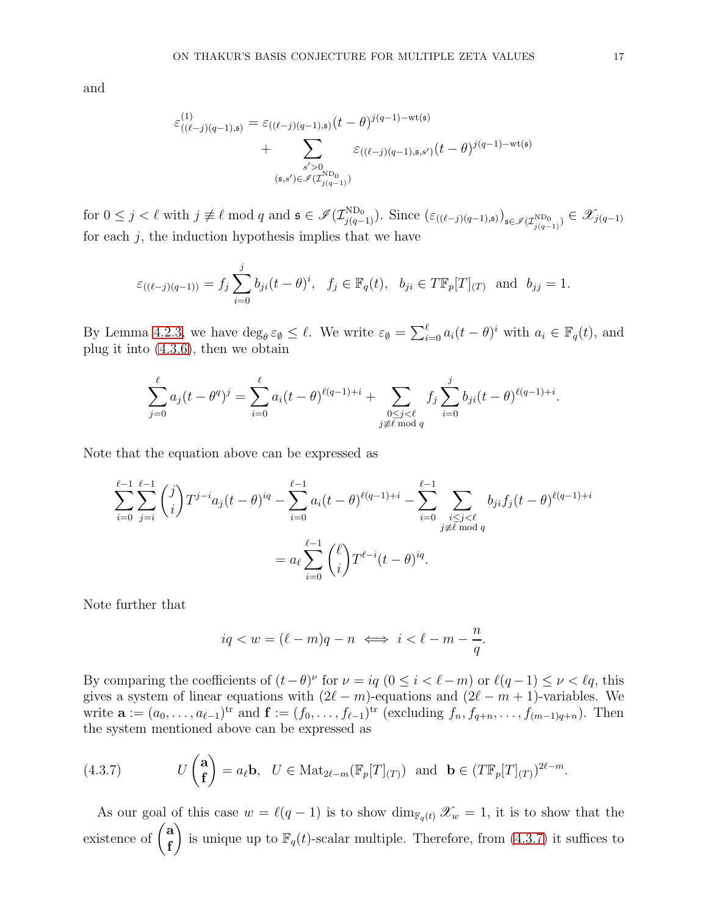and

$$\varepsilon^{(1)}_{((\ell-j)(q-1),\mathfrak{s})} = \varepsilon_{((\ell-j)(q-1),\mathfrak{s})}(t-\theta)^{j(q-1)-\mathrm{wt}(\mathfrak{s})} + \sum_{\substack{s'>0 \\ (\mathfrak{s},s')\in \mathscr{I}(\mathcal{I}^{\mathrm{ND}_0}_{j(q-1)})}} \varepsilon_{((\ell-j)(q-1),\mathfrak{s},s')}(t-\theta)^{j(q-1)-\mathrm{wt}(\mathfrak{s})}$$

for $0 \leq j < \ell$ with $j \not\equiv \ell \bmod q$ and $\mathfrak{s} \in \mathscr{I}(\mathcal{I}^{\mathrm{ND}_0}_{j(q-1)})$. Since $(\varepsilon_{((\ell-j)(q-1),\mathfrak{s})})_{\mathfrak{s}\in \mathscr{I}(\mathcal{I}^{\mathrm{ND}_0}_{j(q-1)})} \in \mathscr{X}_{j(q-1)}$ for each $j$, the induction hypothesis implies that we have

$$\varepsilon_{((\ell-j)(q-1))} = f_j \sum_{i=0}^{j} b_{ji}(t-\theta)^i, \quad f_j \in \mathbb{F}_q(t), \quad b_{ji} \in T\mathbb{F}_p[T]_{(T)} \text{ and } b_{jj} = 1.$$

By Lemma 4.2.3, we have $\deg_\theta \varepsilon_\emptyset \leq \ell$. We write $\varepsilon_\emptyset = \sum_{i=0}^{\ell} a_i(t-\theta)^i$ with $a_i \in \mathbb{F}_q(t)$, and plug it into (4.3.6), then we obtain

$$\sum_{j=0}^{\ell} a_j(t-\theta^q)^j = \sum_{i=0}^{\ell} a_i(t-\theta)^{\ell(q-1)+i} + \sum_{\substack{0\leq j<\ell \\ j\not\equiv \ell \bmod q}} f_j \sum_{i=0}^{j} b_{ji}(t-\theta)^{\ell(q-1)+i}.$$

Note that the equation above can be expressed as

$$\sum_{i=0}^{\ell-1}\sum_{j=i}^{\ell-1}\binom{j}{i}T^{j-i}a_j(t-\theta)^{iq} - \sum_{i=0}^{\ell-1} a_i(t-\theta)^{\ell(q-1)+i} - \sum_{i=0}^{\ell-1}\sum_{\substack{i\leq j<\ell \\ j\not\equiv \ell \bmod q}} b_{ji}f_j(t-\theta)^{\ell(q-1)+i}$$
$$= a_\ell \sum_{i=0}^{\ell-1}\binom{\ell}{i}T^{\ell-i}(t-\theta)^{iq}.$$

Note further that

$$iq < w = (\ell-m)q - n \iff i < \ell - m - \frac{n}{q}.$$

By comparing the coefficients of $(t-\theta)^\nu$ for $\nu = iq$ $(0 \leq i < \ell - m)$ or $\ell(q-1) \leq \nu < \ell q$, this gives a system of linear equations with $(2\ell - m)$-equations and $(2\ell - m + 1)$-variables. We write $\mathbf{a} := (a_0, \ldots, a_{\ell-1})^{\mathrm{tr}}$ and $\mathbf{f} := (f_0, \ldots, f_{\ell-1})^{\mathrm{tr}}$ (excluding $f_n, f_{q+n}, \ldots, f_{(m-1)q+n}$). Then the system mentioned above can be expressed as

$$U\begin{pmatrix}\mathbf{a}\\ \mathbf{f}\end{pmatrix} = a_\ell \mathbf{b}, \quad U \in \mathrm{Mat}_{2\ell-m}(\mathbb{F}_p[T]_{(T)}) \text{ and } \mathbf{b} \in (T\mathbb{F}_p[T]_{(T)})^{2\ell-m}. \tag{4.3.7}$$

As our goal of this case $w = \ell(q-1)$ is to show $\dim_{\mathbb{F}_q(t)} \mathscr{X}_w = 1$, it is to show that the existence of $\begin{pmatrix}\mathbf{a}\\ \mathbf{f}\end{pmatrix}$ is unique up to $\mathbb{F}_q(t)$-scalar multiple. Therefore, from (4.3.7) it suffices to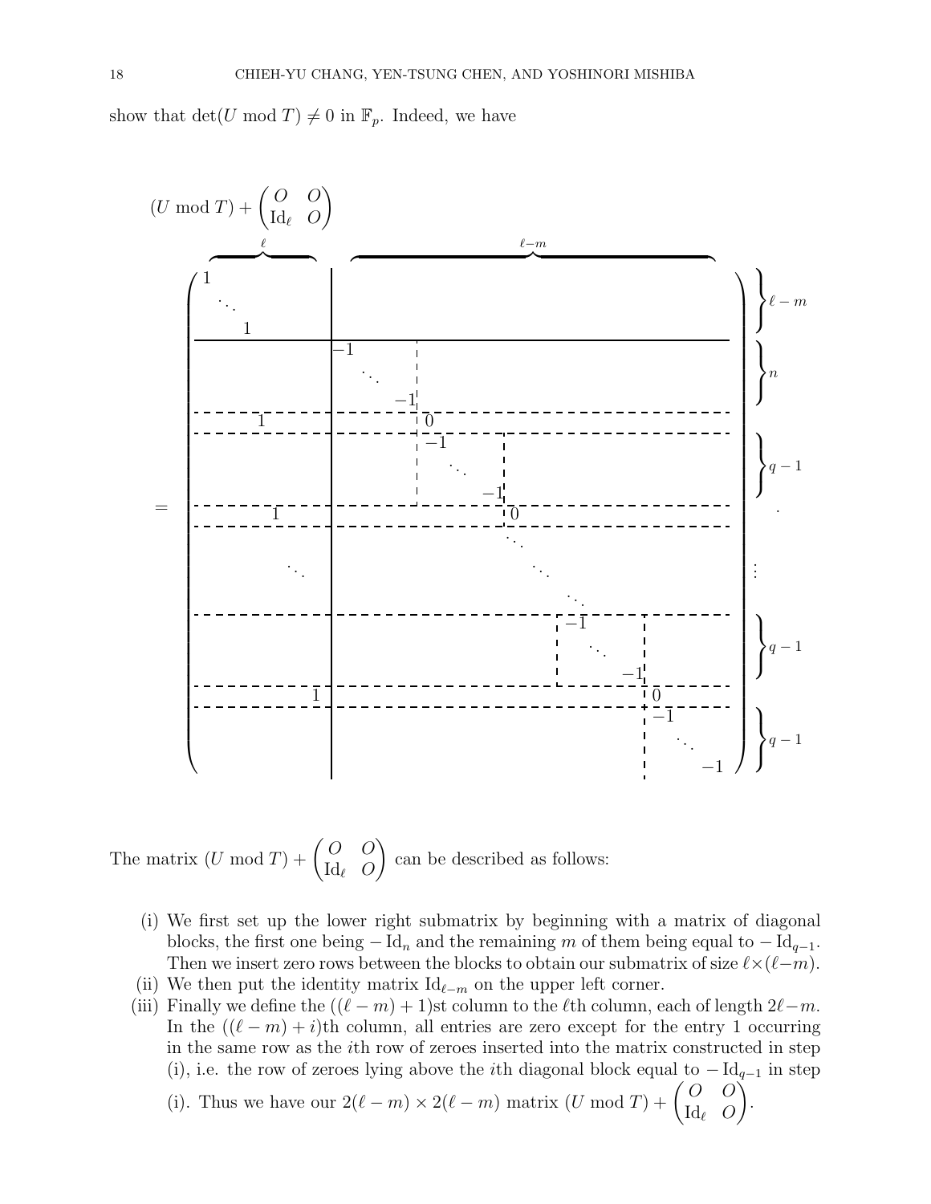show that $\det(U \bmod T) \neq 0$ in $\mathbb{F}_p$. Indeed, we have

$$
(U \bmod T) + \begin{pmatrix} O & O \\ \mathrm{Id}_\ell & O \end{pmatrix}
$$

$$
= \left(\begin{array}{ccccc|ccccccccccc}
1 & & & & & & & & & & & & & & & \\
& \ddots & & & & & & & & & & & & & & \\
& & 1 & & & & & & & & & & & & & \\
\hline
& & & & & -1 & & & & & & & & & & \\
& & & & & & \ddots & & & & & & & & & \\
& & & & & & & -1 & & & & & & & & \\
& 1 & & & & & & & 0 & & & & & & & \\
& & & & & & & & -1 & & & & & & & \\
& & & & & & & & & \ddots & & & & & & \\
& & & & & & & & & & -1 & & & & & \\
& & 1 & & & & & & & & & 0 & & & & \\
& & & \ddots & & & & & & & & & \ddots & & & \\
& & & & & & & & & & & & -1 & & & \\
& & & & & & & & & & & & & \ddots & & \\
& & & & & & & & & & & & & & -1 & \\
& & & & 1 & & & & & & & & & & & 0 \\
& & & & & & & & & & & & & & & -1 \\
& & & & & & & & & & & & & & & & \ddots \\
& & & & & & & & & & & & & & & & & -1
\end{array}\right)
$$

(Column blocks of sizes $\ell$ and $\ell - m$; row blocks of sizes $\ell - m$, $n$, then a zero row followed by $q-1$ rows, repeated, with the last block of size $q-1$.)

The matrix $(U \bmod T) + \begin{pmatrix} O & O \\ \mathrm{Id}_\ell & O \end{pmatrix}$ can be described as follows:

(i) We first set up the lower right submatrix by beginning with a matrix of diagonal blocks, the first one being $-\mathrm{Id}_n$ and the remaining $m$ of them being equal to $-\mathrm{Id}_{q-1}$. Then we insert zero rows between the blocks to obtain our submatrix of size $\ell \times (\ell - m)$.

(ii) We then put the identity matrix $\mathrm{Id}_{\ell-m}$ on the upper left corner.

(iii) Finally we define the $((\ell - m) + 1)$st column to the $\ell$th column, each of length $2\ell - m$. In the $((\ell - m) + i)$th column, all entries are zero except for the entry 1 occurring in the same row as the $i$th row of zeroes inserted into the matrix constructed in step (i), i.e. the row of zeroes lying above the $i$th diagonal block equal to $-\mathrm{Id}_{q-1}$ in step (i). Thus we have our $2(\ell - m) \times 2(\ell - m)$ matrix $(U \bmod T) + \begin{pmatrix} O & O \\ \mathrm{Id}_\ell & O \end{pmatrix}$.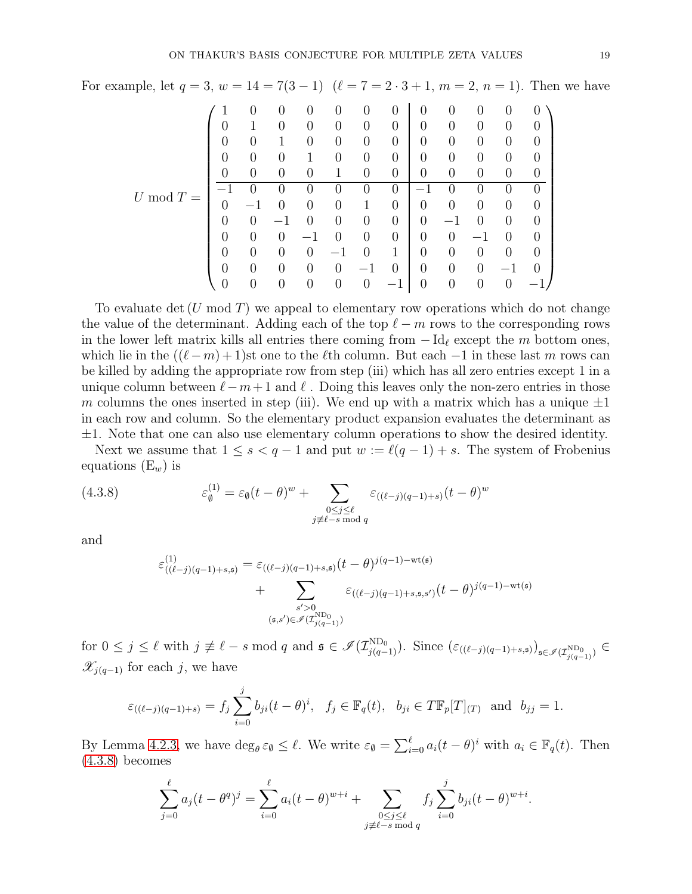For example, let $q = 3$, $w = 14 = 7(3-1)$ $(\ell = 7 = 2\cdot 3 + 1,\ m = 2,\ n = 1)$. Then we have

$$U \bmod T = \left(\begin{array}{ccccccc|ccccc}
1 & 0 & 0 & 0 & 0 & 0 & 0 & 0 & 0 & 0 & 0 & 0\\
0 & 1 & 0 & 0 & 0 & 0 & 0 & 0 & 0 & 0 & 0 & 0\\
0 & 0 & 1 & 0 & 0 & 0 & 0 & 0 & 0 & 0 & 0 & 0\\
0 & 0 & 0 & 1 & 0 & 0 & 0 & 0 & 0 & 0 & 0 & 0\\
0 & 0 & 0 & 0 & 1 & 0 & 0 & 0 & 0 & 0 & 0 & 0\\
\hline
-1 & 0 & 0 & 0 & 0 & 0 & 0 & -1 & 0 & 0 & 0 & 0\\
0 & -1 & 0 & 0 & 0 & 1 & 0 & 0 & 0 & 0 & 0 & 0\\
0 & 0 & -1 & 0 & 0 & 0 & 0 & 0 & -1 & 0 & 0 & 0\\
0 & 0 & 0 & -1 & 0 & 0 & 0 & 0 & 0 & -1 & 0 & 0\\
0 & 0 & 0 & 0 & -1 & 0 & 1 & 0 & 0 & 0 & 0 & 0\\
0 & 0 & 0 & 0 & 0 & -1 & 0 & 0 & 0 & 0 & -1 & 0\\
0 & 0 & 0 & 0 & 0 & 0 & -1 & 0 & 0 & 0 & 0 & -1
\end{array}\right)$$

To evaluate $\det(U \bmod T)$ we appeal to elementary row operations which do not change the value of the determinant. Adding each of the top $\ell - m$ rows to the corresponding rows in the lower left matrix kills all entries there coming from $-\mathrm{Id}_\ell$ except the $m$ bottom ones, which lie in the $((\ell-m)+1)$st one to the $\ell$th column. But each $-1$ in these last $m$ rows can be killed by adding the appropriate row from step (iii) which has all zero entries except 1 in a unique column between $\ell - m + 1$ and $\ell$. Doing this leaves only the non-zero entries in those $m$ columns the ones inserted in step (iii). We end up with a matrix which has a unique $\pm 1$ in each row and column. So the elementary product expansion evaluates the determinant as $\pm 1$. Note that one can also use elementary column operations to show the desired identity.

Next we assume that $1 \le s < q-1$ and put $w := \ell(q-1) + s$. The system of Frobenius equations $(\mathrm{E}_w)$ is

$$\varepsilon_\emptyset^{(1)} = \varepsilon_\emptyset (t-\theta)^w + \sum_{\substack{0 \le j \le \ell \\ j \not\equiv \ell - s \bmod q}} \varepsilon_{((\ell-j)(q-1)+s)} (t-\theta)^w \tag{4.3.8}$$

and

$$\begin{aligned}
\varepsilon^{(1)}_{((\ell-j)(q-1)+s,\mathfrak{s})} &= \varepsilon_{((\ell-j)(q-1)+s,\mathfrak{s})} (t-\theta)^{j(q-1)-\mathrm{wt}(\mathfrak{s})} \\
&\quad + \sum_{\substack{s'>0 \\ (\mathfrak{s},s') \in \mathscr{I}(\mathcal{I}^{\mathrm{ND}_0}_{j(q-1)})}} \varepsilon_{((\ell-j)(q-1)+s,\mathfrak{s},s')} (t-\theta)^{j(q-1)-\mathrm{wt}(\mathfrak{s})}
\end{aligned}$$

for $0 \le j \le \ell$ with $j \not\equiv \ell - s \bmod q$ and $\mathfrak{s} \in \mathscr{I}(\mathcal{I}^{\mathrm{ND}_0}_{j(q-1)})$. Since $\left(\varepsilon_{((\ell-j)(q-1)+s,\mathfrak{s})}\right)_{\mathfrak{s} \in \mathscr{I}(\mathcal{I}^{\mathrm{ND}_0}_{j(q-1)})} \in \mathscr{X}_{j(q-1)}$ for each $j$, we have

$$\varepsilon_{((\ell-j)(q-1)+s)} = f_j \sum_{i=0}^{j} b_{ji} (t-\theta)^i, \quad f_j \in \mathbb{F}_q(t), \quad b_{ji} \in T\mathbb{F}_p[T]_{(T)} \ \text{ and } \ b_{jj} = 1.$$

By Lemma 4.2.3, we have $\deg_\theta \varepsilon_\emptyset \le \ell$. We write $\varepsilon_\emptyset = \sum_{i=0}^{\ell} a_i (t-\theta)^i$ with $a_i \in \mathbb{F}_q(t)$. Then (4.3.8) becomes

$$\sum_{j=0}^{\ell} a_j (t-\theta^q)^j = \sum_{i=0}^{\ell} a_i (t-\theta)^{w+i} + \sum_{\substack{0 \le j \le \ell \\ j \not\equiv \ell - s \bmod q}} f_j \sum_{i=0}^{j} b_{ji} (t-\theta)^{w+i}.$$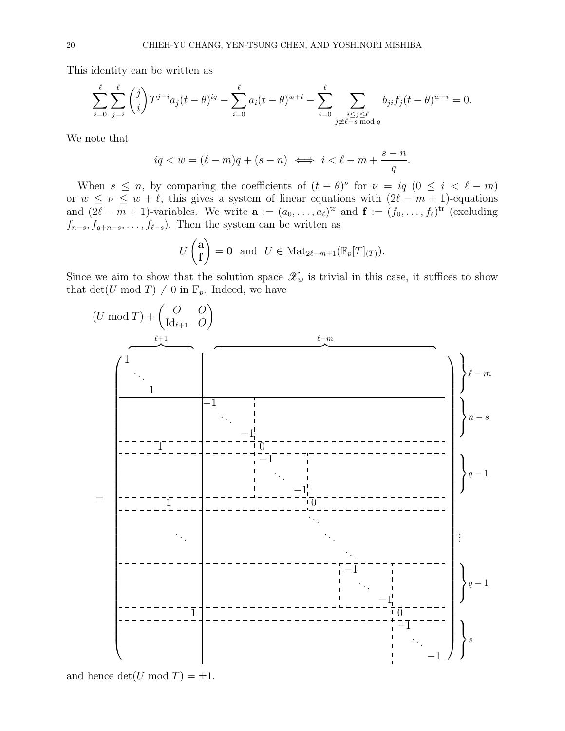This identity can be written as

$$\sum_{i=0}^{\ell}\sum_{j=i}^{\ell}\binom{j}{i}T^{j-i}a_j(t-\theta)^{iq}-\sum_{i=0}^{\ell}a_i(t-\theta)^{w+i}-\sum_{i=0}^{\ell}\sum_{\substack{i\leq j\leq \ell\\ j\not\equiv \ell-s \bmod q}}b_{ji}f_j(t-\theta)^{w+i}=0.$$

We note that

$$iq<w=(\ell-m)q+(s-n)\iff i<\ell-m+\frac{s-n}{q}.$$

When $s\leq n$, by comparing the coefficients of $(t-\theta)^{\nu}$ for $\nu=iq$ $(0\leq i<\ell-m)$ or $w\leq\nu\leq w+\ell$, this gives a system of linear equations with $(2\ell-m+1)$-equations and $(2\ell-m+1)$-variables. We write $\mathbf{a}:=(a_0,\dots,a_\ell)^{\mathrm{tr}}$ and $\mathbf{f}:=(f_0,\dots,f_\ell)^{\mathrm{tr}}$ (excluding $f_{n-s},f_{q+n-s},\dots,f_{\ell-s}$). Then the system can be written as

$$U\begin{pmatrix}\mathbf{a}\\ \mathbf{f}\end{pmatrix}=\mathbf{0}\ \text{ and }\ U\in\mathrm{Mat}_{2\ell-m+1}(\mathbb{F}_p[T]_{(T)}).$$

Since we aim to show that the solution space $\mathscr{X}_w$ is trivial in this case, it suffices to show that $\det(U \bmod T)\neq 0$ in $\mathbb{F}_p$. Indeed, we have

$$(U \bmod T)+\begin{pmatrix}O & O\\ \mathrm{Id}_{\ell+1} & O\end{pmatrix}$$

$$=\left(\begin{array}{c|c}
\overbrace{\begin{matrix}1 & & \\ & \ddots & \\ & & 1\end{matrix}}^{\ell+1} & \overbrace{\quad\quad\quad}^{\ell-m} \\ \hline
 & \begin{matrix}-1 & & \\ & \ddots & \\ & & -1\end{matrix} \\
1 & 0 \\
 & \begin{matrix}-1 & & \\ & \ddots & \\ & & -1\end{matrix} \\
\;\;1 & 0 \\
\;\;\;\;\ddots & \ddots \\
 & \begin{matrix}-1 & & \\ & \ddots & \\ & & -1\end{matrix} \\
\;\;\;\;\;\;1 & 0 \\
 & \begin{matrix}-1 & & \\ & \ddots & \\ & & -1\end{matrix}
\end{array}\right)
\begin{matrix}\}\ \ell-m\\ \}\ n-s\\ \\ \}\ q-1\\ \\ \vdots\\ \}\ q-1\\ \\ \}\ s\end{matrix}$$

and hence $\det(U \bmod T)=\pm 1$.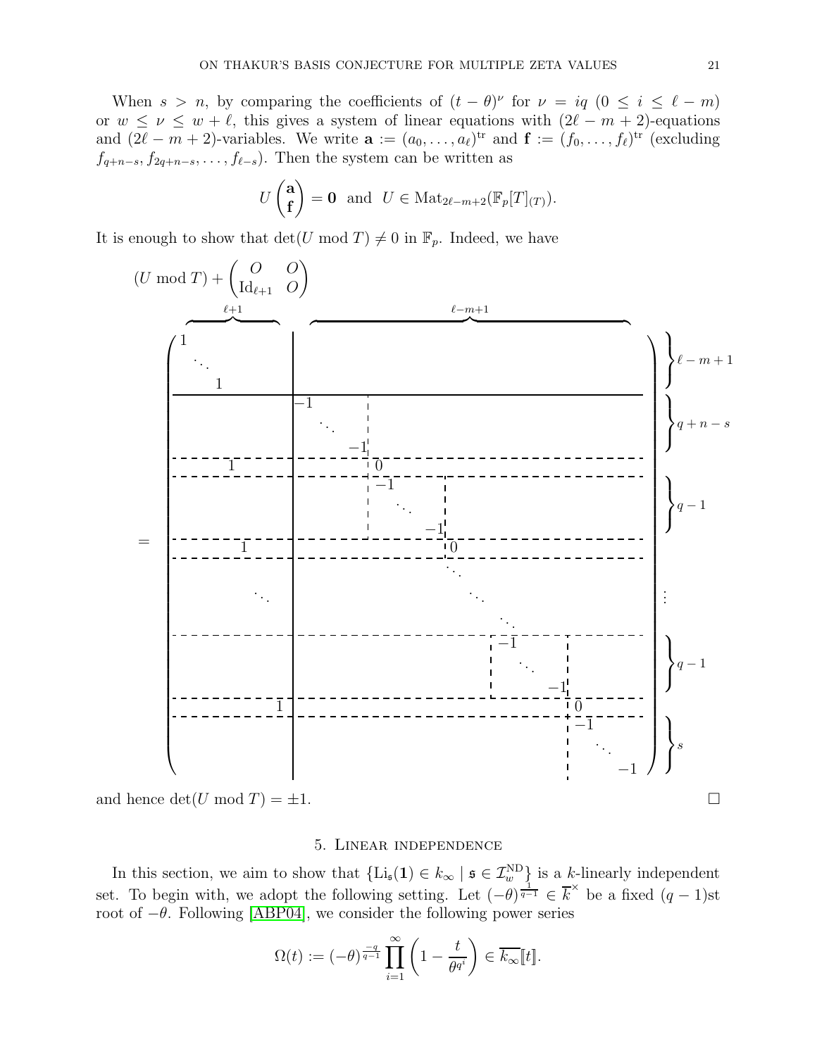When $s > n$, by comparing the coefficients of $(t-\theta)^\nu$ for $\nu = iq$ $(0 \leq i \leq \ell - m)$ or $w \leq \nu \leq w + \ell$, this gives a system of linear equations with $(2\ell - m + 2)$-equations and $(2\ell - m + 2)$-variables. We write $\mathbf{a} := (a_0, \ldots, a_\ell)^{\mathrm{tr}}$ and $\mathbf{f} := (f_0, \ldots, f_\ell)^{\mathrm{tr}}$ (excluding $f_{q+n-s}, f_{2q+n-s}, \ldots, f_{\ell-s}$). Then the system can be written as

$$U \begin{pmatrix} \mathbf{a} \\ \mathbf{f} \end{pmatrix} = \mathbf{0} \ \text{ and } \ U \in \mathrm{Mat}_{2\ell-m+2}(\mathbb{F}_p[T]_{(T)}).$$

It is enough to show that $\det(U \bmod T) \neq 0$ in $\mathbb{F}_p$. Indeed, we have

$$(U \bmod T) + \begin{pmatrix} O & O \\ \mathrm{Id}_{\ell+1} & O \end{pmatrix}$$

$$= \left(\begin{array}{c|cccccc}
\overbrace{\begin{matrix} 1 & & \\ & \ddots & \\ & & 1 \end{matrix}}^{\ell+1} & \multicolumn{6}{c}{\overbrace{\hspace{10em}}^{\ell-m+1}} \\
\hline
 & \begin{matrix} -1 & & \\ & \ddots & \\ & & -1 \end{matrix} & & & & & \\
1 & & 0 & & & & \\
 & & \begin{matrix} -1 & & \\ & \ddots & \\ & & -1 \end{matrix} & & & & \\
\quad 1 & & & 0 & & & \\
 \qquad \ddots & & & & \ddots & & \\
 & & & & \begin{matrix} -1 & & \\ & \ddots & \\ & & -1 \end{matrix} & & \\
\qquad\quad 1 & & & & & 0 & \\
 & & & & & \begin{matrix} -1 & & \\ & \ddots & \\ & & -1 \end{matrix} &
\end{array}\right)
\begin{matrix} \}\ \ell - m + 1 \\ \}\ q+n-s \\ \\ \}\ q-1 \\ \\ \vdots \\ \}\ q-1 \\ \\ \}\ s \end{matrix}$$

and hence $\det(U \bmod T) = \pm 1$. $\square$

## 5. Linear independence

In this section, we aim to show that $\{\mathrm{Li}_{\mathfrak{s}}(\mathbf{1}) \in k_\infty \mid \mathfrak{s} \in \mathcal{I}_w^{\mathrm{ND}}\}$ is a $k$-linearly independent set. To begin with, we adopt the following setting. Let $(-\theta)^{\frac{1}{q-1}} \in \overline{k}^\times$ be a fixed $(q-1)$st root of $-\theta$. Following [ABP04], we consider the following power series

$$\Omega(t) := (-\theta)^{\frac{-q}{q-1}} \prod_{i=1}^{\infty} \left(1 - \frac{t}{\theta^{q^i}}\right) \in \overline{k_\infty}[\![t]\!].$$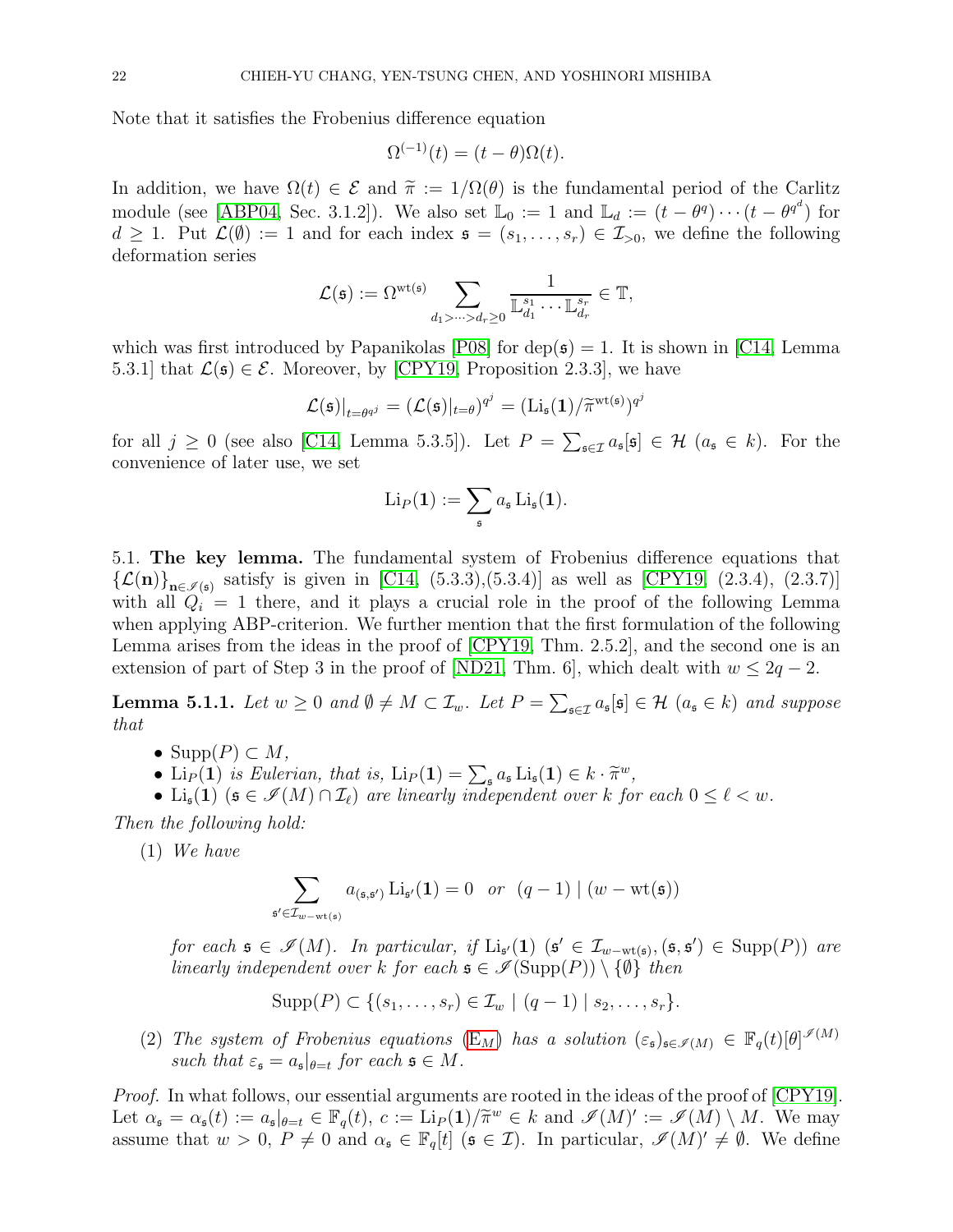Note that it satisfies the Frobenius difference equation

$$\Omega^{(-1)}(t) = (t-\theta)\Omega(t).$$

In addition, we have $\Omega(t) \in \mathcal{E}$ and $\widetilde{\pi} := 1/\Omega(\theta)$ is the fundamental period of the Carlitz module (see [ABP04, Sec. 3.1.2]). We also set $\mathbb{L}_0 := 1$ and $\mathbb{L}_d := (t-\theta^q)\cdots(t-\theta^{q^d})$ for $d \geq 1$. Put $\mathcal{L}(\emptyset) := 1$ and for each index $\mathfrak{s} = (s_1, \ldots, s_r) \in \mathcal{I}_{>0}$, we define the following deformation series

$$\mathcal{L}(\mathfrak{s}) := \Omega^{\mathrm{wt}(\mathfrak{s})} \sum_{d_1 > \cdots > d_r \geq 0} \frac{1}{\mathbb{L}_{d_1}^{s_1} \cdots \mathbb{L}_{d_r}^{s_r}} \in \mathbb{T},$$

which was first introduced by Papanikolas [P08] for $\mathrm{dep}(\mathfrak{s}) = 1$. It is shown in [C14, Lemma 5.3.1] that $\mathcal{L}(\mathfrak{s}) \in \mathcal{E}$. Moreover, by [CPY19, Proposition 2.3.3], we have

$$\mathcal{L}(\mathfrak{s})|_{t=\theta^{q^j}} = (\mathcal{L}(\mathfrak{s})|_{t=\theta})^{q^j} = (\mathrm{Li}_{\mathfrak{s}}(\mathbf{1})/\widetilde{\pi}^{\mathrm{wt}(\mathfrak{s})})^{q^j}$$

for all $j \geq 0$ (see also [C14, Lemma 5.3.5]). Let $P = \sum_{\mathfrak{s} \in \mathcal{I}} a_{\mathfrak{s}}[\mathfrak{s}] \in \mathcal{H}$ ($a_{\mathfrak{s}} \in k$). For the convenience of later use, we set

$$\mathrm{Li}_P(\mathbf{1}) := \sum_{\mathfrak{s}} a_{\mathfrak{s}} \mathrm{Li}_{\mathfrak{s}}(\mathbf{1}).$$

5.1. **The key lemma.** The fundamental system of Frobenius difference equations that $\{\mathcal{L}(\mathbf{n})\}_{\mathbf{n} \in \mathscr{I}(\mathfrak{s})}$ satisfy is given in [C14, (5.3.3),(5.3.4)] as well as [CPY19, (2.3.4), (2.3.7)] with all $Q_i = 1$ there, and it plays a crucial role in the proof of the following Lemma when applying ABP-criterion. We further mention that the first formulation of the following Lemma arises from the ideas in the proof of [CPY19, Thm. 2.5.2], and the second one is an extension of part of Step 3 in the proof of [ND21, Thm. 6], which dealt with $w \leq 2q-2$.

**Lemma 5.1.1.** *Let $w \geq 0$ and $\emptyset \neq M \subset \mathcal{I}_w$. Let $P = \sum_{\mathfrak{s} \in \mathcal{I}} a_{\mathfrak{s}}[\mathfrak{s}] \in \mathcal{H}$ ($a_{\mathfrak{s}} \in k$) and suppose that*

- *$\mathrm{Supp}(P) \subset M$,*
- *$\mathrm{Li}_P(\mathbf{1})$ is Eulerian, that is, $\mathrm{Li}_P(\mathbf{1}) = \sum_{\mathfrak{s}} a_{\mathfrak{s}} \mathrm{Li}_{\mathfrak{s}}(\mathbf{1}) \in k \cdot \widetilde{\pi}^w$,*
- *$\mathrm{Li}_{\mathfrak{s}}(\mathbf{1})$ ($\mathfrak{s} \in \mathscr{I}(M) \cap \mathcal{I}_\ell$) are linearly independent over $k$ for each $0 \leq \ell < w$.*

*Then the following hold:*

1. *We have*
$$\sum_{\mathfrak{s}' \in \mathcal{I}_{w-\mathrm{wt}(\mathfrak{s})}} a_{(\mathfrak{s},\mathfrak{s}')} \mathrm{Li}_{\mathfrak{s}'}(\mathbf{1}) = 0 \quad \text{or} \quad (q-1) \mid (w - \mathrm{wt}(\mathfrak{s}))$$
*for each $\mathfrak{s} \in \mathscr{I}(M)$. In particular, if $\mathrm{Li}_{\mathfrak{s}'}(\mathbf{1})$ ($\mathfrak{s}' \in \mathcal{I}_{w-\mathrm{wt}(\mathfrak{s})}, (\mathfrak{s},\mathfrak{s}') \in \mathrm{Supp}(P)$) are linearly independent over $k$ for each $\mathfrak{s} \in \mathscr{I}(\mathrm{Supp}(P)) \setminus \{\emptyset\}$ then*
$$\mathrm{Supp}(P) \subset \{(s_1, \ldots, s_r) \in \mathcal{I}_w \mid (q-1) \mid s_2, \ldots, s_r\}.$$
2. *The system of Frobenius equations ($\mathrm{E}_M$) has a solution $(\varepsilon_{\mathfrak{s}})_{\mathfrak{s} \in \mathscr{I}(M)} \in \mathbb{F}_q(t)[\theta]^{\mathscr{I}(M)}$ such that $\varepsilon_{\mathfrak{s}} = a_{\mathfrak{s}}|_{\theta=t}$ for each $\mathfrak{s} \in M$.*

*Proof.* In what follows, our essential arguments are rooted in the ideas of the proof of [CPY19]. Let $\alpha_{\mathfrak{s}} = \alpha_{\mathfrak{s}}(t) := a_{\mathfrak{s}}|_{\theta=t} \in \mathbb{F}_q(t)$, $c := \mathrm{Li}_P(\mathbf{1})/\widetilde{\pi}^w \in k$ and $\mathscr{I}(M)' := \mathscr{I}(M) \setminus M$. We may assume that $w > 0$, $P \neq 0$ and $\alpha_{\mathfrak{s}} \in \mathbb{F}_q[t]$ ($\mathfrak{s} \in \mathcal{I}$). In particular, $\mathscr{I}(M)' \neq \emptyset$. We define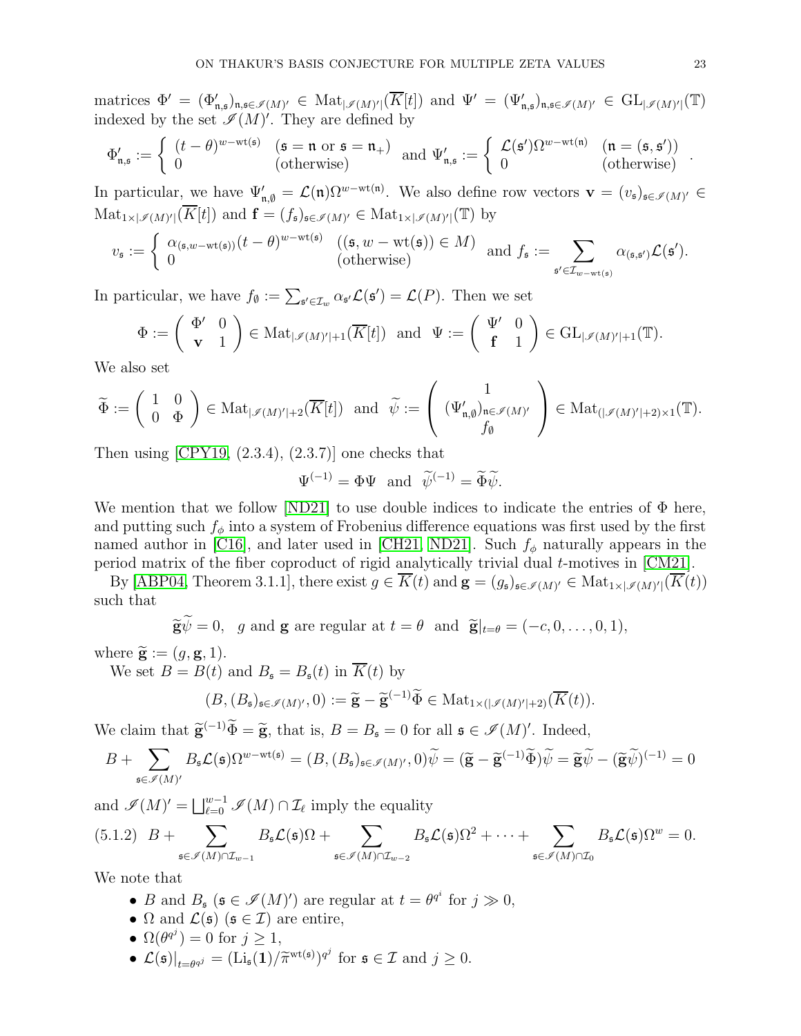matrices $\Phi' = (\Phi'_{\mathfrak{n},\mathfrak{s}})_{\mathfrak{n},\mathfrak{s}\in\mathscr{I}(M)'} \in \mathrm{Mat}_{|\mathscr{I}(M)'|}(\overline{K}[t])$ and $\Psi' = (\Psi'_{\mathfrak{n},\mathfrak{s}})_{\mathfrak{n},\mathfrak{s}\in\mathscr{I}(M)'} \in \mathrm{GL}_{|\mathscr{I}(M)'|}(\mathbb{T})$ indexed by the set $\mathscr{I}(M)'$. They are defined by

$$\Phi'_{\mathfrak{n},\mathfrak{s}} := \begin{cases} (t-\theta)^{w-\mathrm{wt}(\mathfrak{s})} & (\mathfrak{s}=\mathfrak{n} \text{ or } \mathfrak{s}=\mathfrak{n}_+) \\ 0 & (\text{otherwise}) \end{cases} \text{ and } \Psi'_{\mathfrak{n},\mathfrak{s}} := \begin{cases} \mathcal{L}(\mathfrak{s}')\Omega^{w-\mathrm{wt}(\mathfrak{n})} & (\mathfrak{n}=(\mathfrak{s},\mathfrak{s}')) \\ 0 & (\text{otherwise}) \end{cases}.$$

In particular, we have $\Psi'_{\mathfrak{n},\emptyset} = \mathcal{L}(\mathfrak{n})\Omega^{w-\mathrm{wt}(\mathfrak{n})}$. We also define row vectors $\mathbf{v} = (v_{\mathfrak{s}})_{\mathfrak{s}\in\mathscr{I}(M)'} \in \mathrm{Mat}_{1\times|\mathscr{I}(M)'|}(\overline{K}[t])$ and $\mathbf{f} = (f_{\mathfrak{s}})_{\mathfrak{s}\in\mathscr{I}(M)'} \in \mathrm{Mat}_{1\times|\mathscr{I}(M)'|}(\mathbb{T})$ by

$$v_{\mathfrak{s}} := \begin{cases} \alpha_{(\mathfrak{s},w-\mathrm{wt}(\mathfrak{s}))}(t-\theta)^{w-\mathrm{wt}(\mathfrak{s})} & ((\mathfrak{s},w-\mathrm{wt}(\mathfrak{s}))\in M) \\ 0 & (\text{otherwise}) \end{cases} \text{ and } f_{\mathfrak{s}} := \sum_{\mathfrak{s}'\in\mathcal{I}_{w-\mathrm{wt}(\mathfrak{s})}} \alpha_{(\mathfrak{s},\mathfrak{s}')}\mathcal{L}(\mathfrak{s}').$$

In particular, we have $f_\emptyset := \sum_{\mathfrak{s}'\in\mathcal{I}_w} \alpha_{\mathfrak{s}'}\mathcal{L}(\mathfrak{s}') = \mathcal{L}(P)$. Then we set

$$\Phi := \begin{pmatrix} \Phi' & 0 \\ \mathbf{v} & 1 \end{pmatrix} \in \mathrm{Mat}_{|\mathscr{I}(M)'|+1}(\overline{K}[t]) \text{ and } \Psi := \begin{pmatrix} \Psi' & 0 \\ \mathbf{f} & 1 \end{pmatrix} \in \mathrm{GL}_{|\mathscr{I}(M)'|+1}(\mathbb{T}).$$

We also set

$$\widetilde{\Phi} := \begin{pmatrix} 1 & 0 \\ 0 & \Phi \end{pmatrix} \in \mathrm{Mat}_{|\mathscr{I}(M)'|+2}(\overline{K}[t]) \text{ and } \widetilde{\psi} := \begin{pmatrix} 1 \\ (\Psi'_{\mathfrak{n},\emptyset})_{\mathfrak{n}\in\mathscr{I}(M)'} \\ f_\emptyset \end{pmatrix} \in \mathrm{Mat}_{(|\mathscr{I}(M)'|+2)\times 1}(\mathbb{T}).$$

Then using [CPY19, (2.3.4), (2.3.7)] one checks that

$$\Psi^{(-1)} = \Phi\Psi \text{ and } \widetilde{\psi}^{(-1)} = \widetilde{\Phi}\widetilde{\psi}.$$

We mention that we follow [ND21] to use double indices to indicate the entries of $\Phi$ here, and putting such $f_\phi$ into a system of Frobenius difference equations was first used by the first named author in [C16], and later used in [CH21, ND21]. Such $f_\phi$ naturally appears in the period matrix of the fiber coproduct of rigid analytically trivial dual $t$-motives in [CM21].

By [ABP04, Theorem 3.1.1], there exist $g \in \overline{K}(t)$ and $\mathbf{g} = (g_{\mathfrak{s}})_{\mathfrak{s}\in\mathscr{I}(M)'} \in \mathrm{Mat}_{1\times|\mathscr{I}(M)'|}(\overline{K}(t))$ such that

$$\widetilde{\mathbf{g}}\widetilde{\psi} = 0, \quad g \text{ and } \mathbf{g} \text{ are regular at } t=\theta \text{ and } \widetilde{\mathbf{g}}|_{t=\theta} = (-c, 0, \ldots, 0, 1),$$

where $\widetilde{\mathbf{g}} := (g, \mathbf{g}, 1)$.

We set $B = B(t)$ and $B_{\mathfrak{s}} = B_{\mathfrak{s}}(t)$ in $\overline{K}(t)$ by

$$(B, (B_{\mathfrak{s}})_{\mathfrak{s}\in\mathscr{I}(M)'}, 0) := \widetilde{\mathbf{g}} - \widetilde{\mathbf{g}}^{(-1)}\widetilde{\Phi} \in \mathrm{Mat}_{1\times(|\mathscr{I}(M)'|+2)}(\overline{K}(t)).$$

We claim that $\widetilde{\mathbf{g}}^{(-1)}\widetilde{\Phi} = \widetilde{\mathbf{g}}$, that is, $B = B_{\mathfrak{s}} = 0$ for all $\mathfrak{s}\in\mathscr{I}(M)'$. Indeed,

$$B + \sum_{\mathfrak{s}\in\mathscr{I}(M)'} B_{\mathfrak{s}}\mathcal{L}(\mathfrak{s})\Omega^{w-\mathrm{wt}(\mathfrak{s})} = (B, (B_{\mathfrak{s}})_{\mathfrak{s}\in\mathscr{I}(M)'}, 0)\widetilde{\psi} = (\widetilde{\mathbf{g}} - \widetilde{\mathbf{g}}^{(-1)}\widetilde{\Phi})\widetilde{\psi} = \widetilde{\mathbf{g}}\widetilde{\psi} - (\widetilde{\mathbf{g}}\widetilde{\psi})^{(-1)} = 0$$

and $\mathscr{I}(M)' = \bigsqcup_{\ell=0}^{w-1} \mathscr{I}(M)\cap\mathcal{I}_\ell$ imply the equality

$$B + \sum_{\mathfrak{s}\in\mathscr{I}(M)\cap\mathcal{I}_{w-1}} B_{\mathfrak{s}}\mathcal{L}(\mathfrak{s})\Omega + \sum_{\mathfrak{s}\in\mathscr{I}(M)\cap\mathcal{I}_{w-2}} B_{\mathfrak{s}}\mathcal{L}(\mathfrak{s})\Omega^2 + \cdots + \sum_{\mathfrak{s}\in\mathscr{I}(M)\cap\mathcal{I}_0} B_{\mathfrak{s}}\mathcal{L}(\mathfrak{s})\Omega^w = 0. \tag{5.1.2}$$

We note that

- $B$ and $B_{\mathfrak{s}}$ ($\mathfrak{s}\in\mathscr{I}(M)'$) are regular at $t=\theta^{q^i}$ for $j \gg 0$,
- $\Omega$ and $\mathcal{L}(\mathfrak{s})$ ($\mathfrak{s}\in\mathcal{I}$) are entire,
- $\Omega(\theta^{q^j}) = 0$ for $j \geq 1$,
- $\mathcal{L}(\mathfrak{s})|_{t=\theta^{q^j}} = (\mathrm{Li}_{\mathfrak{s}}(\mathbf{1})/\widetilde{\pi}^{\mathrm{wt}(\mathfrak{s})})^{q^j}$ for $\mathfrak{s}\in\mathcal{I}$ and $j\geq 0$.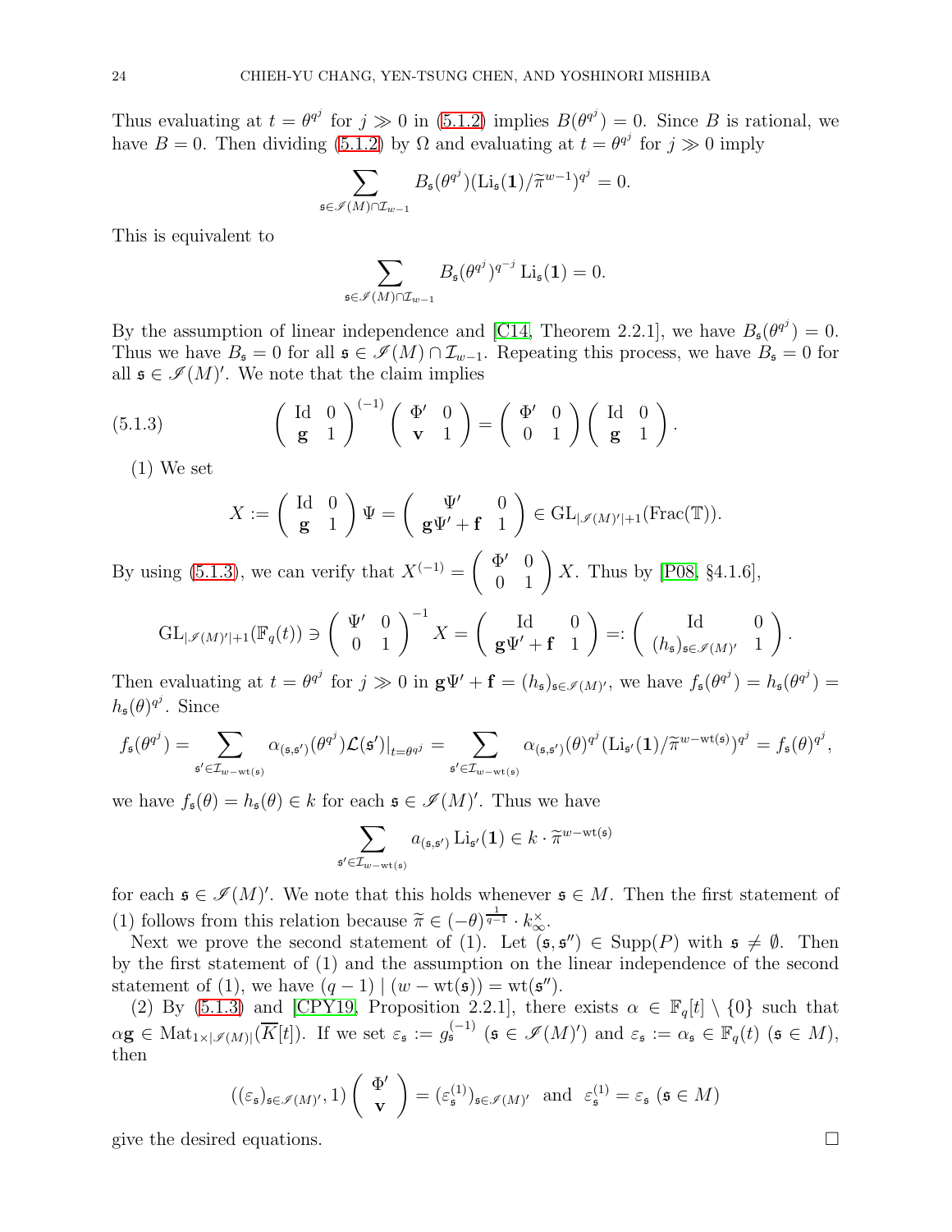Thus evaluating at $t = \theta^{q^j}$ for $j \gg 0$ in (5.1.2) implies $B(\theta^{q^j}) = 0$. Since $B$ is rational, we have $B = 0$. Then dividing (5.1.2) by $\Omega$ and evaluating at $t = \theta^{q^j}$ for $j \gg 0$ imply

$$\sum_{\mathfrak{s} \in \mathscr{I}(M) \cap \mathcal{I}_{w-1}} B_{\mathfrak{s}}(\theta^{q^j}) (\mathrm{Li}_{\mathfrak{s}}(\mathbf{1})/\widetilde{\pi}^{w-1})^{q^j} = 0.$$

This is equivalent to

$$\sum_{\mathfrak{s} \in \mathscr{I}(M) \cap \mathcal{I}_{w-1}} B_{\mathfrak{s}}(\theta^{q^j})^{q^{-j}} \mathrm{Li}_{\mathfrak{s}}(\mathbf{1}) = 0.$$

By the assumption of linear independence and [C14, Theorem 2.2.1], we have $B_{\mathfrak{s}}(\theta^{q^j}) = 0$. Thus we have $B_{\mathfrak{s}} = 0$ for all $\mathfrak{s} \in \mathscr{I}(M) \cap \mathcal{I}_{w-1}$. Repeating this process, we have $B_{\mathfrak{s}} = 0$ for all $\mathfrak{s} \in \mathscr{I}(M)'$. We note that the claim implies

$$\begin{pmatrix} \mathrm{Id} & 0 \\ \mathbf{g} & 1 \end{pmatrix}^{(-1)} \begin{pmatrix} \Phi' & 0 \\ \mathbf{v} & 1 \end{pmatrix} = \begin{pmatrix} \Phi' & 0 \\ 0 & 1 \end{pmatrix} \begin{pmatrix} \mathrm{Id} & 0 \\ \mathbf{g} & 1 \end{pmatrix}. \tag{5.1.3}$$

(1) We set

$$X := \begin{pmatrix} \mathrm{Id} & 0 \\ \mathbf{g} & 1 \end{pmatrix} \Psi = \begin{pmatrix} \Psi' & 0 \\ \mathbf{g}\Psi' + \mathbf{f} & 1 \end{pmatrix} \in \mathrm{GL}_{|\mathscr{I}(M)'|+1}(\mathrm{Frac}(\mathbb{T})).$$

By using (5.1.3), we can verify that $X^{(-1)} = \begin{pmatrix} \Phi' & 0 \\ 0 & 1 \end{pmatrix} X$. Thus by [P08, §4.1.6],

$$\mathrm{GL}_{|\mathscr{I}(M)'|+1}(\mathbb{F}_q(t)) \ni \begin{pmatrix} \Psi' & 0 \\ 0 & 1 \end{pmatrix}^{-1} X = \begin{pmatrix} \mathrm{Id} & 0 \\ \mathbf{g}\Psi' + \mathbf{f} & 1 \end{pmatrix} =: \begin{pmatrix} \mathrm{Id} & 0 \\ (h_{\mathfrak{s}})_{\mathfrak{s} \in \mathscr{I}(M)'} & 1 \end{pmatrix}.$$

Then evaluating at $t = \theta^{q^j}$ for $j \gg 0$ in $\mathbf{g}\Psi' + \mathbf{f} = (h_{\mathfrak{s}})_{\mathfrak{s} \in \mathscr{I}(M)'}$, we have $f_{\mathfrak{s}}(\theta^{q^j}) = h_{\mathfrak{s}}(\theta^{q^j}) = h_{\mathfrak{s}}(\theta)^{q^j}$. Since

$$f_{\mathfrak{s}}(\theta^{q^j}) = \sum_{\mathfrak{s}' \in \mathcal{I}_{w-\mathrm{wt}(\mathfrak{s})}} \alpha_{(\mathfrak{s},\mathfrak{s}')}(\theta^{q^j}) \mathcal{L}(\mathfrak{s}')|_{t=\theta^{q^j}} = \sum_{\mathfrak{s}' \in \mathcal{I}_{w-\mathrm{wt}(\mathfrak{s})}} \alpha_{(\mathfrak{s},\mathfrak{s}')}(\theta)^{q^j} (\mathrm{Li}_{\mathfrak{s}'}(\mathbf{1})/\widetilde{\pi}^{w-\mathrm{wt}(\mathfrak{s})})^{q^j} = f_{\mathfrak{s}}(\theta)^{q^j},$$

we have $f_{\mathfrak{s}}(\theta) = h_{\mathfrak{s}}(\theta) \in k$ for each $\mathfrak{s} \in \mathscr{I}(M)'$. Thus we have

$$\sum_{\mathfrak{s}' \in \mathcal{I}_{w-\mathrm{wt}(\mathfrak{s})}} a_{(\mathfrak{s},\mathfrak{s}')} \mathrm{Li}_{\mathfrak{s}'}(\mathbf{1}) \in k \cdot \widetilde{\pi}^{w-\mathrm{wt}(\mathfrak{s})}$$

for each $\mathfrak{s} \in \mathscr{I}(M)'$. We note that this holds whenever $\mathfrak{s} \in M$. Then the first statement of (1) follows from this relation because $\widetilde{\pi} \in (-\theta)^{\frac{1}{q-1}} \cdot k_\infty^\times$.

Next we prove the second statement of (1). Let $(\mathfrak{s}, \mathfrak{s}'') \in \mathrm{Supp}(P)$ with $\mathfrak{s} \neq \emptyset$. Then by the first statement of (1) and the assumption on the linear independence of the second statement of (1), we have $(q-1) \mid (w - \mathrm{wt}(\mathfrak{s})) = \mathrm{wt}(\mathfrak{s}'')$.

(2) By (5.1.3) and [CPY19, Proposition 2.2.1], there exists $\alpha \in \mathbb{F}_q[t] \setminus \{0\}$ such that $\alpha \mathbf{g} \in \mathrm{Mat}_{1 \times |\mathscr{I}(M)|}(\overline{K}[t])$. If we set $\varepsilon_{\mathfrak{s}} := g_{\mathfrak{s}}^{(-1)}$ ($\mathfrak{s} \in \mathscr{I}(M)'$) and $\varepsilon_{\mathfrak{s}} := \alpha_{\mathfrak{s}} \in \mathbb{F}_q(t)$ ($\mathfrak{s} \in M$), then

$$((\varepsilon_{\mathfrak{s}})_{\mathfrak{s} \in \mathscr{I}(M)'}, 1) \begin{pmatrix} \Phi' \\ \mathbf{v} \end{pmatrix} = (\varepsilon_{\mathfrak{s}}^{(1)})_{\mathfrak{s} \in \mathscr{I}(M)'} \text{ and } \varepsilon_{\mathfrak{s}}^{(1)} = \varepsilon_{\mathfrak{s}} \ (\mathfrak{s} \in M)$$

give the desired equations. $\square$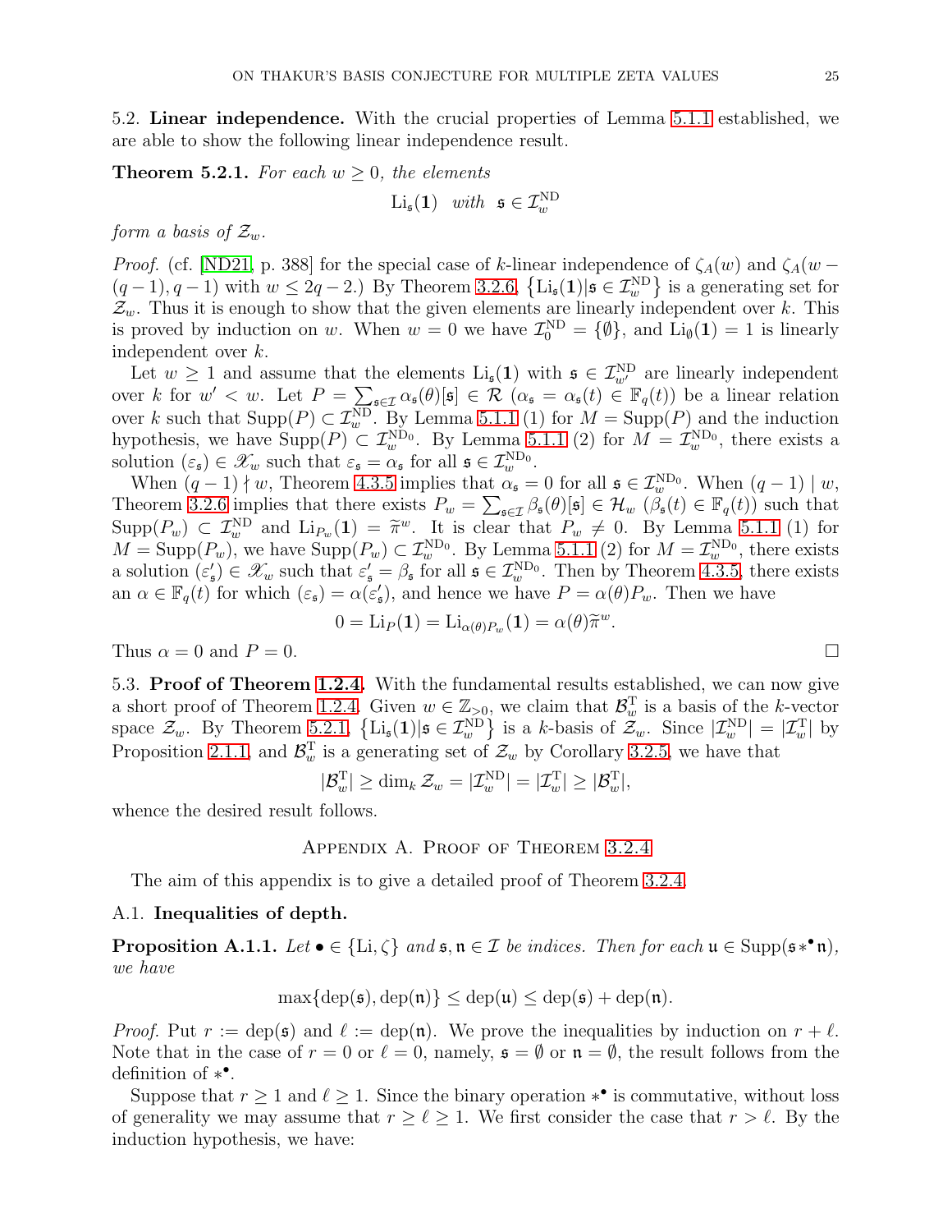5.2. **Linear independence.** With the crucial properties of Lemma 5.1.1 established, we are able to show the following linear independence result.

**Theorem 5.2.1.** *For each $w \geq 0$, the elements*

$$\mathrm{Li}_{\mathfrak{s}}(\mathbf{1}) \quad \textit{with} \quad \mathfrak{s} \in \mathcal{I}_w^{\mathrm{ND}}$$

*form a basis of $\mathcal{Z}_w$.*

*Proof.* (cf. [ND21, p. 388] for the special case of $k$-linear independence of $\zeta_A(w)$ and $\zeta_A(w-(q-1), q-1)$ with $w \leq 2q-2$.) By Theorem 3.2.6, $\{\mathrm{Li}_{\mathfrak{s}}(\mathbf{1}) | \mathfrak{s} \in \mathcal{I}_w^{\mathrm{ND}}\}$ is a generating set for $\mathcal{Z}_w$. Thus it is enough to show that the given elements are linearly independent over $k$. This is proved by induction on $w$. When $w = 0$ we have $\mathcal{I}_0^{\mathrm{ND}} = \{\emptyset\}$, and $\mathrm{Li}_{\emptyset}(\mathbf{1}) = 1$ is linearly independent over $k$.

Let $w \geq 1$ and assume that the elements $\mathrm{Li}_{\mathfrak{s}}(\mathbf{1})$ with $\mathfrak{s} \in \mathcal{I}_{w'}^{\mathrm{ND}}$ are linearly independent over $k$ for $w' < w$. Let $P = \sum_{\mathfrak{s} \in \mathcal{I}} \alpha_{\mathfrak{s}}(\theta)[\mathfrak{s}] \in \mathcal{R}$ ($\alpha_{\mathfrak{s}} = \alpha_{\mathfrak{s}}(t) \in \mathbb{F}_q(t)$) be a linear relation over $k$ such that $\mathrm{Supp}(P) \subset \mathcal{I}_w^{\mathrm{ND}}$. By Lemma 5.1.1 (1) for $M = \mathrm{Supp}(P)$ and the induction hypothesis, we have $\mathrm{Supp}(P) \subset \mathcal{I}_w^{\mathrm{ND}_0}$. By Lemma 5.1.1 (2) for $M = \mathcal{I}_w^{\mathrm{ND}_0}$, there exists a solution $(\varepsilon_{\mathfrak{s}}) \in \mathscr{X}_w$ such that $\varepsilon_{\mathfrak{s}} = \alpha_{\mathfrak{s}}$ for all $\mathfrak{s} \in \mathcal{I}_w^{\mathrm{ND}_0}$.

When $(q-1) \nmid w$, Theorem 4.3.5 implies that $\alpha_{\mathfrak{s}} = 0$ for all $\mathfrak{s} \in \mathcal{I}_w^{\mathrm{ND}_0}$. When $(q-1) \mid w$, Theorem 3.2.6 implies that there exists $P_w = \sum_{\mathfrak{s} \in \mathcal{I}} \beta_{\mathfrak{s}}(\theta)[\mathfrak{s}] \in \mathcal{H}_w$ ($\beta_{\mathfrak{s}}(t) \in \mathbb{F}_q(t)$) such that $\mathrm{Supp}(P_w) \subset \mathcal{I}_w^{\mathrm{ND}}$ and $\mathrm{Li}_{P_w}(\mathbf{1}) = \widetilde{\pi}^w$. It is clear that $P_w \neq 0$. By Lemma 5.1.1 (1) for $M = \mathrm{Supp}(P_w)$, we have $\mathrm{Supp}(P_w) \subset \mathcal{I}_w^{\mathrm{ND}_0}$. By Lemma 5.1.1 (2) for $M = \mathcal{I}_w^{\mathrm{ND}_0}$, there exists a solution $(\varepsilon'_{\mathfrak{s}}) \in \mathscr{X}_w$ such that $\varepsilon'_{\mathfrak{s}} = \beta_{\mathfrak{s}}$ for all $\mathfrak{s} \in \mathcal{I}_w^{\mathrm{ND}_0}$. Then by Theorem 4.3.5, there exists an $\alpha \in \mathbb{F}_q(t)$ for which $(\varepsilon_{\mathfrak{s}}) = \alpha(\varepsilon'_{\mathfrak{s}})$, and hence we have $P = \alpha(\theta)P_w$. Then we have

$$0 = \mathrm{Li}_P(\mathbf{1}) = \mathrm{Li}_{\alpha(\theta)P_w}(\mathbf{1}) = \alpha(\theta)\widetilde{\pi}^w.$$

Thus $\alpha = 0$ and $P = 0$. □

5.3. **Proof of Theorem 1.2.4.** With the fundamental results established, we can now give a short proof of Theorem 1.2.4. Given $w \in \mathbb{Z}_{>0}$, we claim that $\mathcal{B}_w^{\mathrm{T}}$ is a basis of the $k$-vector space $\mathcal{Z}_w$. By Theorem 5.2.1, $\{\mathrm{Li}_{\mathfrak{s}}(\mathbf{1}) | \mathfrak{s} \in \mathcal{I}_w^{\mathrm{ND}}\}$ is a $k$-basis of $\mathcal{Z}_w$. Since $|\mathcal{I}_w^{\mathrm{ND}}| = |\mathcal{I}_w^{\mathrm{T}}|$ by Proposition 2.1.1, and $\mathcal{B}_w^{\mathrm{T}}$ is a generating set of $\mathcal{Z}_w$ by Corollary 3.2.5, we have that

$$|\mathcal{B}_w^{\mathrm{T}}| \geq \dim_k \mathcal{Z}_w = |\mathcal{I}_w^{\mathrm{ND}}| = |\mathcal{I}_w^{\mathrm{T}}| \geq |\mathcal{B}_w^{\mathrm{T}}|,$$

whence the desired result follows.

## Appendix A. Proof of Theorem 3.2.4

The aim of this appendix is to give a detailed proof of Theorem 3.2.4.

### A.1. **Inequalities of depth.**

**Proposition A.1.1.** *Let $\bullet \in \{\mathrm{Li}, \zeta\}$ and $\mathfrak{s}, \mathfrak{n} \in \mathcal{I}$ be indices. Then for each $\mathfrak{u} \in \mathrm{Supp}(\mathfrak{s} *^{\bullet} \mathfrak{n})$, we have*

$$\max\{\mathrm{dep}(\mathfrak{s}), \mathrm{dep}(\mathfrak{n})\} \leq \mathrm{dep}(\mathfrak{u}) \leq \mathrm{dep}(\mathfrak{s}) + \mathrm{dep}(\mathfrak{n}).$$

*Proof.* Put $r := \mathrm{dep}(\mathfrak{s})$ and $\ell := \mathrm{dep}(\mathfrak{n})$. We prove the inequalities by induction on $r + \ell$. Note that in the case of $r = 0$ or $\ell = 0$, namely, $\mathfrak{s} = \emptyset$ or $\mathfrak{n} = \emptyset$, the result follows from the definition of $*^{\bullet}$.

Suppose that $r \geq 1$ and $\ell \geq 1$. Since the binary operation $*^{\bullet}$ is commutative, without loss of generality we may assume that $r \geq \ell \geq 1$. We first consider the case that $r > \ell$. By the induction hypothesis, we have: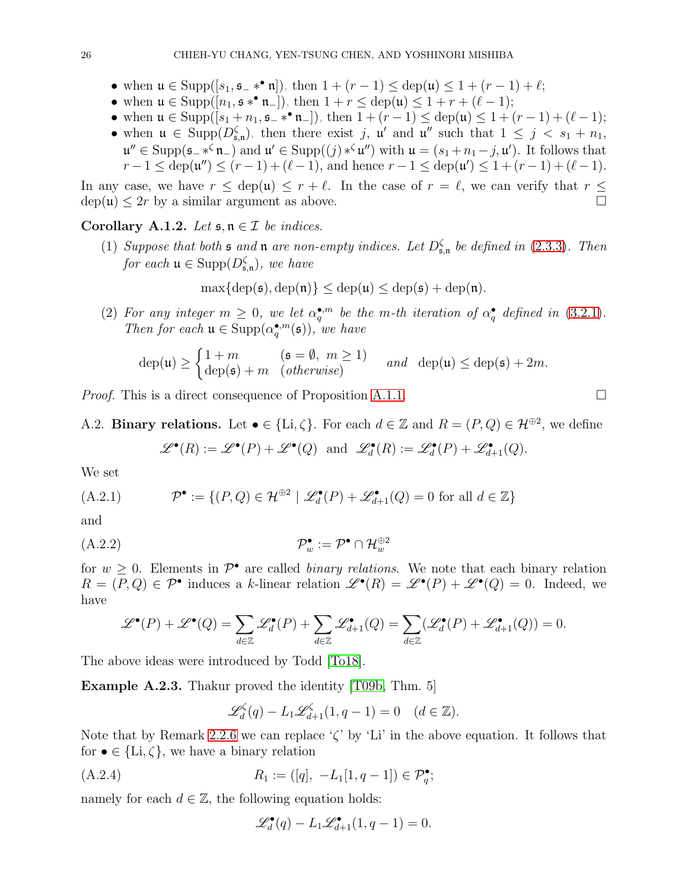- when $\mathfrak{u} \in \mathrm{Supp}([s_1, \mathfrak{s}_- *^\bullet \mathfrak{n}])$, then $1 + (r-1) \leq \mathrm{dep}(\mathfrak{u}) \leq 1 + (r-1) + \ell$;
- when $\mathfrak{u} \in \mathrm{Supp}([n_1, \mathfrak{s} *^\bullet \mathfrak{n}_-])$, then $1 + r \leq \mathrm{dep}(\mathfrak{u}) \leq 1 + r + (\ell - 1)$;
- when $\mathfrak{u} \in \mathrm{Supp}([s_1 + n_1, \mathfrak{s}_- *^\bullet \mathfrak{n}_-])$, then $1 + (r-1) \leq \mathrm{dep}(\mathfrak{u}) \leq 1 + (r-1) + (\ell-1)$;
- when $\mathfrak{u} \in \mathrm{Supp}(D^\zeta_{\mathfrak{s},\mathfrak{n}})$, then there exist $j$, $\mathfrak{u}'$ and $\mathfrak{u}''$ such that $1 \leq j < s_1 + n_1$, $\mathfrak{u}'' \in \mathrm{Supp}(\mathfrak{s}_- *^\zeta \mathfrak{n}_-)$ and $\mathfrak{u}' \in \mathrm{Supp}((j) *^\zeta \mathfrak{u}'')$ with $\mathfrak{u} = (s_1 + n_1 - j, \mathfrak{u}')$. It follows that $r - 1 \leq \mathrm{dep}(\mathfrak{u}'') \leq (r-1) + (\ell - 1)$, and hence $r - 1 \leq \mathrm{dep}(\mathfrak{u}') \leq 1 + (r-1) + (\ell-1)$.

In any case, we have $r \leq \mathrm{dep}(\mathfrak{u}) \leq r + \ell$. In the case of $r = \ell$, we can verify that $r \leq \mathrm{dep}(\mathfrak{u}) \leq 2r$ by a similar argument as above. □

**Corollary A.1.2.** *Let $\mathfrak{s}, \mathfrak{n} \in \mathcal{I}$ be indices.*

(1) *Suppose that both $\mathfrak{s}$ and $\mathfrak{n}$ are non-empty indices. Let $D^\zeta_{\mathfrak{s},\mathfrak{n}}$ be defined in (2.3.3). Then for each $\mathfrak{u} \in \mathrm{Supp}(D^\zeta_{\mathfrak{s},\mathfrak{n}})$, we have*

$$\max\{\mathrm{dep}(\mathfrak{s}), \mathrm{dep}(\mathfrak{n})\} \leq \mathrm{dep}(\mathfrak{u}) \leq \mathrm{dep}(\mathfrak{s}) + \mathrm{dep}(\mathfrak{n}).$$

(2) *For any integer $m \geq 0$, we let $\alpha_q^{\bullet, m}$ be the $m$-th iteration of $\alpha_q^\bullet$ defined in (3.2.1). Then for each $\mathfrak{u} \in \mathrm{Supp}(\alpha_q^{\bullet,m}(\mathfrak{s}))$, we have*

$$\mathrm{dep}(\mathfrak{u}) \geq \begin{cases} 1 + m & (\mathfrak{s} = \emptyset,\ m \geq 1) \\ \mathrm{dep}(\mathfrak{s}) + m & (\textit{otherwise}) \end{cases} \quad \textit{and} \quad \mathrm{dep}(\mathfrak{u}) \leq \mathrm{dep}(\mathfrak{s}) + 2m.$$

*Proof.* This is a direct consequence of Proposition A.1.1. □

A.2. **Binary relations.** Let $\bullet \in \{\mathrm{Li}, \zeta\}$. For each $d \in \mathbb{Z}$ and $R = (P, Q) \in \mathcal{H}^{\oplus 2}$, we define

$$\mathscr{L}^\bullet(R) := \mathscr{L}^\bullet(P) + \mathscr{L}^\bullet(Q) \quad \text{and} \quad \mathscr{L}^\bullet_d(R) := \mathscr{L}^\bullet_d(P) + \mathscr{L}^\bullet_{d+1}(Q).$$

We set

$$\mathcal{P}^\bullet := \{(P, Q) \in \mathcal{H}^{\oplus 2} \mid \mathscr{L}^\bullet_d(P) + \mathscr{L}^\bullet_{d+1}(Q) = 0 \text{ for all } d \in \mathbb{Z}\} \tag{A.2.1}$$

and

$$\mathcal{P}^\bullet_w := \mathcal{P}^\bullet \cap \mathcal{H}^{\oplus 2}_w \tag{A.2.2}$$

for $w \geq 0$. Elements in $\mathcal{P}^\bullet$ are called *binary relations*. We note that each binary relation $R = (P, Q) \in \mathcal{P}^\bullet$ induces a $k$-linear relation $\mathscr{L}^\bullet(R) = \mathscr{L}^\bullet(P) + \mathscr{L}^\bullet(Q) = 0$. Indeed, we have

$$\mathscr{L}^\bullet(P) + \mathscr{L}^\bullet(Q) = \sum_{d \in \mathbb{Z}} \mathscr{L}^\bullet_d(P) + \sum_{d \in \mathbb{Z}} \mathscr{L}^\bullet_{d+1}(Q) = \sum_{d \in \mathbb{Z}} (\mathscr{L}^\bullet_d(P) + \mathscr{L}^\bullet_{d+1}(Q)) = 0.$$

The above ideas were introduced by Todd [To18].

**Example A.2.3.** Thakur proved the identity [T09b, Thm. 5]

$$\mathscr{L}^\zeta_d(q) - L_1 \mathscr{L}^\zeta_{d+1}(1, q-1) = 0 \quad (d \in \mathbb{Z}).$$

Note that by Remark 2.2.6 we can replace '$\zeta$' by 'Li' in the above equation. It follows that for $\bullet \in \{\mathrm{Li}, \zeta\}$, we have a binary relation

$$R_1 := ([q],\ -L_1[1, q-1]) \in \mathcal{P}^\bullet_q; \tag{A.2.4}$$

namely for each $d \in \mathbb{Z}$, the following equation holds:

$$\mathscr{L}^\bullet_d(q) - L_1 \mathscr{L}^\bullet_{d+1}(1, q-1) = 0.$$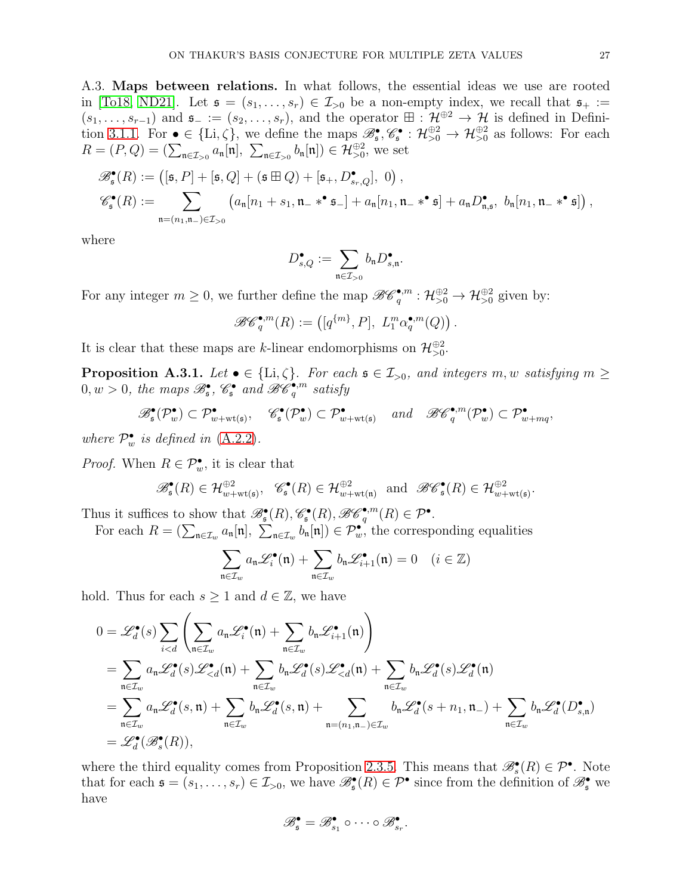A.3. **Maps between relations.** In what follows, the essential ideas we use are rooted in [To18, ND21]. Let $\mathfrak{s} = (s_1, \dots, s_r) \in \mathcal{I}_{>0}$ be a non-empty index, we recall that $\mathfrak{s}_+ := (s_1, \dots, s_{r-1})$ and $\mathfrak{s}_- := (s_2, \dots, s_r)$, and the operator $\boxplus : \mathcal{H}^{\oplus 2} \to \mathcal{H}$ is defined in Definition 3.1.1. For $\bullet \in \{\mathrm{Li}, \zeta\}$, we define the maps $\mathscr{B}^\bullet_{\mathfrak{s}}, \mathscr{C}^\bullet_{\mathfrak{s}} : \mathcal{H}^{\oplus 2}_{>0} \to \mathcal{H}^{\oplus 2}_{>0}$ as follows: For each $R = (P, Q) = (\sum_{\mathfrak{n} \in \mathcal{I}_{>0}} a_{\mathfrak{n}}[\mathfrak{n}],\ \sum_{\mathfrak{n} \in \mathcal{I}_{>0}} b_{\mathfrak{n}}[\mathfrak{n}]) \in \mathcal{H}^{\oplus 2}_{>0}$, we set

$$\mathscr{B}^\bullet_{\mathfrak{s}}(R) := \left([\mathfrak{s}, P] + [\mathfrak{s}, Q] + (\mathfrak{s} \boxplus Q) + [\mathfrak{s}_+, D^\bullet_{s_r, Q}],\ 0\right),$$
$$\mathscr{C}^\bullet_{\mathfrak{s}}(R) := \sum_{\mathfrak{n} = (n_1, \mathfrak{n}_-) \in \mathcal{I}_{>0}} \left(a_{\mathfrak{n}}[n_1 + s_1, \mathfrak{n}_- *^\bullet \mathfrak{s}_-] + a_{\mathfrak{n}}[n_1, \mathfrak{n}_- *^\bullet \mathfrak{s}] + a_{\mathfrak{n}} D^\bullet_{\mathfrak{n}, \mathfrak{s}},\ b_{\mathfrak{n}}[n_1, \mathfrak{n}_- *^\bullet \mathfrak{s}]\right),$$

where

$$D^\bullet_{s, Q} := \sum_{\mathfrak{n} \in \mathcal{I}_{>0}} b_{\mathfrak{n}} D^\bullet_{s, \mathfrak{n}}.$$

For any integer $m \geq 0$, we further define the map $\mathscr{BC}^{\bullet, m}_q : \mathcal{H}^{\oplus 2}_{>0} \to \mathcal{H}^{\oplus 2}_{>0}$ given by:

$$\mathscr{BC}^{\bullet, m}_q(R) := \left([q^{\{m\}}, P],\ L_1^m \alpha^{\bullet, m}_q(Q)\right).$$

It is clear that these maps are $k$-linear endomorphisms on $\mathcal{H}^{\oplus 2}_{>0}$.

**Proposition A.3.1.** *Let $\bullet \in \{\mathrm{Li}, \zeta\}$. For each $\mathfrak{s} \in \mathcal{I}_{>0}$, and integers $m, w$ satisfying $m \geq 0, w > 0$, the maps $\mathscr{B}^\bullet_{\mathfrak{s}}$, $\mathscr{C}^\bullet_{\mathfrak{s}}$ and $\mathscr{BC}^{\bullet, m}_q$ satisfy*

$$\mathscr{B}^\bullet_{\mathfrak{s}}(\mathcal{P}^\bullet_w) \subset \mathcal{P}^\bullet_{w + \mathrm{wt}(\mathfrak{s})}, \quad \mathscr{C}^\bullet_{\mathfrak{s}}(\mathcal{P}^\bullet_w) \subset \mathcal{P}^\bullet_{w + \mathrm{wt}(\mathfrak{s})} \quad \text{and} \quad \mathscr{BC}^{\bullet, m}_q(\mathcal{P}^\bullet_w) \subset \mathcal{P}^\bullet_{w + mq},$$

*where $\mathcal{P}^\bullet_w$ is defined in (A.2.2).*

*Proof.* When $R \in \mathcal{P}^\bullet_w$, it is clear that

$$\mathscr{B}^\bullet_{\mathfrak{s}}(R) \in \mathcal{H}^{\oplus 2}_{w + \mathrm{wt}(\mathfrak{s})}, \quad \mathscr{C}^\bullet_{\mathfrak{s}}(R) \in \mathcal{H}^{\oplus 2}_{w + \mathrm{wt}(\mathfrak{n})} \quad \text{and} \quad \mathscr{BC}^\bullet_{\mathfrak{s}}(R) \in \mathcal{H}^{\oplus 2}_{w + \mathrm{wt}(\mathfrak{s})}.$$

Thus it suffices to show that $\mathscr{B}^\bullet_{\mathfrak{s}}(R), \mathscr{C}^\bullet_{\mathfrak{s}}(R), \mathscr{BC}^{\bullet, m}_q(R) \in \mathcal{P}^\bullet$.

For each $R = (\sum_{\mathfrak{n} \in \mathcal{I}_w} a_{\mathfrak{n}}[\mathfrak{n}],\ \sum_{\mathfrak{n} \in \mathcal{I}_w} b_{\mathfrak{n}}[\mathfrak{n}]) \in \mathcal{P}^\bullet_w$, the corresponding equalities

$$\sum_{\mathfrak{n} \in \mathcal{I}_w} a_{\mathfrak{n}} \mathscr{L}^\bullet_i(\mathfrak{n}) + \sum_{\mathfrak{n} \in \mathcal{I}_w} b_{\mathfrak{n}} \mathscr{L}^\bullet_{i+1}(\mathfrak{n}) = 0 \quad (i \in \mathbb{Z})$$

hold. Thus for each $s \geq 1$ and $d \in \mathbb{Z}$, we have

$$\begin{aligned}
0 &= \mathscr{L}^\bullet_d(s) \sum_{i < d} \left( \sum_{\mathfrak{n} \in \mathcal{I}_w} a_{\mathfrak{n}} \mathscr{L}^\bullet_i(\mathfrak{n}) + \sum_{\mathfrak{n} \in \mathcal{I}_w} b_{\mathfrak{n}} \mathscr{L}^\bullet_{i+1}(\mathfrak{n}) \right) \\
&= \sum_{\mathfrak{n} \in \mathcal{I}_w} a_{\mathfrak{n}} \mathscr{L}^\bullet_d(s) \mathscr{L}^\bullet_{<d}(\mathfrak{n}) + \sum_{\mathfrak{n} \in \mathcal{I}_w} b_{\mathfrak{n}} \mathscr{L}^\bullet_d(s) \mathscr{L}^\bullet_{<d}(\mathfrak{n}) + \sum_{\mathfrak{n} \in \mathcal{I}_w} b_{\mathfrak{n}} \mathscr{L}^\bullet_d(s) \mathscr{L}^\bullet_d(\mathfrak{n}) \\
&= \sum_{\mathfrak{n} \in \mathcal{I}_w} a_{\mathfrak{n}} \mathscr{L}^\bullet_d(s, \mathfrak{n}) + \sum_{\mathfrak{n} \in \mathcal{I}_w} b_{\mathfrak{n}} \mathscr{L}^\bullet_d(s, \mathfrak{n}) + \sum_{\mathfrak{n} = (n_1, \mathfrak{n}_-) \in \mathcal{I}_w} b_{\mathfrak{n}} \mathscr{L}^\bullet_d(s + n_1, \mathfrak{n}_-) + \sum_{\mathfrak{n} \in \mathcal{I}_w} b_{\mathfrak{n}} \mathscr{L}^\bullet_d(D^\bullet_{s, \mathfrak{n}}) \\
&= \mathscr{L}^\bullet_d(\mathscr{B}^\bullet_s(R)),
\end{aligned}$$

where the third equality comes from Proposition 2.3.5. This means that $\mathscr{B}^\bullet_s(R) \in \mathcal{P}^\bullet$. Note that for each $\mathfrak{s} = (s_1, \dots, s_r) \in \mathcal{I}_{>0}$, we have $\mathscr{B}^\bullet_{\mathfrak{s}}(R) \in \mathcal{P}^\bullet$ since from the definition of $\mathscr{B}^\bullet_{\mathfrak{s}}$ we have

$$\mathscr{B}^\bullet_{\mathfrak{s}} = \mathscr{B}^\bullet_{s_1} \circ \cdots \circ \mathscr{B}^\bullet_{s_r}.$$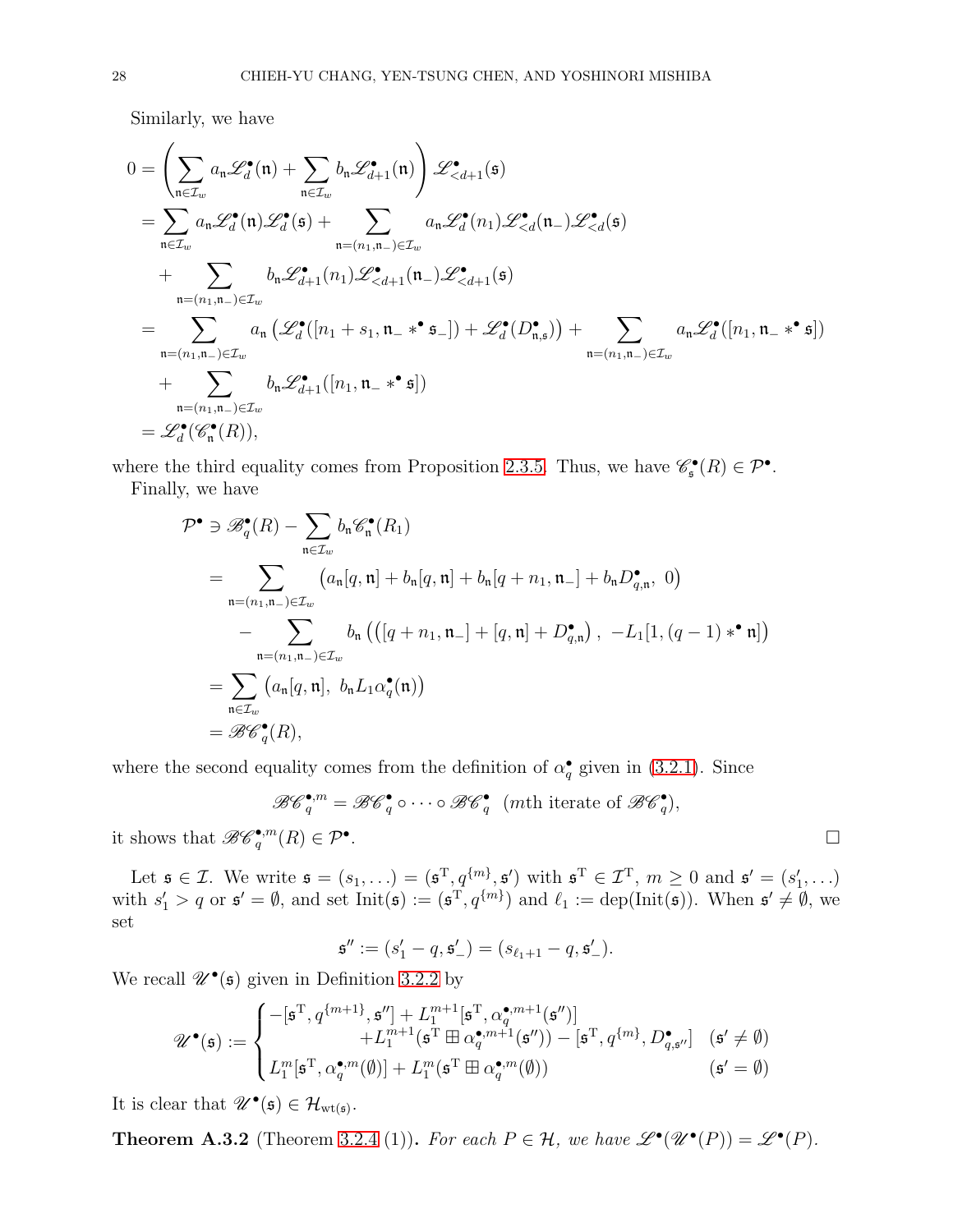Similarly, we have

$$
\begin{aligned}
0 &= \left(\sum_{\mathfrak{n}\in\mathcal{I}_w} a_{\mathfrak{n}}\mathscr{L}_d^\bullet(\mathfrak{n}) + \sum_{\mathfrak{n}\in\mathcal{I}_w} b_{\mathfrak{n}}\mathscr{L}_{d+1}^\bullet(\mathfrak{n})\right)\mathscr{L}_{<d+1}^\bullet(\mathfrak{s}) \\
&= \sum_{\mathfrak{n}\in\mathcal{I}_w} a_{\mathfrak{n}}\mathscr{L}_d^\bullet(\mathfrak{n})\mathscr{L}_d^\bullet(\mathfrak{s}) + \sum_{\mathfrak{n}=(n_1,\mathfrak{n}_-)\in\mathcal{I}_w} a_{\mathfrak{n}}\mathscr{L}_d^\bullet(n_1)\mathscr{L}_{<d}^\bullet(\mathfrak{n}_-)\mathscr{L}_{<d}^\bullet(\mathfrak{s}) \\
&\quad + \sum_{\mathfrak{n}=(n_1,\mathfrak{n}_-)\in\mathcal{I}_w} b_{\mathfrak{n}}\mathscr{L}_{d+1}^\bullet(n_1)\mathscr{L}_{<d+1}^\bullet(\mathfrak{n}_-)\mathscr{L}_{<d+1}^\bullet(\mathfrak{s}) \\
&= \sum_{\mathfrak{n}=(n_1,\mathfrak{n}_-)\in\mathcal{I}_w} a_{\mathfrak{n}}\left(\mathscr{L}_d^\bullet([n_1+s_1,\mathfrak{n}_- *^\bullet \mathfrak{s}_-]) + \mathscr{L}_d^\bullet(D_{\mathfrak{n},\mathfrak{s}}^\bullet)\right) + \sum_{\mathfrak{n}=(n_1,\mathfrak{n}_-)\in\mathcal{I}_w} a_{\mathfrak{n}}\mathscr{L}_d^\bullet([n_1,\mathfrak{n}_- *^\bullet \mathfrak{s}]) \\
&\quad + \sum_{\mathfrak{n}=(n_1,\mathfrak{n}_-)\in\mathcal{I}_w} b_{\mathfrak{n}}\mathscr{L}_{d+1}^\bullet([n_1,\mathfrak{n}_- *^\bullet \mathfrak{s}]) \\
&= \mathscr{L}_d^\bullet(\mathscr{C}_{\mathfrak{n}}^\bullet(R)),
\end{aligned}
$$

where the third equality comes from Proposition 2.3.5. Thus, we have $\mathscr{C}_{\mathfrak{s}}^\bullet(R) \in \mathcal{P}^\bullet$.

Finally, we have

$$
\begin{aligned}
\mathcal{P}^\bullet &\ni \mathscr{B}_q^\bullet(R) - \sum_{\mathfrak{n}\in\mathcal{I}_w} b_{\mathfrak{n}}\mathscr{C}_{\mathfrak{n}}^\bullet(R_1) \\
&= \sum_{\mathfrak{n}=(n_1,\mathfrak{n}_-)\in\mathcal{I}_w} \left(a_{\mathfrak{n}}[q,\mathfrak{n}] + b_{\mathfrak{n}}[q,\mathfrak{n}] + b_{\mathfrak{n}}[q+n_1,\mathfrak{n}_-] + b_{\mathfrak{n}}D_{q,\mathfrak{n}}^\bullet,\ 0\right) \\
&\quad - \sum_{\mathfrak{n}=(n_1,\mathfrak{n}_-)\in\mathcal{I}_w} b_{\mathfrak{n}}\left(\left([q+n_1,\mathfrak{n}_-] + [q,\mathfrak{n}] + D_{q,\mathfrak{n}}^\bullet\right),\ -L_1[1,(q-1) *^\bullet \mathfrak{n}]\right) \\
&= \sum_{\mathfrak{n}\in\mathcal{I}_w} \left(a_{\mathfrak{n}}[q,\mathfrak{n}],\ b_{\mathfrak{n}}L_1\alpha_q^\bullet(\mathfrak{n})\right) \\
&= \mathscr{B}\mathscr{C}_q^\bullet(R),
\end{aligned}
$$

where the second equality comes from the definition of $\alpha_q^\bullet$ given in (3.2.1). Since

$$\mathscr{B}\mathscr{C}_q^{\bullet,m} = \mathscr{B}\mathscr{C}_q^\bullet \circ \cdots \circ \mathscr{B}\mathscr{C}_q^\bullet \ \ (m\text{th iterate of } \mathscr{B}\mathscr{C}_q^\bullet),$$

it shows that $\mathscr{B}\mathscr{C}_q^{\bullet,m}(R) \in \mathcal{P}^\bullet$. □

Let $\mathfrak{s} \in \mathcal{I}$. We write $\mathfrak{s} = (s_1,\dots) = (\mathfrak{s}^{\mathrm{T}}, q^{\{m\}}, \mathfrak{s}')$ with $\mathfrak{s}^{\mathrm{T}} \in \mathcal{I}^{\mathrm{T}}$, $m \geq 0$ and $\mathfrak{s}' = (s_1',\dots)$ with $s_1' > q$ or $\mathfrak{s}' = \emptyset$, and set $\mathrm{Init}(\mathfrak{s}) := (\mathfrak{s}^{\mathrm{T}}, q^{\{m\}})$ and $\ell_1 := \mathrm{dep}(\mathrm{Init}(\mathfrak{s}))$. When $\mathfrak{s}' \neq \emptyset$, we set

$$\mathfrak{s}'' := (s_1' - q, \mathfrak{s}_-') = (s_{\ell_1+1} - q, \mathfrak{s}_-').$$

We recall $\mathscr{U}^\bullet(\mathfrak{s})$ given in Definition 3.2.2 by

$$
\mathscr{U}^\bullet(\mathfrak{s}) := \begin{cases} -[\mathfrak{s}^{\mathrm{T}}, q^{\{m+1\}}, \mathfrak{s}''] + L_1^{m+1}[\mathfrak{s}^{\mathrm{T}}, \alpha_q^{\bullet,m+1}(\mathfrak{s}'')] \\ \qquad\qquad + L_1^{m+1}(\mathfrak{s}^{\mathrm{T}} \boxplus \alpha_q^{\bullet,m+1}(\mathfrak{s}'')) - [\mathfrak{s}^{\mathrm{T}}, q^{\{m\}}, D_{q,\mathfrak{s}''}^\bullet] & (\mathfrak{s}' \neq \emptyset) \\ L_1^m[\mathfrak{s}^{\mathrm{T}}, \alpha_q^{\bullet,m}(\emptyset)] + L_1^m(\mathfrak{s}^{\mathrm{T}} \boxplus \alpha_q^{\bullet,m}(\emptyset)) & (\mathfrak{s}' = \emptyset) \end{cases}
$$

It is clear that $\mathscr{U}^\bullet(\mathfrak{s}) \in \mathcal{H}_{\mathrm{wt}(\mathfrak{s})}$.

**Theorem A.3.2** (Theorem 3.2.4 (1))**.** *For each $P \in \mathcal{H}$, we have $\mathscr{L}^\bullet(\mathscr{U}^\bullet(P)) = \mathscr{L}^\bullet(P)$.*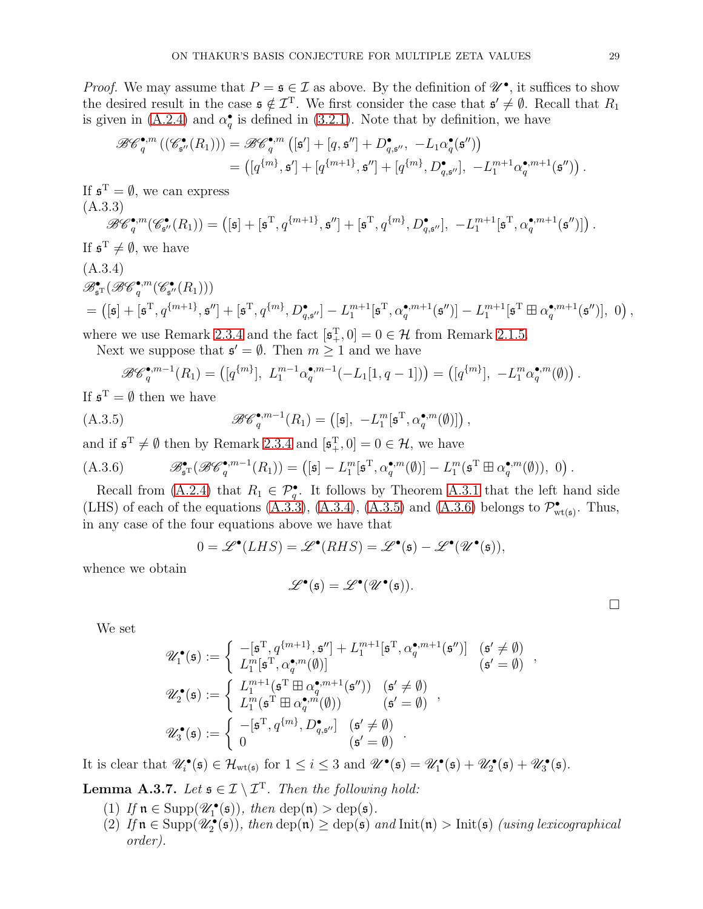*Proof.* We may assume that $P = \mathfrak{s} \in \mathcal{I}$ as above. By the definition of $\mathscr{U}^\bullet$, it suffices to show the desired result in the case $\mathfrak{s} \notin \mathcal{I}^{\mathrm{T}}$. We first consider the case that $\mathfrak{s}' \neq \emptyset$. Recall that $R_1$ is given in (A.2.4) and $\alpha_q^\bullet$ is defined in (3.2.1). Note that by definition, we have

$$\begin{aligned}\mathscr{BC}_q^{\bullet,m}\left((\mathscr{C}^\bullet_{\mathfrak{s}''}(R_1))\right) &= \mathscr{BC}_q^{\bullet,m}\left([\mathfrak{s}'] + [q, \mathfrak{s}''] + D^\bullet_{q,\mathfrak{s}''},\ -L_1 \alpha_q^\bullet(\mathfrak{s}'')\right) \\ &= \left([q^{\{m\}}, \mathfrak{s}'] + [q^{\{m+1\}}, \mathfrak{s}''] + [q^{\{m\}}, D^\bullet_{q,\mathfrak{s}''}],\ -L_1^{m+1}\alpha_q^{\bullet,m+1}(\mathfrak{s}'')\right).\end{aligned}$$

If $\mathfrak{s}^{\mathrm{T}} = \emptyset$, we can express

(A.3.3)
$$\mathscr{BC}_q^{\bullet,m}(\mathscr{C}^\bullet_{\mathfrak{s}''}(R_1)) = \left([\mathfrak{s}] + [\mathfrak{s}^{\mathrm{T}}, q^{\{m+1\}}, \mathfrak{s}''] + [\mathfrak{s}^{\mathrm{T}}, q^{\{m\}}, D^\bullet_{q,\mathfrak{s}''}],\ -L_1^{m+1}[\mathfrak{s}^{\mathrm{T}}, \alpha_q^{\bullet,m+1}(\mathfrak{s}'')]\right).$$

If $\mathfrak{s}^{\mathrm{T}} \neq \emptyset$, we have

(A.3.4)
$$\begin{aligned}&\mathscr{B}^\bullet_{\mathfrak{s}^{\mathrm{T}}}(\mathscr{BC}_q^{\bullet,m}(\mathscr{C}^\bullet_{\mathfrak{s}''}(R_1))) \\ &= \left([\mathfrak{s}] + [\mathfrak{s}^{\mathrm{T}}, q^{\{m+1\}}, \mathfrak{s}''] + [\mathfrak{s}^{\mathrm{T}}, q^{\{m\}}, D^\bullet_{q,\mathfrak{s}''}] - L_1^{m+1}[\mathfrak{s}^{\mathrm{T}}, \alpha_q^{\bullet,m+1}(\mathfrak{s}'')] - L_1^{m+1}[\mathfrak{s}^{\mathrm{T}} \boxplus \alpha_q^{\bullet,m+1}(\mathfrak{s}'')],\ 0\right),\end{aligned}$$

where we use Remark 2.3.4 and the fact $[\mathfrak{s}^{\mathrm{T}}_+, 0] = 0 \in \mathcal{H}$ from Remark 2.1.5.

Next we suppose that $\mathfrak{s}' = \emptyset$. Then $m \geq 1$ and we have

$$\mathscr{BC}_q^{\bullet,m-1}(R_1) = \left([q^{\{m\}}],\ L_1^{m-1}\alpha_q^{\bullet,m-1}(-L_1[1, q-1])\right) = \left([q^{\{m\}}],\ -L_1^{m}\alpha_q^{\bullet,m}(\emptyset)\right).$$

If $\mathfrak{s}^{\mathrm{T}} = \emptyset$ then we have

(A.3.5)
$$\mathscr{BC}_q^{\bullet,m-1}(R_1) = \left([\mathfrak{s}],\ -L_1^{m}[\mathfrak{s}^{\mathrm{T}}, \alpha_q^{\bullet,m}(\emptyset)]\right),$$

and if $\mathfrak{s}^{\mathrm{T}} \neq \emptyset$ then by Remark 2.3.4 and $[\mathfrak{s}^{\mathrm{T}}_+, 0] = 0 \in \mathcal{H}$, we have

(A.3.6)
$$\mathscr{B}^\bullet_{\mathfrak{s}^{\mathrm{T}}}(\mathscr{BC}_q^{\bullet,m-1}(R_1)) = \left([\mathfrak{s}] - L_1^{m}[\mathfrak{s}^{\mathrm{T}}, \alpha_q^{\bullet,m}(\emptyset)] - L_1^{m}(\mathfrak{s}^{\mathrm{T}} \boxplus \alpha_q^{\bullet,m}(\emptyset)),\ 0\right).$$

Recall from (A.2.4) that $R_1 \in \mathcal{P}^\bullet_q$. It follows by Theorem A.3.1 that the left hand side (LHS) of each of the equations (A.3.3), (A.3.4), (A.3.5) and (A.3.6) belongs to $\mathcal{P}^\bullet_{\mathrm{wt}(\mathfrak{s})}$. Thus, in any case of the four equations above we have that

$$0 = \mathscr{L}^\bullet(LHS) = \mathscr{L}^\bullet(RHS) = \mathscr{L}^\bullet(\mathfrak{s}) - \mathscr{L}^\bullet(\mathscr{U}^\bullet(\mathfrak{s})),$$

whence we obtain

$$\mathscr{L}^\bullet(\mathfrak{s}) = \mathscr{L}^\bullet(\mathscr{U}^\bullet(\mathfrak{s})).$$

□

We set

$$\mathscr{U}_1^\bullet(\mathfrak{s}) := \begin{cases} -[\mathfrak{s}^{\mathrm{T}}, q^{\{m+1\}}, \mathfrak{s}''] + L_1^{m+1}[\mathfrak{s}^{\mathrm{T}}, \alpha_q^{\bullet,m+1}(\mathfrak{s}'')] & (\mathfrak{s}' \neq \emptyset) \\ L_1^{m}[\mathfrak{s}^{\mathrm{T}}, \alpha_q^{\bullet,m}(\emptyset)] & (\mathfrak{s}' = \emptyset) \end{cases},$$

$$\mathscr{U}_2^\bullet(\mathfrak{s}) := \begin{cases} L_1^{m+1}(\mathfrak{s}^{\mathrm{T}} \boxplus \alpha_q^{\bullet,m+1}(\mathfrak{s}'')) & (\mathfrak{s}' \neq \emptyset) \\ L_1^{m}(\mathfrak{s}^{\mathrm{T}} \boxplus \alpha_q^{\bullet,m}(\emptyset)) & (\mathfrak{s}' = \emptyset) \end{cases},$$

$$\mathscr{U}_3^\bullet(\mathfrak{s}) := \begin{cases} -[\mathfrak{s}^{\mathrm{T}}, q^{\{m\}}, D^\bullet_{q,\mathfrak{s}''}] & (\mathfrak{s}' \neq \emptyset) \\ 0 & (\mathfrak{s}' = \emptyset) \end{cases}.$$

It is clear that $\mathscr{U}_i^\bullet(\mathfrak{s}) \in \mathcal{H}_{\mathrm{wt}(\mathfrak{s})}$ for $1 \leq i \leq 3$ and $\mathscr{U}^\bullet(\mathfrak{s}) = \mathscr{U}_1^\bullet(\mathfrak{s}) + \mathscr{U}_2^\bullet(\mathfrak{s}) + \mathscr{U}_3^\bullet(\mathfrak{s})$.

**Lemma A.3.7.** *Let $\mathfrak{s} \in \mathcal{I} \setminus \mathcal{I}^{\mathrm{T}}$. Then the following hold:*

1. *If $\mathfrak{n} \in \mathrm{Supp}(\mathscr{U}_1^\bullet(\mathfrak{s}))$, then $\mathrm{dep}(\mathfrak{n}) > \mathrm{dep}(\mathfrak{s})$.*
2. *If $\mathfrak{n} \in \mathrm{Supp}(\mathscr{U}_2^\bullet(\mathfrak{s}))$, then $\mathrm{dep}(\mathfrak{n}) \geq \mathrm{dep}(\mathfrak{s})$ and $\mathrm{Init}(\mathfrak{n}) > \mathrm{Init}(\mathfrak{s})$ (using lexicographical order).*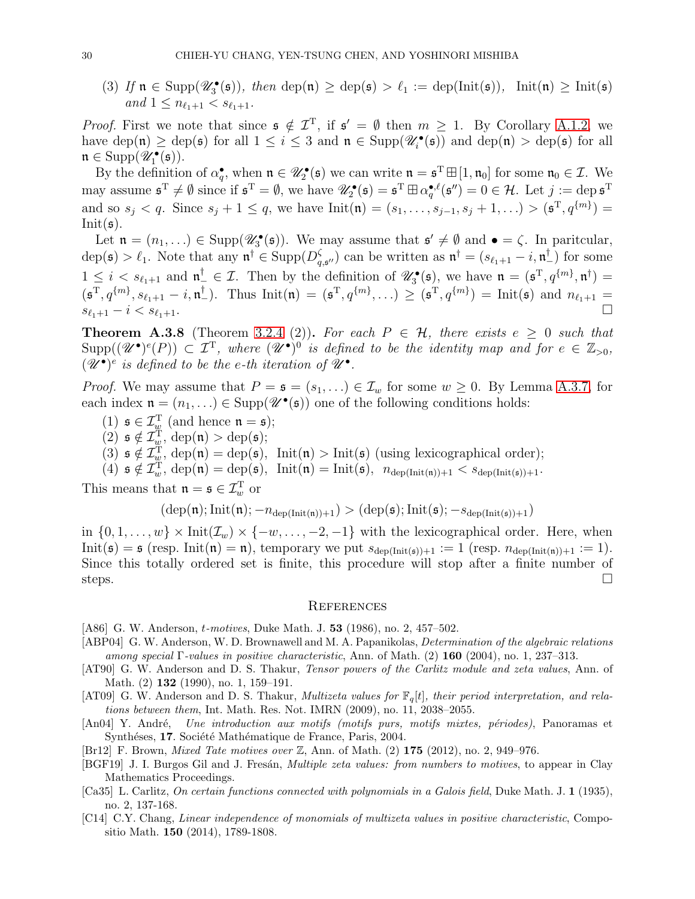(3) *If* $\mathfrak{n} \in \mathrm{Supp}(\mathscr{U}_3^{\bullet}(\mathfrak{s}))$*, then* $\mathrm{dep}(\mathfrak{n}) \geq \mathrm{dep}(\mathfrak{s}) > \ell_1 := \mathrm{dep}(\mathrm{Init}(\mathfrak{s}))$*,* $\mathrm{Init}(\mathfrak{n}) \geq \mathrm{Init}(\mathfrak{s})$ *and* $1 \leq n_{\ell_1+1} < s_{\ell_1+1}$*.*

*Proof.* First we note that since $\mathfrak{s} \notin \mathcal{I}^{\mathrm{T}}$, if $\mathfrak{s}' = \emptyset$ then $m \geq 1$. By Corollary A.1.2, we have $\mathrm{dep}(\mathfrak{n}) \geq \mathrm{dep}(\mathfrak{s})$ for all $1 \leq i \leq 3$ and $\mathfrak{n} \in \mathrm{Supp}(\mathscr{U}_i^{\bullet}(\mathfrak{s}))$ and $\mathrm{dep}(\mathfrak{n}) > \mathrm{dep}(\mathfrak{s})$ for all $\mathfrak{n} \in \mathrm{Supp}(\mathscr{U}_1^{\bullet}(\mathfrak{s}))$.

By the definition of $\alpha_q^{\bullet}$, when $\mathfrak{n} \in \mathscr{U}_2^{\bullet}(\mathfrak{s})$ we can write $\mathfrak{n} = \mathfrak{s}^{\mathrm{T}} \boxplus [1, \mathfrak{n}_0]$ for some $\mathfrak{n}_0 \in \mathcal{I}$. We may assume $\mathfrak{s}^{\mathrm{T}} \neq \emptyset$ since if $\mathfrak{s}^{\mathrm{T}} = \emptyset$, we have $\mathscr{U}_2^{\bullet}(\mathfrak{s}) = \mathfrak{s}^{\mathrm{T}} \boxplus \alpha_q^{\bullet,\ell}(\mathfrak{s}'') = 0 \in \mathcal{H}$. Let $j := \mathrm{dep}\, \mathfrak{s}^{\mathrm{T}}$ and so $s_j < q$. Since $s_j + 1 \leq q$, we have $\mathrm{Init}(\mathfrak{n}) = (s_1, \ldots, s_{j-1}, s_j + 1, \ldots) > (\mathfrak{s}^{\mathrm{T}}, q^{\{m\}}) = \mathrm{Init}(\mathfrak{s})$.

Let $\mathfrak{n} = (n_1, \ldots) \in \mathrm{Supp}(\mathscr{U}_3^{\bullet}(\mathfrak{s}))$. We may assume that $\mathfrak{s}' \neq \emptyset$ and $\bullet = \zeta$. In paritcular, $\mathrm{dep}(\mathfrak{s}) > \ell_1$. Note that any $\mathfrak{n}^{\dagger} \in \mathrm{Supp}(D^{\zeta}_{q,\mathfrak{s}''})$ can be written as $\mathfrak{n}^{\dagger} = (s_{\ell_1+1} - i, \mathfrak{n}^{\dagger}_{-})$ for some $1 \leq i < s_{\ell_1+1}$ and $\mathfrak{n}^{\dagger}_{-} \in \mathcal{I}$. Then by the definition of $\mathscr{U}_3^{\bullet}(\mathfrak{s})$, we have $\mathfrak{n} = (\mathfrak{s}^{\mathrm{T}}, q^{\{m\}}, \mathfrak{n}^{\dagger}) = (\mathfrak{s}^{\mathrm{T}}, q^{\{m\}}, s_{\ell_1+1} - i, \mathfrak{n}^{\dagger}_{-})$. Thus $\mathrm{Init}(\mathfrak{n}) = (\mathfrak{s}^{\mathrm{T}}, q^{\{m\}}, \ldots) \geq (\mathfrak{s}^{\mathrm{T}}, q^{\{m\}}) = \mathrm{Init}(\mathfrak{s})$ and $n_{\ell_1+1} = s_{\ell_1+1} - i < s_{\ell_1+1}$. □

**Theorem A.3.8** (Theorem 3.2.4 (2))**.** *For each* $P \in \mathcal{H}$*, there exists* $e \geq 0$ *such that* $\mathrm{Supp}((\mathscr{U}^{\bullet})^e(P)) \subset \mathcal{I}^{\mathrm{T}}$*, where* $(\mathscr{U}^{\bullet})^0$ *is defined to be the identity map and for* $e \in \mathbb{Z}_{>0}$*,* $(\mathscr{U}^{\bullet})^e$ *is defined to be the* $e$*-th iteration of* $\mathscr{U}^{\bullet}$*.*

*Proof.* We may assume that $P = \mathfrak{s} = (s_1, \ldots) \in \mathcal{I}_w$ for some $w \geq 0$. By Lemma A.3.7, for each index $\mathfrak{n} = (n_1, \ldots) \in \mathrm{Supp}(\mathscr{U}^{\bullet}(\mathfrak{s}))$ one of the following conditions holds:

1. $\mathfrak{s} \in \mathcal{I}^{\mathrm{T}}_w$ (and hence $\mathfrak{n} = \mathfrak{s}$);
2. $\mathfrak{s} \notin \mathcal{I}^{\mathrm{T}}_w$, $\mathrm{dep}(\mathfrak{n}) > \mathrm{dep}(\mathfrak{s})$;
3. $\mathfrak{s} \notin \mathcal{I}^{\mathrm{T}}_w$, $\mathrm{dep}(\mathfrak{n}) = \mathrm{dep}(\mathfrak{s})$, $\mathrm{Init}(\mathfrak{n}) > \mathrm{Init}(\mathfrak{s})$ (using lexicographical order);
4. $\mathfrak{s} \notin \mathcal{I}^{\mathrm{T}}_w$, $\mathrm{dep}(\mathfrak{n}) = \mathrm{dep}(\mathfrak{s})$, $\mathrm{Init}(\mathfrak{n}) = \mathrm{Init}(\mathfrak{s})$, $n_{\mathrm{dep}(\mathrm{Init}(\mathfrak{n}))+1} < s_{\mathrm{dep}(\mathrm{Init}(\mathfrak{s}))+1}$.

This means that $\mathfrak{n} = \mathfrak{s} \in \mathcal{I}^{\mathrm{T}}_w$ or

$$(\mathrm{dep}(\mathfrak{n}); \mathrm{Init}(\mathfrak{n}); -n_{\mathrm{dep}(\mathrm{Init}(\mathfrak{n}))+1}) > (\mathrm{dep}(\mathfrak{s}); \mathrm{Init}(\mathfrak{s}); -s_{\mathrm{dep}(\mathrm{Init}(\mathfrak{s}))+1})$$

in $\{0, 1, \ldots, w\} \times \mathrm{Init}(\mathcal{I}_w) \times \{-w, \ldots, -2, -1\}$ with the lexicographical order. Here, when $\mathrm{Init}(\mathfrak{s}) = \mathfrak{s}$ (resp. $\mathrm{Init}(\mathfrak{n}) = \mathfrak{n}$), temporary we put $s_{\mathrm{dep}(\mathrm{Init}(\mathfrak{s}))+1} := 1$ (resp. $n_{\mathrm{dep}(\mathrm{Init}(\mathfrak{n}))+1} := 1$). Since this totally ordered set is finite, this procedure will stop after a finite number of steps. □

## References

- [A86] G. W. Anderson, *t-motives*, Duke Math. J. **53** (1986), no. 2, 457–502.
- [ABP04] G. W. Anderson, W. D. Brownawell and M. A. Papanikolas, *Determination of the algebraic relations among special* Γ*-values in positive characteristic*, Ann. of Math. (2) **160** (2004), no. 1, 237–313.
- [AT90] G. W. Anderson and D. S. Thakur, *Tensor powers of the Carlitz module and zeta values*, Ann. of Math. (2) **132** (1990), no. 1, 159–191.
- [AT09] G. W. Anderson and D. S. Thakur, *Multizeta values for* $\mathbb{F}_q[t]$*, their period interpretation, and relations between them*, Int. Math. Res. Not. IMRN (2009), no. 11, 2038–2055.
- [An04] Y. André, *Une introduction aux motifs (motifs purs, motifs mixtes, périodes)*, Panoramas et Synthéses, **17**. Société Mathématique de France, Paris, 2004.
- [Br12] F. Brown, *Mixed Tate motives over* $\mathbb{Z}$, Ann. of Math. (2) **175** (2012), no. 2, 949–976.
- [BGF19] J. I. Burgos Gil and J. Fresán, *Multiple zeta values: from numbers to motives*, to appear in Clay Mathematics Proceedings.
- [Ca35] L. Carlitz, *On certain functions connected with polynomials in a Galois field*, Duke Math. J. **1** (1935), no. 2, 137-168.
- [C14] C.Y. Chang, *Linear independence of monomials of multizeta values in positive characteristic*, Compositio Math. **150** (2014), 1789-1808.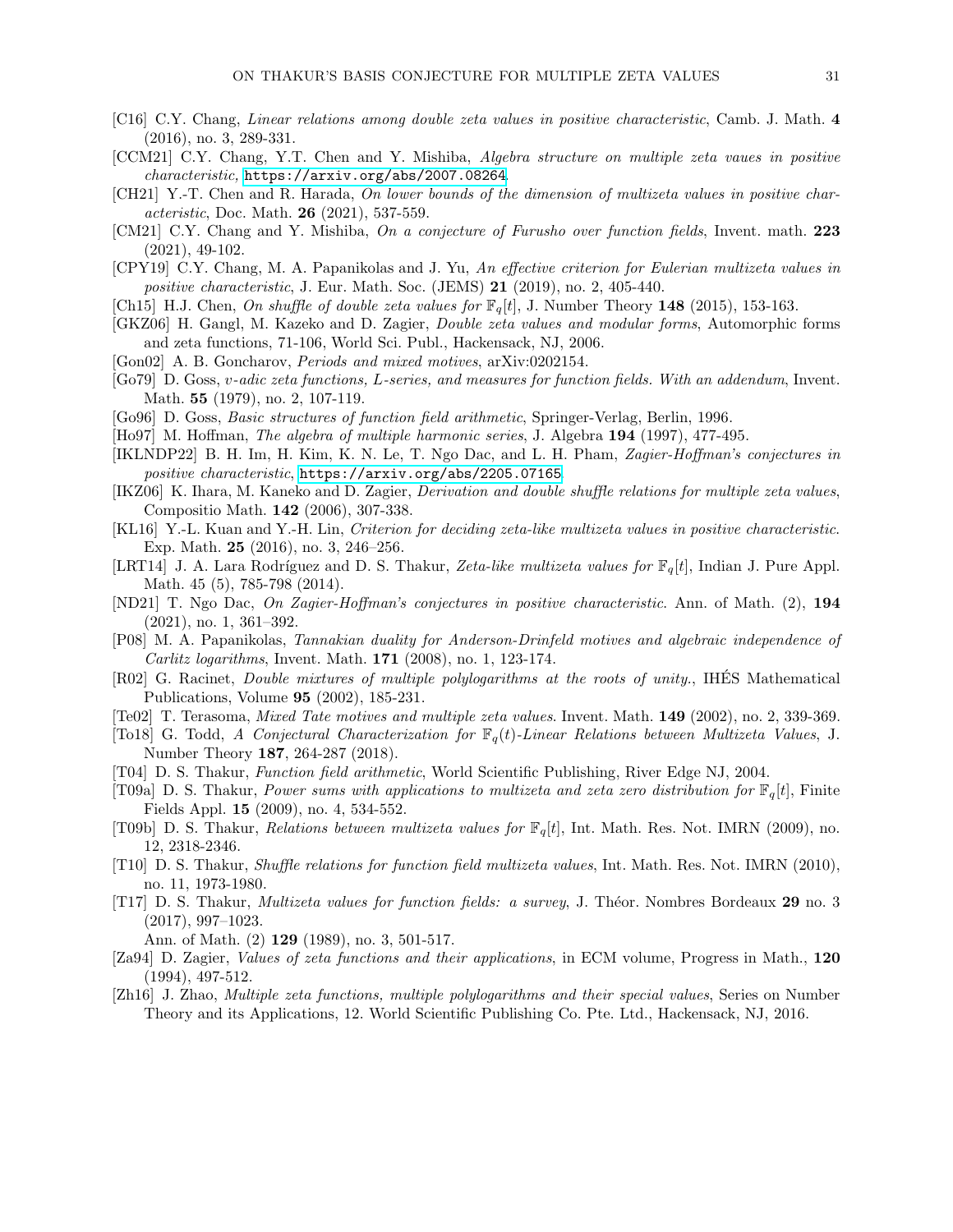- [C16] C.Y. Chang, *Linear relations among double zeta values in positive characteristic*, Camb. J. Math. **4** (2016), no. 3, 289-331.
- [CCM21] C.Y. Chang, Y.T. Chen and Y. Mishiba, *Algebra structure on multiple zeta vaues in positive characteristic,* https://arxiv.org/abs/2007.08264.
- [CH21] Y.-T. Chen and R. Harada, *On lower bounds of the dimension of multizeta values in positive characteristic*, Doc. Math. **26** (2021), 537-559.
- [CM21] C.Y. Chang and Y. Mishiba, *On a conjecture of Furusho over function fields*, Invent. math. **223** (2021), 49-102.
- [CPY19] C.Y. Chang, M. A. Papanikolas and J. Yu, *An effective criterion for Eulerian multizeta values in positive characteristic*, J. Eur. Math. Soc. (JEMS) **21** (2019), no. 2, 405-440.
- [Ch15] H.J. Chen, *On shuffle of double zeta values for $\mathbb{F}_q[t]$*, J. Number Theory **148** (2015), 153-163.
- [GKZ06] H. Gangl, M. Kazeko and D. Zagier, *Double zeta values and modular forms*, Automorphic forms and zeta functions, 71-106, World Sci. Publ., Hackensack, NJ, 2006.
- [Gon02] A. B. Goncharov, *Periods and mixed motives*, arXiv:0202154.
- [Go79] D. Goss, *v-adic zeta functions, L-series, and measures for function fields. With an addendum*, Invent. Math. **55** (1979), no. 2, 107-119.
- [Go96] D. Goss, *Basic structures of function field arithmetic*, Springer-Verlag, Berlin, 1996.
- [Ho97] M. Hoffman, *The algebra of multiple harmonic series*, J. Algebra **194** (1997), 477-495.
- [IKLNDP22] B. H. Im, H. Kim, K. N. Le, T. Ngo Dac, and L. H. Pham, *Zagier-Hoffman's conjectures in positive characteristic*, https://arxiv.org/abs/2205.07165.
- [IKZ06] K. Ihara, M. Kaneko and D. Zagier, *Derivation and double shuffle relations for multiple zeta values*, Compositio Math. **142** (2006), 307-338.
- [KL16] Y.-L. Kuan and Y.-H. Lin, *Criterion for deciding zeta-like multizeta values in positive characteristic.* Exp. Math. **25** (2016), no. 3, 246–256.
- [LRT14] J. A. Lara Rodríguez and D. S. Thakur, *Zeta-like multizeta values for $\mathbb{F}_q[t]$*, Indian J. Pure Appl. Math. 45 (5), 785-798 (2014).
- [ND21] T. Ngo Dac, *On Zagier-Hoffman's conjectures in positive characteristic*. Ann. of Math. (2), **194** (2021), no. 1, 361–392.
- [P08] M. A. Papanikolas, *Tannakian duality for Anderson-Drinfeld motives and algebraic independence of Carlitz logarithms*, Invent. Math. **171** (2008), no. 1, 123-174.
- [R02] G. Racinet, *Double mixtures of multiple polylogarithms at the roots of unity.*, IHÉS Mathematical Publications, Volume **95** (2002), 185-231.
- [Te02] T. Terasoma, *Mixed Tate motives and multiple zeta values*. Invent. Math. **149** (2002), no. 2, 339-369.
- [To18] G. Todd, *A Conjectural Characterization for $\mathbb{F}_q(t)$-Linear Relations between Multizeta Values*, J. Number Theory **187**, 264-287 (2018).
- [T04] D. S. Thakur, *Function field arithmetic*, World Scientific Publishing, River Edge NJ, 2004.
- [T09a] D. S. Thakur, *Power sums with applications to multizeta and zeta zero distribution for $\mathbb{F}_q[t]$*, Finite Fields Appl. **15** (2009), no. 4, 534-552.
- [T09b] D. S. Thakur, *Relations between multizeta values for $\mathbb{F}_q[t]$*, Int. Math. Res. Not. IMRN (2009), no. 12, 2318-2346.
- [T10] D. S. Thakur, *Shuffle relations for function field multizeta values*, Int. Math. Res. Not. IMRN (2010), no. 11, 1973-1980.
- [T17] D. S. Thakur, *Multizeta values for function fields: a survey*, J. Théor. Nombres Bordeaux **29** no. 3 (2017), 997–1023.
  Ann. of Math. (2) **129** (1989), no. 3, 501-517.
- [Za94] D. Zagier, *Values of zeta functions and their applications*, in ECM volume, Progress in Math., **120** (1994), 497-512.
- [Zh16] J. Zhao, *Multiple zeta functions, multiple polylogarithms and their special values*, Series on Number Theory and its Applications, 12. World Scientific Publishing Co. Pte. Ltd., Hackensack, NJ, 2016.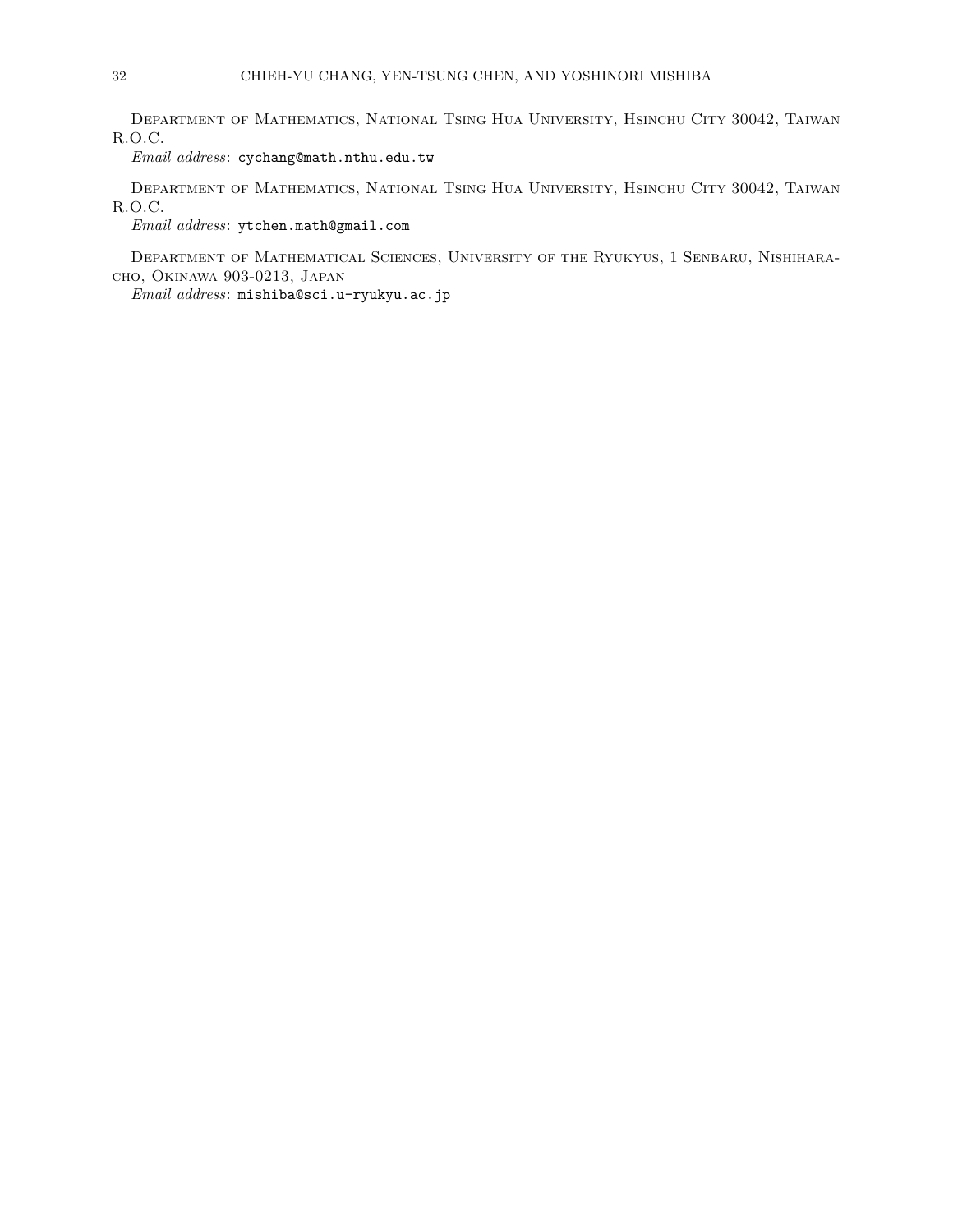Department of Mathematics, National Tsing Hua University, Hsinchu City 30042, Taiwan R.O.C.

*Email address*: cychang@math.nthu.edu.tw

Department of Mathematics, National Tsing Hua University, Hsinchu City 30042, Taiwan R.O.C.

*Email address*: ytchen.math@gmail.com

Department of Mathematical Sciences, University of the Ryukyus, 1 Senbaru, Nishihara-cho, Okinawa 903-0213, Japan

*Email address*: mishiba@sci.u-ryukyu.ac.jp